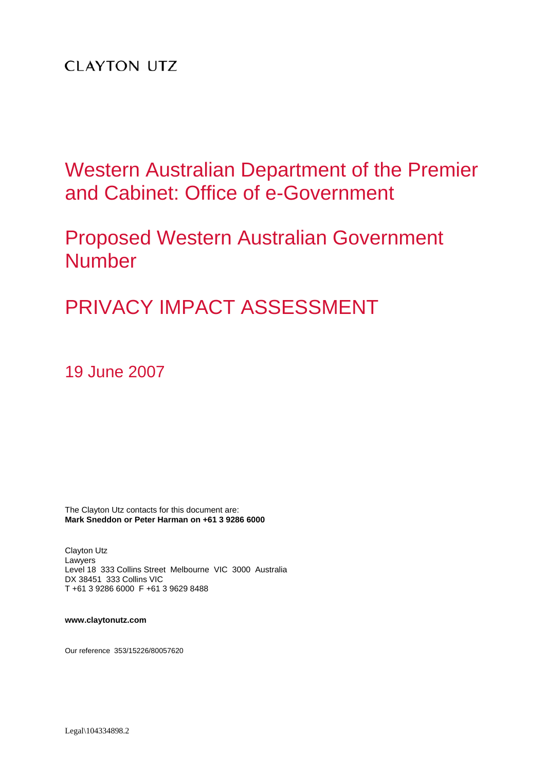CLAYTON UTZ

# Western Australian Department of the Premier and Cabinet: Office of e-Government

# Proposed Western Australian Government Number

# PRIVACY IMPACT ASSESSMENT

19 June 2007

The Clayton Utz contacts for this document are:
**Mark Sneddon or Peter Harman on +61 3 9286 6000**

Clayton Utz
Lawyers
Level 18 333 Collins Street Melbourne VIC 3000 Australia
DX 38451 333 Collins VIC
T +61 3 9286 6000 F +61 3 9629 8488

**www.claytonutz.com**

Our reference 353/15226/80057620

Legal\104334898.2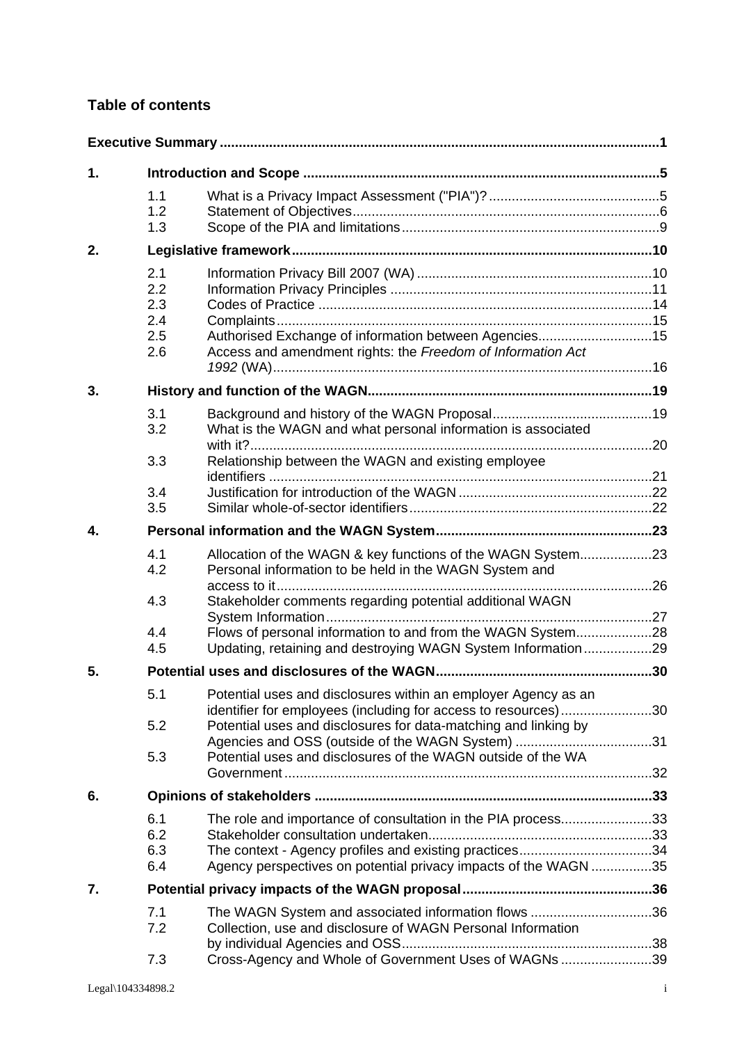## Table of contents

| | | | |
|---|---|---|---|
| **Executive Summary** | | | **1** |
| **1.** | **Introduction and Scope** | | **5** |
| | 1.1 | What is a Privacy Impact Assessment ("PIA")? | 5 |
| | 1.2 | Statement of Objectives | 6 |
| | 1.3 | Scope of the PIA and limitations | 9 |
| **2.** | **Legislative framework** | | **10** |
| | 2.1 | Information Privacy Bill 2007 (WA) | 10 |
| | 2.2 | Information Privacy Principles | 11 |
| | 2.3 | Codes of Practice | 14 |
| | 2.4 | Complaints | 15 |
| | 2.5 | Authorised Exchange of information between Agencies | 15 |
| | 2.6 | Access and amendment rights: the *Freedom of Information Act 1992* (WA) | 16 |
| **3.** | **History and function of the WAGN** | | **19** |
| | 3.1 | Background and history of the WAGN Proposal | 19 |
| | 3.2 | What is the WAGN and what personal information is associated with it? | 20 |
| | 3.3 | Relationship between the WAGN and existing employee identifiers | 21 |
| | 3.4 | Justification for introduction of the WAGN | 22 |
| | 3.5 | Similar whole-of-sector identifiers | 22 |
| **4.** | **Personal information and the WAGN System** | | **23** |
| | 4.1 | Allocation of the WAGN & key functions of the WAGN System | 23 |
| | 4.2 | Personal information to be held in the WAGN System and access to it | 26 |
| | 4.3 | Stakeholder comments regarding potential additional WAGN System Information | 27 |
| | 4.4 | Flows of personal information to and from the WAGN System | 28 |
| | 4.5 | Updating, retaining and destroying WAGN System Information | 29 |
| **5.** | **Potential uses and disclosures of the WAGN** | | **30** |
| | 5.1 | Potential uses and disclosures within an employer Agency as an identifier for employees (including for access to resources) | 30 |
| | 5.2 | Potential uses and disclosures for data-matching and linking by Agencies and OSS (outside of the WAGN System) | 31 |
| | 5.3 | Potential uses and disclosures of the WAGN outside of the WA Government | 32 |
| **6.** | **Opinions of stakeholders** | | **33** |
| | 6.1 | The role and importance of consultation in the PIA process | 33 |
| | 6.2 | Stakeholder consultation undertaken | 33 |
| | 6.3 | The context - Agency profiles and existing practices | 34 |
| | 6.4 | Agency perspectives on potential privacy impacts of the WAGN | 35 |
| **7.** | **Potential privacy impacts of the WAGN proposal** | | **36** |
| | 7.1 | The WAGN System and associated information flows | 36 |
| | 7.2 | Collection, use and disclosure of WAGN Personal Information by individual Agencies and OSS | 38 |
| | 7.3 | Cross-Agency and Whole of Government Uses of WAGNs | 39 |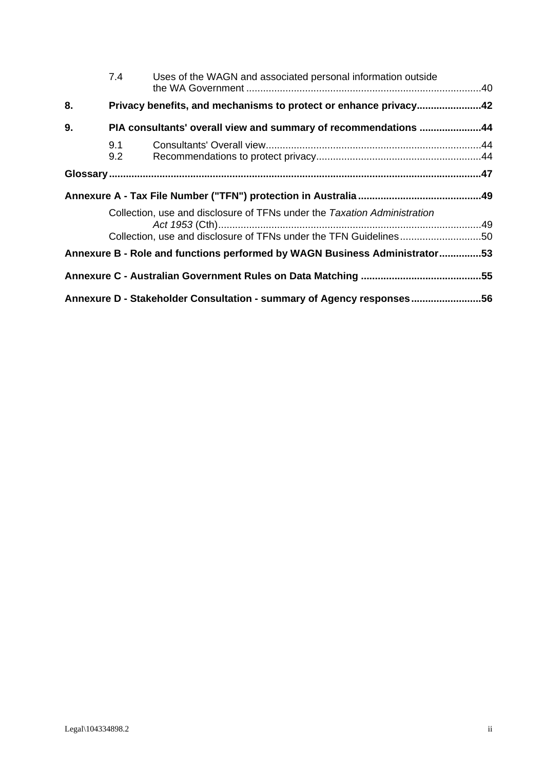7.4 Uses of the WAGN and associated personal information outside the WA Government ....................................................................................40

**8. Privacy benefits, and mechanisms to protect or enhance privacy.......................42**

**9. PIA consultants' overall view and summary of recommendations ......................44**

9.1 Consultants' Overall view............................................................................44
9.2 Recommendations to protect privacy..........................................................44

**Glossary....................................................................................................................47**

**Annexure A - Tax File Number ("TFN") protection in Australia............................................49**

Collection, use and disclosure of TFNs under the *Taxation Administration Act 1953* (Cth).............................................................................................49
Collection, use and disclosure of TFNs under the TFN Guidelines.............................50

**Annexure B - Role and functions performed by WAGN Business Administrator...............53**

**Annexure C - Australian Government Rules on Data Matching ...........................................55**

**Annexure D - Stakeholder Consultation - summary of Agency responses.........................56**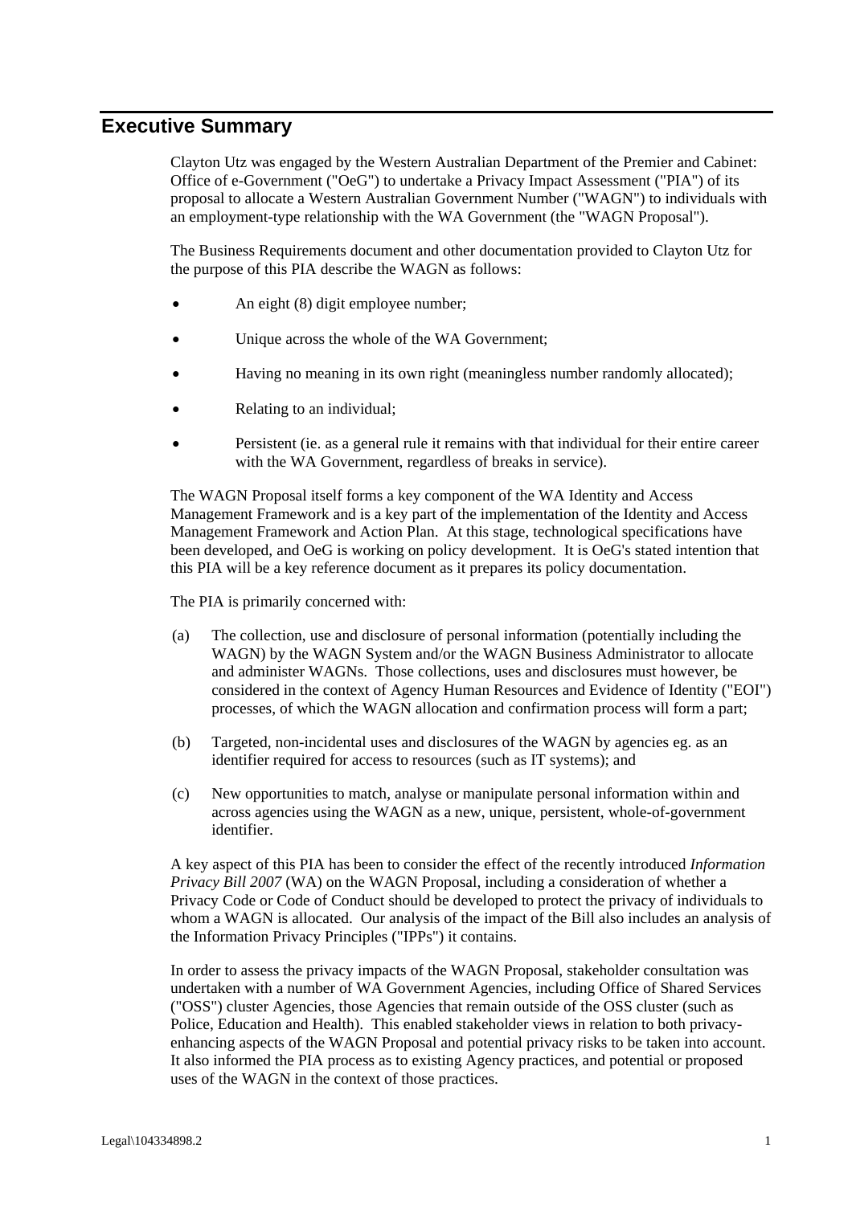# Executive Summary

Clayton Utz was engaged by the Western Australian Department of the Premier and Cabinet: Office of e-Government ("OeG") to undertake a Privacy Impact Assessment ("PIA") of its proposal to allocate a Western Australian Government Number ("WAGN") to individuals with an employment-type relationship with the WA Government (the "WAGN Proposal").

The Business Requirements document and other documentation provided to Clayton Utz for the purpose of this PIA describe the WAGN as follows:

- An eight (8) digit employee number;
- Unique across the whole of the WA Government;
- Having no meaning in its own right (meaningless number randomly allocated);
- Relating to an individual;
- Persistent (ie. as a general rule it remains with that individual for their entire career with the WA Government, regardless of breaks in service).

The WAGN Proposal itself forms a key component of the WA Identity and Access Management Framework and is a key part of the implementation of the Identity and Access Management Framework and Action Plan. At this stage, technological specifications have been developed, and OeG is working on policy development. It is OeG's stated intention that this PIA will be a key reference document as it prepares its policy documentation.

The PIA is primarily concerned with:

(a) The collection, use and disclosure of personal information (potentially including the WAGN) by the WAGN System and/or the WAGN Business Administrator to allocate and administer WAGNs. Those collections, uses and disclosures must however, be considered in the context of Agency Human Resources and Evidence of Identity ("EOI") processes, of which the WAGN allocation and confirmation process will form a part;

(b) Targeted, non-incidental uses and disclosures of the WAGN by agencies eg. as an identifier required for access to resources (such as IT systems); and

(c) New opportunities to match, analyse or manipulate personal information within and across agencies using the WAGN as a new, unique, persistent, whole-of-government identifier.

A key aspect of this PIA has been to consider the effect of the recently introduced *Information Privacy Bill 2007* (WA) on the WAGN Proposal, including a consideration of whether a Privacy Code or Code of Conduct should be developed to protect the privacy of individuals to whom a WAGN is allocated. Our analysis of the impact of the Bill also includes an analysis of the Information Privacy Principles ("IPPs") it contains.

In order to assess the privacy impacts of the WAGN Proposal, stakeholder consultation was undertaken with a number of WA Government Agencies, including Office of Shared Services ("OSS") cluster Agencies, those Agencies that remain outside of the OSS cluster (such as Police, Education and Health). This enabled stakeholder views in relation to both privacy-enhancing aspects of the WAGN Proposal and potential privacy risks to be taken into account. It also informed the PIA process as to existing Agency practices, and potential or proposed uses of the WAGN in the context of those practices.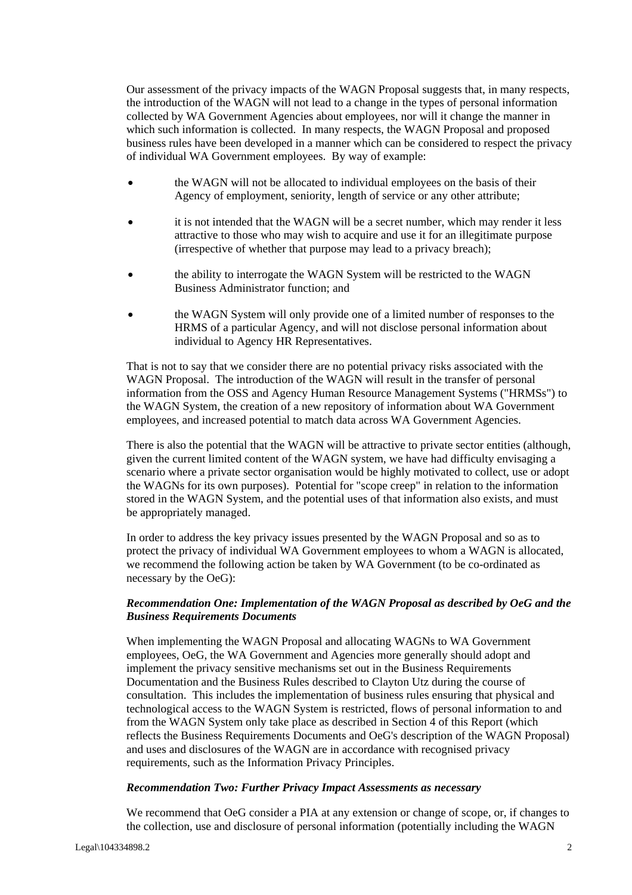Our assessment of the privacy impacts of the WAGN Proposal suggests that, in many respects, the introduction of the WAGN will not lead to a change in the types of personal information collected by WA Government Agencies about employees, nor will it change the manner in which such information is collected. In many respects, the WAGN Proposal and proposed business rules have been developed in a manner which can be considered to respect the privacy of individual WA Government employees. By way of example:

- the WAGN will not be allocated to individual employees on the basis of their Agency of employment, seniority, length of service or any other attribute;
- it is not intended that the WAGN will be a secret number, which may render it less attractive to those who may wish to acquire and use it for an illegitimate purpose (irrespective of whether that purpose may lead to a privacy breach);
- the ability to interrogate the WAGN System will be restricted to the WAGN Business Administrator function; and
- the WAGN System will only provide one of a limited number of responses to the HRMS of a particular Agency, and will not disclose personal information about individual to Agency HR Representatives.

That is not to say that we consider there are no potential privacy risks associated with the WAGN Proposal. The introduction of the WAGN will result in the transfer of personal information from the OSS and Agency Human Resource Management Systems ("HRMSs") to the WAGN System, the creation of a new repository of information about WA Government employees, and increased potential to match data across WA Government Agencies.

There is also the potential that the WAGN will be attractive to private sector entities (although, given the current limited content of the WAGN system, we have had difficulty envisaging a scenario where a private sector organisation would be highly motivated to collect, use or adopt the WAGNs for its own purposes). Potential for "scope creep" in relation to the information stored in the WAGN System, and the potential uses of that information also exists, and must be appropriately managed.

In order to address the key privacy issues presented by the WAGN Proposal and so as to protect the privacy of individual WA Government employees to whom a WAGN is allocated, we recommend the following action be taken by WA Government (to be co-ordinated as necessary by the OeG):

***Recommendation One: Implementation of the WAGN Proposal as described by OeG and the Business Requirements Documents***

When implementing the WAGN Proposal and allocating WAGNs to WA Government employees, OeG, the WA Government and Agencies more generally should adopt and implement the privacy sensitive mechanisms set out in the Business Requirements Documentation and the Business Rules described to Clayton Utz during the course of consultation. This includes the implementation of business rules ensuring that physical and technological access to the WAGN System is restricted, flows of personal information to and from the WAGN System only take place as described in Section 4 of this Report (which reflects the Business Requirements Documents and OeG's description of the WAGN Proposal) and uses and disclosures of the WAGN are in accordance with recognised privacy requirements, such as the Information Privacy Principles.

***Recommendation Two: Further Privacy Impact Assessments as necessary***

We recommend that OeG consider a PIA at any extension or change of scope, or, if changes to the collection, use and disclosure of personal information (potentially including the WAGN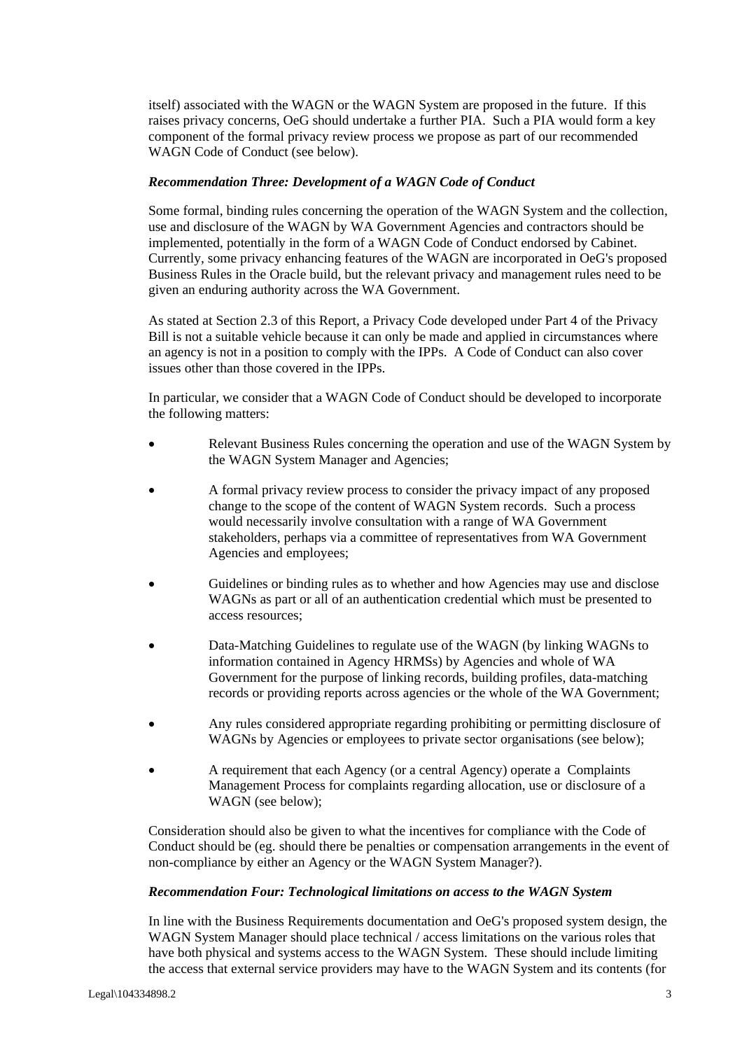itself) associated with the WAGN or the WAGN System are proposed in the future. If this raises privacy concerns, OeG should undertake a further PIA. Such a PIA would form a key component of the formal privacy review process we propose as part of our recommended WAGN Code of Conduct (see below).

***Recommendation Three: Development of a WAGN Code of Conduct***

Some formal, binding rules concerning the operation of the WAGN System and the collection, use and disclosure of the WAGN by WA Government Agencies and contractors should be implemented, potentially in the form of a WAGN Code of Conduct endorsed by Cabinet. Currently, some privacy enhancing features of the WAGN are incorporated in OeG's proposed Business Rules in the Oracle build, but the relevant privacy and management rules need to be given an enduring authority across the WA Government.

As stated at Section 2.3 of this Report, a Privacy Code developed under Part 4 of the Privacy Bill is not a suitable vehicle because it can only be made and applied in circumstances where an agency is not in a position to comply with the IPPs. A Code of Conduct can also cover issues other than those covered in the IPPs.

In particular, we consider that a WAGN Code of Conduct should be developed to incorporate the following matters:

- Relevant Business Rules concerning the operation and use of the WAGN System by the WAGN System Manager and Agencies;
- A formal privacy review process to consider the privacy impact of any proposed change to the scope of the content of WAGN System records. Such a process would necessarily involve consultation with a range of WA Government stakeholders, perhaps via a committee of representatives from WA Government Agencies and employees;
- Guidelines or binding rules as to whether and how Agencies may use and disclose WAGNs as part or all of an authentication credential which must be presented to access resources;
- Data-Matching Guidelines to regulate use of the WAGN (by linking WAGNs to information contained in Agency HRMSs) by Agencies and whole of WA Government for the purpose of linking records, building profiles, data-matching records or providing reports across agencies or the whole of the WA Government;
- Any rules considered appropriate regarding prohibiting or permitting disclosure of WAGNs by Agencies or employees to private sector organisations (see below);
- A requirement that each Agency (or a central Agency) operate a Complaints Management Process for complaints regarding allocation, use or disclosure of a WAGN (see below);

Consideration should also be given to what the incentives for compliance with the Code of Conduct should be (eg. should there be penalties or compensation arrangements in the event of non-compliance by either an Agency or the WAGN System Manager?).

***Recommendation Four: Technological limitations on access to the WAGN System***

In line with the Business Requirements documentation and OeG's proposed system design, the WAGN System Manager should place technical / access limitations on the various roles that have both physical and systems access to the WAGN System. These should include limiting the access that external service providers may have to the WAGN System and its contents (for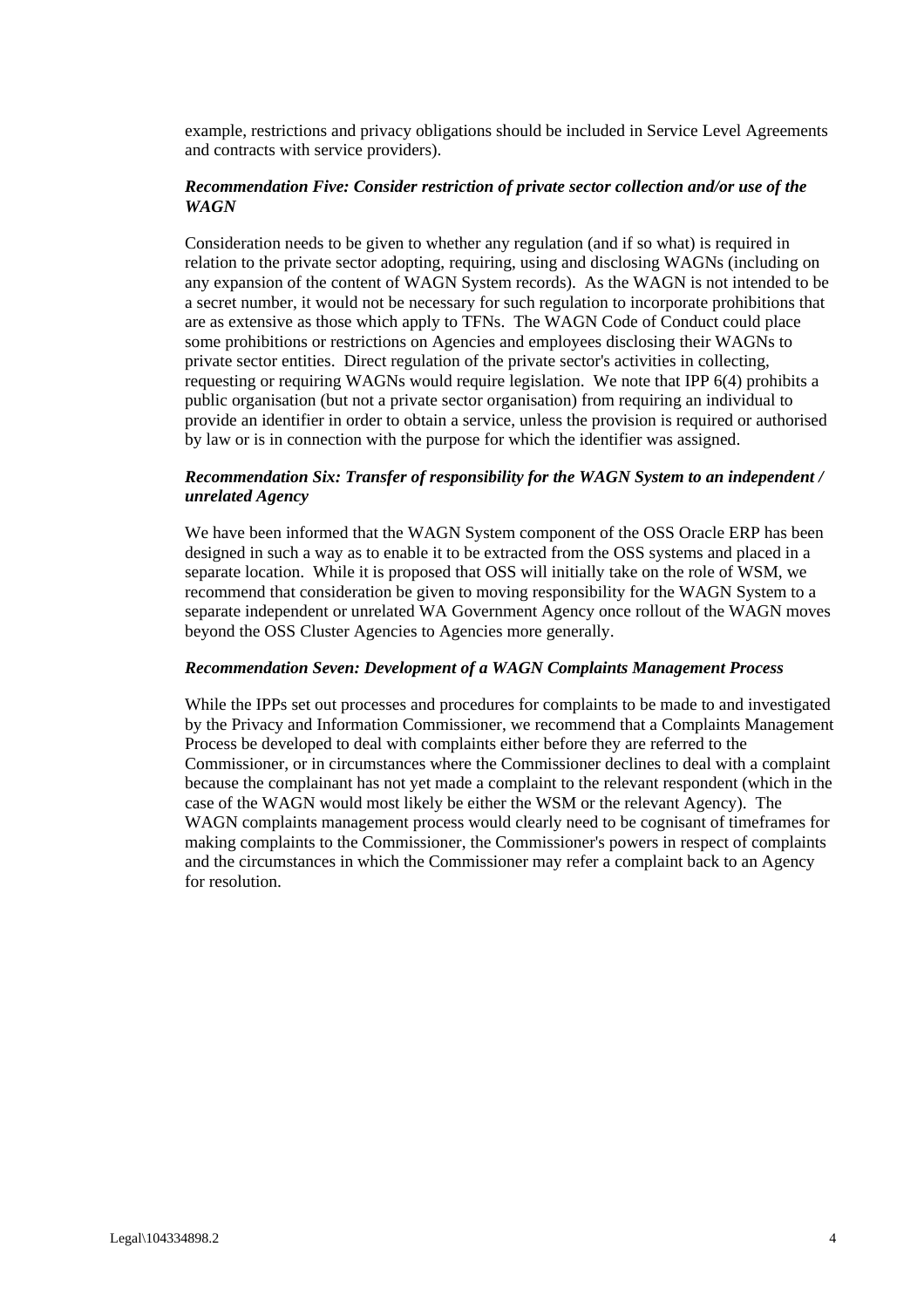example, restrictions and privacy obligations should be included in Service Level Agreements and contracts with service providers).

***Recommendation Five: Consider restriction of private sector collection and/or use of the WAGN***

Consideration needs to be given to whether any regulation (and if so what) is required in relation to the private sector adopting, requiring, using and disclosing WAGNs (including on any expansion of the content of WAGN System records). As the WAGN is not intended to be a secret number, it would not be necessary for such regulation to incorporate prohibitions that are as extensive as those which apply to TFNs. The WAGN Code of Conduct could place some prohibitions or restrictions on Agencies and employees disclosing their WAGNs to private sector entities. Direct regulation of the private sector's activities in collecting, requesting or requiring WAGNs would require legislation. We note that IPP 6(4) prohibits a public organisation (but not a private sector organisation) from requiring an individual to provide an identifier in order to obtain a service, unless the provision is required or authorised by law or is in connection with the purpose for which the identifier was assigned.

***Recommendation Six: Transfer of responsibility for the WAGN System to an independent / unrelated Agency***

We have been informed that the WAGN System component of the OSS Oracle ERP has been designed in such a way as to enable it to be extracted from the OSS systems and placed in a separate location. While it is proposed that OSS will initially take on the role of WSM, we recommend that consideration be given to moving responsibility for the WAGN System to a separate independent or unrelated WA Government Agency once rollout of the WAGN moves beyond the OSS Cluster Agencies to Agencies more generally.

***Recommendation Seven: Development of a WAGN Complaints Management Process***

While the IPPs set out processes and procedures for complaints to be made to and investigated by the Privacy and Information Commissioner, we recommend that a Complaints Management Process be developed to deal with complaints either before they are referred to the Commissioner, or in circumstances where the Commissioner declines to deal with a complaint because the complainant has not yet made a complaint to the relevant respondent (which in the case of the WAGN would most likely be either the WSM or the relevant Agency). The WAGN complaints management process would clearly need to be cognisant of timeframes for making complaints to the Commissioner, the Commissioner's powers in respect of complaints and the circumstances in which the Commissioner may refer a complaint back to an Agency for resolution.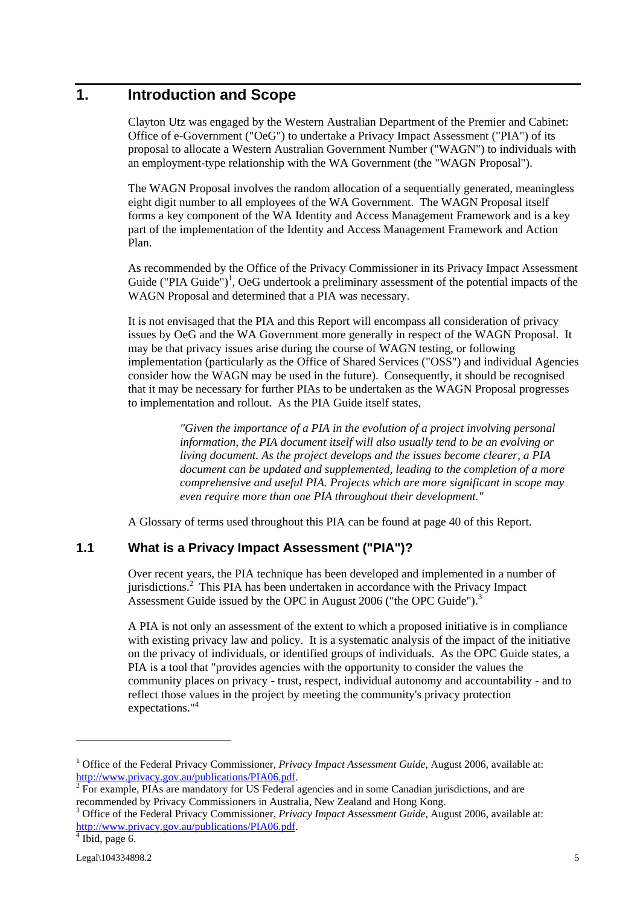# 1. Introduction and Scope

Clayton Utz was engaged by the Western Australian Department of the Premier and Cabinet: Office of e-Government ("OeG") to undertake a Privacy Impact Assessment ("PIA") of its proposal to allocate a Western Australian Government Number ("WAGN") to individuals with an employment-type relationship with the WA Government (the "WAGN Proposal").

The WAGN Proposal involves the random allocation of a sequentially generated, meaningless eight digit number to all employees of the WA Government. The WAGN Proposal itself forms a key component of the WA Identity and Access Management Framework and is a key part of the implementation of the Identity and Access Management Framework and Action Plan.

As recommended by the Office of the Privacy Commissioner in its Privacy Impact Assessment Guide ("PIA Guide")[1], OeG undertook a preliminary assessment of the potential impacts of the WAGN Proposal and determined that a PIA was necessary.

It is not envisaged that the PIA and this Report will encompass all consideration of privacy issues by OeG and the WA Government more generally in respect of the WAGN Proposal. It may be that privacy issues arise during the course of WAGN testing, or following implementation (particularly as the Office of Shared Services ("OSS") and individual Agencies consider how the WAGN may be used in the future). Consequently, it should be recognised that it may be necessary for further PIAs to be undertaken as the WAGN Proposal progresses to implementation and rollout. As the PIA Guide itself states,

> *"Given the importance of a PIA in the evolution of a project involving personal information, the PIA document itself will also usually tend to be an evolving or living document. As the project develops and the issues become clearer, a PIA document can be updated and supplemented, leading to the completion of a more comprehensive and useful PIA. Projects which are more significant in scope may even require more than one PIA throughout their development."*

A Glossary of terms used throughout this PIA can be found at page 40 of this Report.

## 1.1 What is a Privacy Impact Assessment ("PIA")?

Over recent years, the PIA technique has been developed and implemented in a number of jurisdictions.[2] This PIA has been undertaken in accordance with the Privacy Impact Assessment Guide issued by the OPC in August 2006 ("the OPC Guide").[3]

A PIA is not only an assessment of the extent to which a proposed initiative is in compliance with existing privacy law and policy. It is a systematic analysis of the impact of the initiative on the privacy of individuals, or identified groups of individuals. As the OPC Guide states, a PIA is a tool that "provides agencies with the opportunity to consider the values the community places on privacy - trust, respect, individual autonomy and accountability - and to reflect those values in the project by meeting the community's privacy protection expectations."[4]

---

[1] Office of the Federal Privacy Commissioner, *Privacy Impact Assessment Guide*, August 2006, available at: http://www.privacy.gov.au/publications/PIA06.pdf.

[2] For example, PIAs are mandatory for US Federal agencies and in some Canadian jurisdictions, and are recommended by Privacy Commissioners in Australia, New Zealand and Hong Kong.

[3] Office of the Federal Privacy Commissioner, *Privacy Impact Assessment Guide*, August 2006, available at: http://www.privacy.gov.au/publications/PIA06.pdf.

[4] Ibid, page 6.

Legal\104334898.2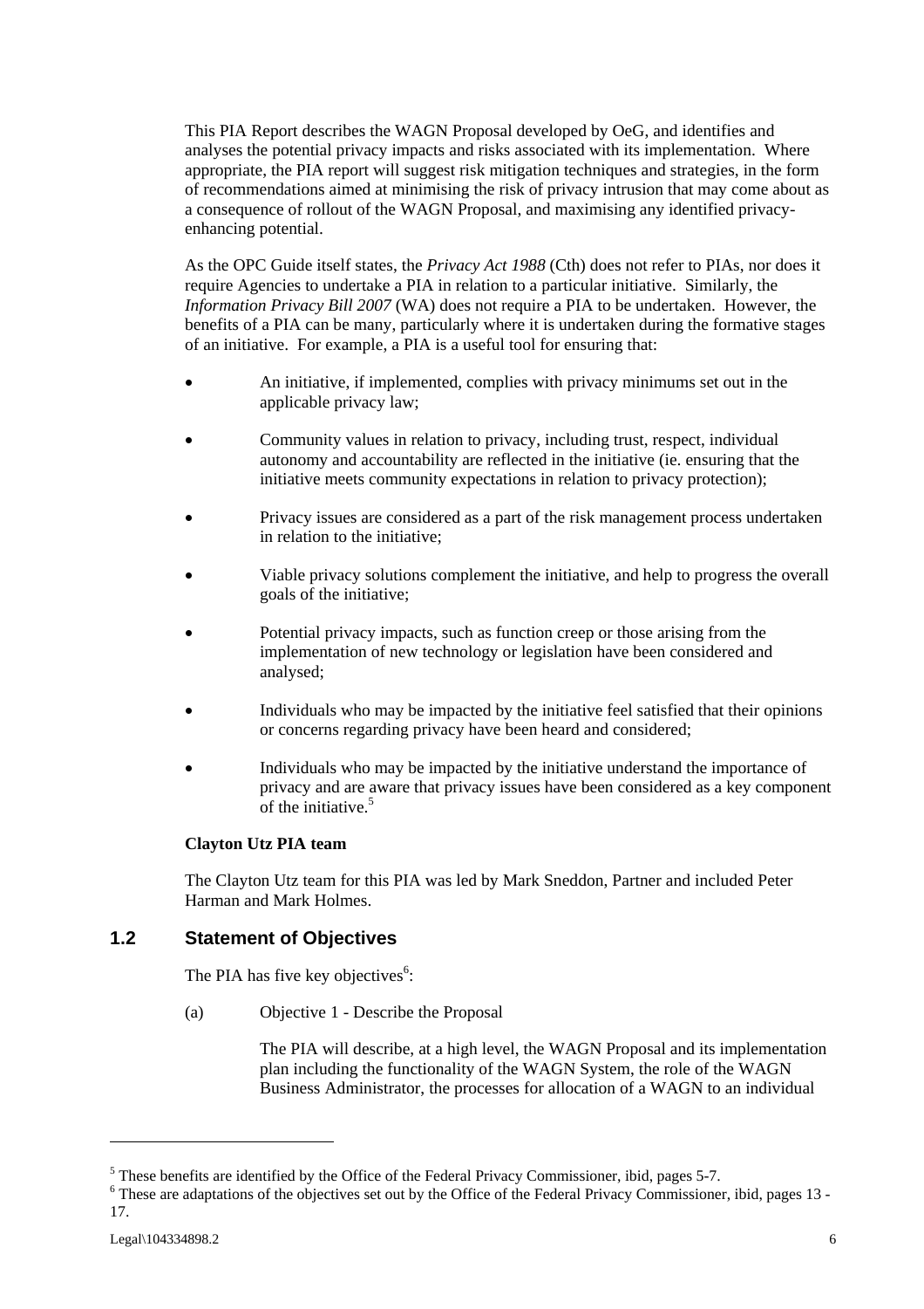This PIA Report describes the WAGN Proposal developed by OeG, and identifies and analyses the potential privacy impacts and risks associated with its implementation. Where appropriate, the PIA report will suggest risk mitigation techniques and strategies, in the form of recommendations aimed at minimising the risk of privacy intrusion that may come about as a consequence of rollout of the WAGN Proposal, and maximising any identified privacy-enhancing potential.

As the OPC Guide itself states, the *Privacy Act 1988* (Cth) does not refer to PIAs, nor does it require Agencies to undertake a PIA in relation to a particular initiative. Similarly, the *Information Privacy Bill 2007* (WA) does not require a PIA to be undertaken. However, the benefits of a PIA can be many, particularly where it is undertaken during the formative stages of an initiative. For example, a PIA is a useful tool for ensuring that:

- An initiative, if implemented, complies with privacy minimums set out in the applicable privacy law;
- Community values in relation to privacy, including trust, respect, individual autonomy and accountability are reflected in the initiative (ie. ensuring that the initiative meets community expectations in relation to privacy protection);
- Privacy issues are considered as a part of the risk management process undertaken in relation to the initiative;
- Viable privacy solutions complement the initiative, and help to progress the overall goals of the initiative;
- Potential privacy impacts, such as function creep or those arising from the implementation of new technology or legislation have been considered and analysed;
- Individuals who may be impacted by the initiative feel satisfied that their opinions or concerns regarding privacy have been heard and considered;
- Individuals who may be impacted by the initiative understand the importance of privacy and are aware that privacy issues have been considered as a key component of the initiative.[5]

**Clayton Utz PIA team**

The Clayton Utz team for this PIA was led by Mark Sneddon, Partner and included Peter Harman and Mark Holmes.

## 1.2 Statement of Objectives

The PIA has five key objectives[6]:

(a) Objective 1 - Describe the Proposal

The PIA will describe, at a high level, the WAGN Proposal and its implementation plan including the functionality of the WAGN System, the role of the WAGN Business Administrator, the processes for allocation of a WAGN to an individual

---

[5] These benefits are identified by the Office of the Federal Privacy Commissioner, ibid, pages 5-7.

[6] These are adaptations of the objectives set out by the Office of the Federal Privacy Commissioner, ibid, pages 13 - 17.

Legal\104334898.2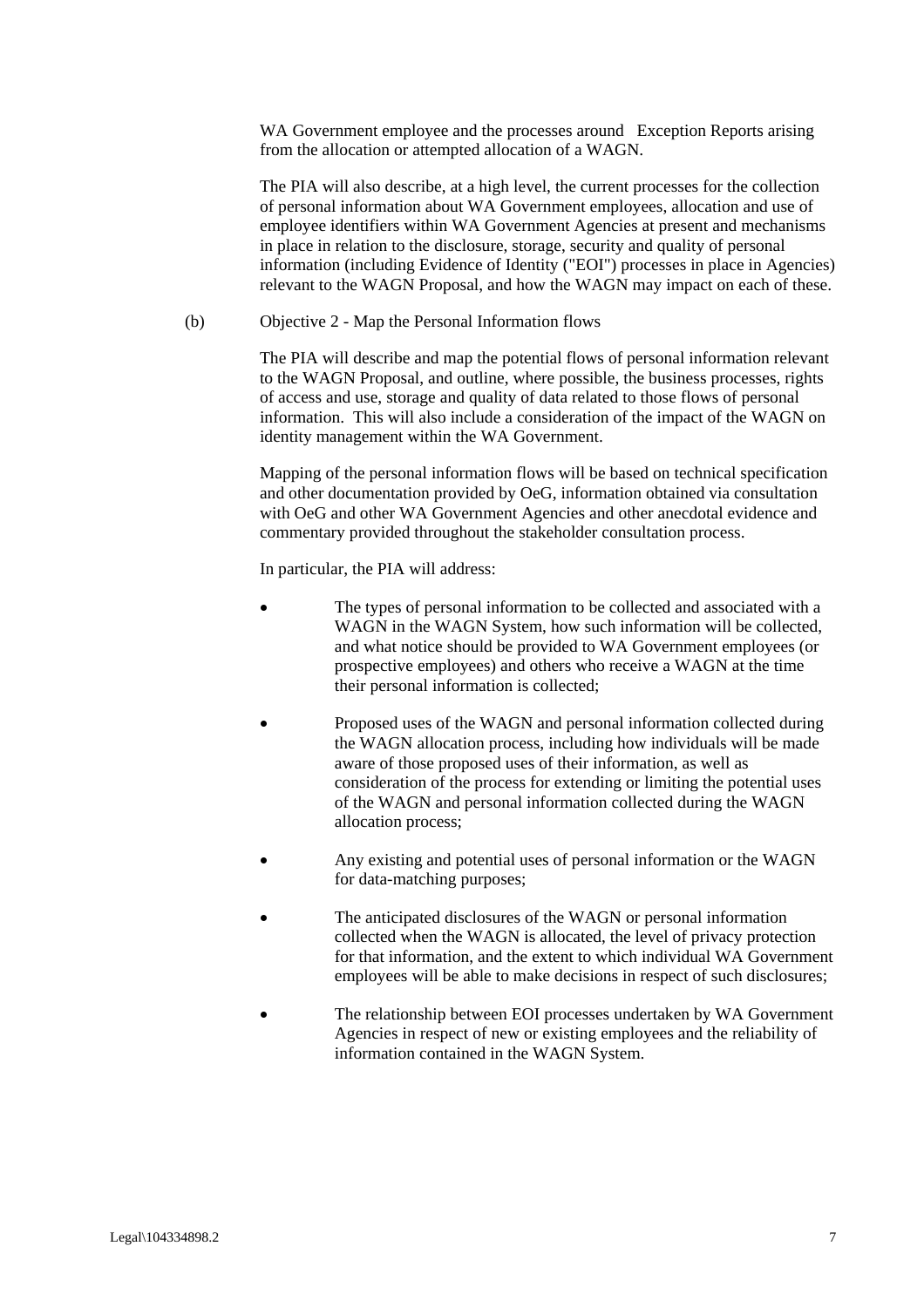WA Government employee and the processes around Exception Reports arising from the allocation or attempted allocation of a WAGN.

The PIA will also describe, at a high level, the current processes for the collection of personal information about WA Government employees, allocation and use of employee identifiers within WA Government Agencies at present and mechanisms in place in relation to the disclosure, storage, security and quality of personal information (including Evidence of Identity ("EOI") processes in place in Agencies) relevant to the WAGN Proposal, and how the WAGN may impact on each of these.

(b) Objective 2 - Map the Personal Information flows

The PIA will describe and map the potential flows of personal information relevant to the WAGN Proposal, and outline, where possible, the business processes, rights of access and use, storage and quality of data related to those flows of personal information. This will also include a consideration of the impact of the WAGN on identity management within the WA Government.

Mapping of the personal information flows will be based on technical specification and other documentation provided by OeG, information obtained via consultation with OeG and other WA Government Agencies and other anecdotal evidence and commentary provided throughout the stakeholder consultation process.

In particular, the PIA will address:

- The types of personal information to be collected and associated with a WAGN in the WAGN System, how such information will be collected, and what notice should be provided to WA Government employees (or prospective employees) and others who receive a WAGN at the time their personal information is collected;

- Proposed uses of the WAGN and personal information collected during the WAGN allocation process, including how individuals will be made aware of those proposed uses of their information, as well as consideration of the process for extending or limiting the potential uses of the WAGN and personal information collected during the WAGN allocation process;

- Any existing and potential uses of personal information or the WAGN for data-matching purposes;

- The anticipated disclosures of the WAGN or personal information collected when the WAGN is allocated, the level of privacy protection for that information, and the extent to which individual WA Government employees will be able to make decisions in respect of such disclosures;

- The relationship between EOI processes undertaken by WA Government Agencies in respect of new or existing employees and the reliability of information contained in the WAGN System.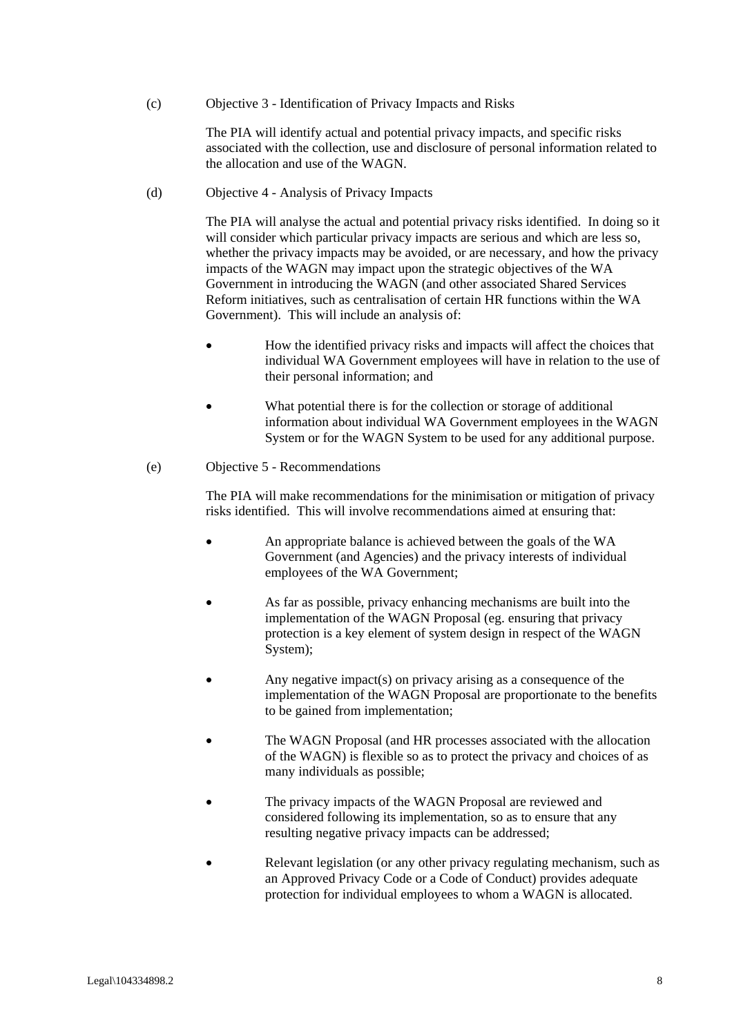(c) Objective 3 - Identification of Privacy Impacts and Risks

The PIA will identify actual and potential privacy impacts, and specific risks associated with the collection, use and disclosure of personal information related to the allocation and use of the WAGN.

(d) Objective 4 - Analysis of Privacy Impacts

The PIA will analyse the actual and potential privacy risks identified. In doing so it will consider which particular privacy impacts are serious and which are less so, whether the privacy impacts may be avoided, or are necessary, and how the privacy impacts of the WAGN may impact upon the strategic objectives of the WA Government in introducing the WAGN (and other associated Shared Services Reform initiatives, such as centralisation of certain HR functions within the WA Government). This will include an analysis of:

- How the identified privacy risks and impacts will affect the choices that individual WA Government employees will have in relation to the use of their personal information; and
- What potential there is for the collection or storage of additional information about individual WA Government employees in the WAGN System or for the WAGN System to be used for any additional purpose.

(e) Objective 5 - Recommendations

The PIA will make recommendations for the minimisation or mitigation of privacy risks identified. This will involve recommendations aimed at ensuring that:

- An appropriate balance is achieved between the goals of the WA Government (and Agencies) and the privacy interests of individual employees of the WA Government;
- As far as possible, privacy enhancing mechanisms are built into the implementation of the WAGN Proposal (eg. ensuring that privacy protection is a key element of system design in respect of the WAGN System);
- Any negative impact(s) on privacy arising as a consequence of the implementation of the WAGN Proposal are proportionate to the benefits to be gained from implementation;
- The WAGN Proposal (and HR processes associated with the allocation of the WAGN) is flexible so as to protect the privacy and choices of as many individuals as possible;
- The privacy impacts of the WAGN Proposal are reviewed and considered following its implementation, so as to ensure that any resulting negative privacy impacts can be addressed;
- Relevant legislation (or any other privacy regulating mechanism, such as an Approved Privacy Code or a Code of Conduct) provides adequate protection for individual employees to whom a WAGN is allocated.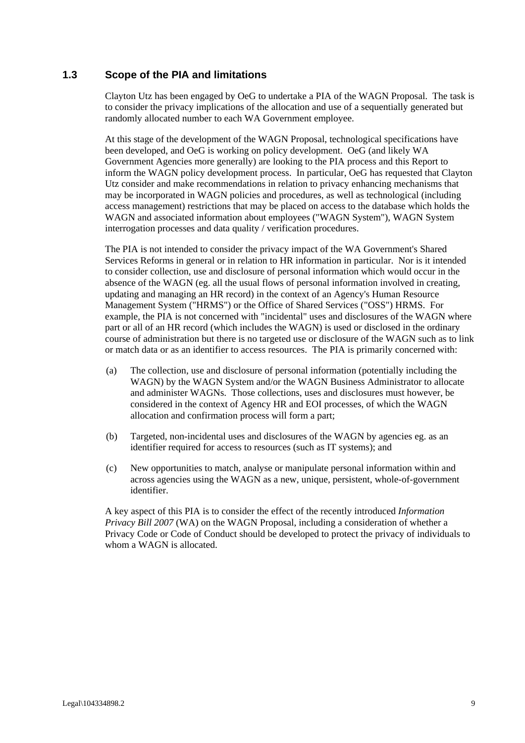### 1.3 Scope of the PIA and limitations

Clayton Utz has been engaged by OeG to undertake a PIA of the WAGN Proposal. The task is to consider the privacy implications of the allocation and use of a sequentially generated but randomly allocated number to each WA Government employee.

At this stage of the development of the WAGN Proposal, technological specifications have been developed, and OeG is working on policy development. OeG (and likely WA Government Agencies more generally) are looking to the PIA process and this Report to inform the WAGN policy development process. In particular, OeG has requested that Clayton Utz consider and make recommendations in relation to privacy enhancing mechanisms that may be incorporated in WAGN policies and procedures, as well as technological (including access management) restrictions that may be placed on access to the database which holds the WAGN and associated information about employees ("WAGN System"), WAGN System interrogation processes and data quality / verification procedures.

The PIA is not intended to consider the privacy impact of the WA Government's Shared Services Reforms in general or in relation to HR information in particular. Nor is it intended to consider collection, use and disclosure of personal information which would occur in the absence of the WAGN (eg. all the usual flows of personal information involved in creating, updating and managing an HR record) in the context of an Agency's Human Resource Management System ("HRMS") or the Office of Shared Services ("OSS") HRMS. For example, the PIA is not concerned with "incidental" uses and disclosures of the WAGN where part or all of an HR record (which includes the WAGN) is used or disclosed in the ordinary course of administration but there is no targeted use or disclosure of the WAGN such as to link or match data or as an identifier to access resources. The PIA is primarily concerned with:

(a) The collection, use and disclosure of personal information (potentially including the WAGN) by the WAGN System and/or the WAGN Business Administrator to allocate and administer WAGNs. Those collections, uses and disclosures must however, be considered in the context of Agency HR and EOI processes, of which the WAGN allocation and confirmation process will form a part;

(b) Targeted, non-incidental uses and disclosures of the WAGN by agencies eg. as an identifier required for access to resources (such as IT systems); and

(c) New opportunities to match, analyse or manipulate personal information within and across agencies using the WAGN as a new, unique, persistent, whole-of-government identifier.

A key aspect of this PIA is to consider the effect of the recently introduced *Information Privacy Bill 2007* (WA) on the WAGN Proposal, including a consideration of whether a Privacy Code or Code of Conduct should be developed to protect the privacy of individuals to whom a WAGN is allocated.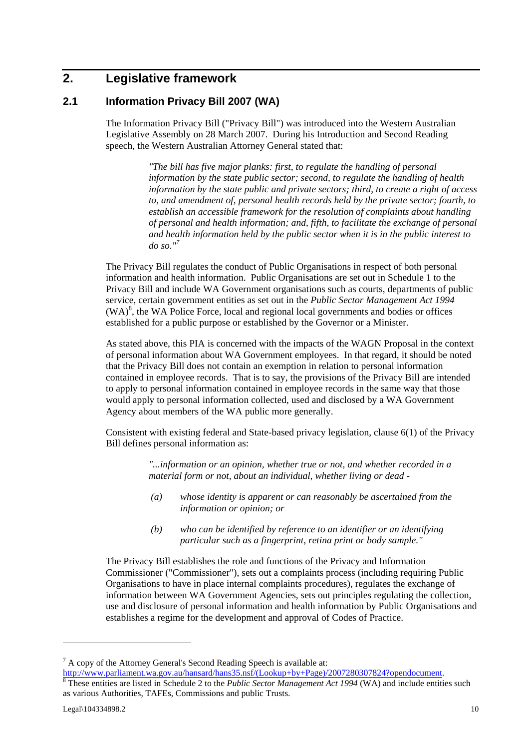## 2. Legislative framework

### 2.1 Information Privacy Bill 2007 (WA)

The Information Privacy Bill ("Privacy Bill") was introduced into the Western Australian Legislative Assembly on 28 March 2007. During his Introduction and Second Reading speech, the Western Australian Attorney General stated that:

> *"The bill has five major planks: first, to regulate the handling of personal information by the state public sector; second, to regulate the handling of health information by the state public and private sectors; third, to create a right of access to, and amendment of, personal health records held by the private sector; fourth, to establish an accessible framework for the resolution of complaints about handling of personal and health information; and, fifth, to facilitate the exchange of personal and health information held by the public sector when it is in the public interest to do so."*[7]

The Privacy Bill regulates the conduct of Public Organisations in respect of both personal information and health information. Public Organisations are set out in Schedule 1 to the Privacy Bill and include WA Government organisations such as courts, departments of public service, certain government entities as set out in the *Public Sector Management Act 1994* (WA)[8], the WA Police Force, local and regional local governments and bodies or offices established for a public purpose or established by the Governor or a Minister.

As stated above, this PIA is concerned with the impacts of the WAGN Proposal in the context of personal information about WA Government employees. In that regard, it should be noted that the Privacy Bill does not contain an exemption in relation to personal information contained in employee records. That is to say, the provisions of the Privacy Bill are intended to apply to personal information contained in employee records in the same way that those would apply to personal information collected, used and disclosed by a WA Government Agency about members of the WA public more generally.

Consistent with existing federal and State-based privacy legislation, clause 6(1) of the Privacy Bill defines personal information as:

> *"...information or an opinion, whether true or not, and whether recorded in a material form or not, about an individual, whether living or dead -*
>
> *(a) whose identity is apparent or can reasonably be ascertained from the information or opinion; or*
>
> *(b) who can be identified by reference to an identifier or an identifying particular such as a fingerprint, retina print or body sample."*

The Privacy Bill establishes the role and functions of the Privacy and Information Commissioner ("Commissioner"), sets out a complaints process (including requiring Public Organisations to have in place internal complaints procedures), regulates the exchange of information between WA Government Agencies, sets out principles regulating the collection, use and disclosure of personal information and health information by Public Organisations and establishes a regime for the development and approval of Codes of Practice.

---

[7] A copy of the Attorney General's Second Reading Speech is available at: http://www.parliament.wa.gov.au/hansard/hans35.nsf/(Lookup+by+Page)/2007280307824?opendocument.

[8] These entities are listed in Schedule 2 to the *Public Sector Management Act 1994* (WA) and include entities such as various Authorities, TAFEs, Commissions and public Trusts.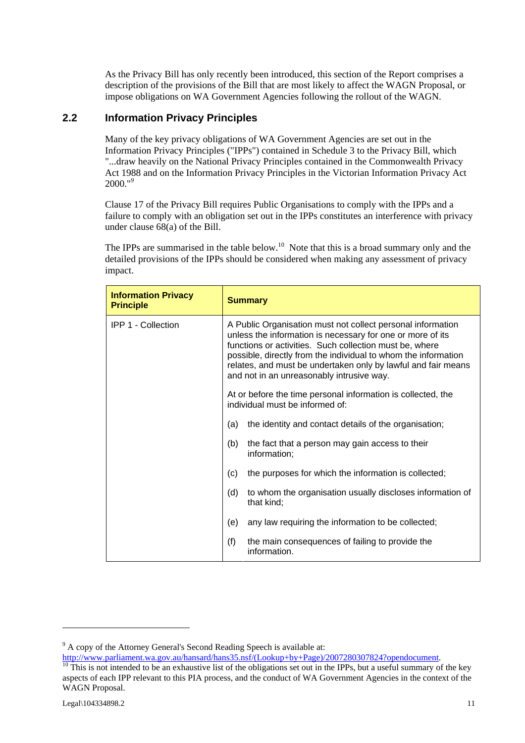As the Privacy Bill has only recently been introduced, this section of the Report comprises a description of the provisions of the Bill that are most likely to affect the WAGN Proposal, or impose obligations on WA Government Agencies following the rollout of the WAGN.

## 2.2 Information Privacy Principles

Many of the key privacy obligations of WA Government Agencies are set out in the Information Privacy Principles ("IPPs") contained in Schedule 3 to the Privacy Bill, which "...draw heavily on the National Privacy Principles contained in the Commonwealth Privacy Act 1988 and on the Information Privacy Principles in the Victorian Information Privacy Act 2000."[9]

Clause 17 of the Privacy Bill requires Public Organisations to comply with the IPPs and a failure to comply with an obligation set out in the IPPs constitutes an interference with privacy under clause 68(a) of the Bill.

The IPPs are summarised in the table below.[10] Note that this is a broad summary only and the detailed provisions of the IPPs should be considered when making any assessment of privacy impact.

| **Information Privacy Principle** | **Summary** |
|---|---|
| IPP 1 - Collection | A Public Organisation must not collect personal information unless the information is necessary for one or more of its functions or activities. Such collection must be, where possible, directly from the individual to whom the information relates, and must be undertaken only by lawful and fair means and not in an unreasonably intrusive way.<br><br>At or before the time personal information is collected, the individual must be informed of:<br><br>(a) the identity and contact details of the organisation;<br><br>(b) the fact that a person may gain access to their information;<br><br>(c) the purposes for which the information is collected;<br><br>(d) to whom the organisation usually discloses information of that kind;<br><br>(e) any law requiring the information to be collected;<br><br>(f) the main consequences of failing to provide the information. |

[9] A copy of the Attorney General's Second Reading Speech is available at: http://www.parliament.wa.gov.au/hansard/hans35.nsf/(Lookup+by+Page)/2007280307824?opendocument.

[10] This is not intended to be an exhaustive list of the obligations set out in the IPPs, but a useful summary of the key aspects of each IPP relevant to this PIA process, and the conduct of WA Government Agencies in the context of the WAGN Proposal.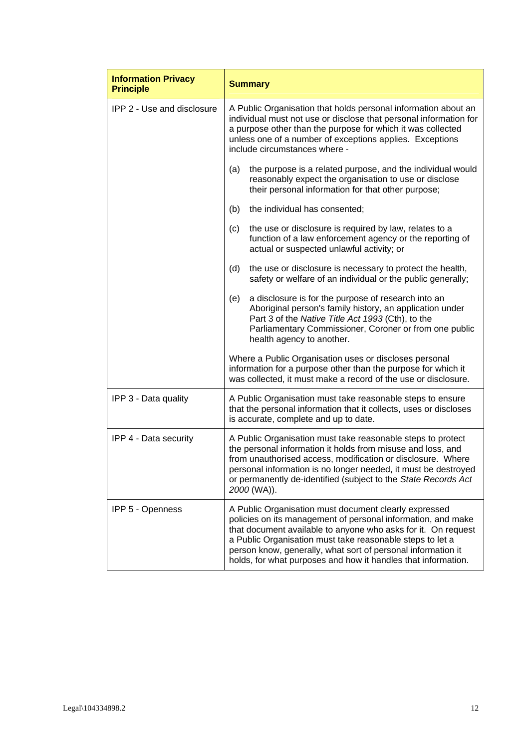| **Information Privacy Principle** | **Summary** |
|---|---|
| IPP 2 - Use and disclosure | A Public Organisation that holds personal information about an individual must not use or disclose that personal information for a purpose other than the purpose for which it was collected unless one of a number of exceptions applies. Exceptions include circumstances where - <br><br>(a) the purpose is a related purpose, and the individual would reasonably expect the organisation to use or disclose their personal information for that other purpose; <br><br>(b) the individual has consented; <br><br>(c) the use or disclosure is required by law, relates to a function of a law enforcement agency or the reporting of actual or suspected unlawful activity; or <br><br>(d) the use or disclosure is necessary to protect the health, safety or welfare of an individual or the public generally; <br><br>(e) a disclosure is for the purpose of research into an Aboriginal person's family history, an application under Part 3 of the *Native Title Act 1993* (Cth), to the Parliamentary Commissioner, Coroner or from one public health agency to another. <br><br>Where a Public Organisation uses or discloses personal information for a purpose other than the purpose for which it was collected, it must make a record of the use or disclosure. |
| IPP 3 - Data quality | A Public Organisation must take reasonable steps to ensure that the personal information that it collects, uses or discloses is accurate, complete and up to date. |
| IPP 4 - Data security | A Public Organisation must take reasonable steps to protect the personal information it holds from misuse and loss, and from unauthorised access, modification or disclosure. Where personal information is no longer needed, it must be destroyed or permanently de-identified (subject to the *State Records Act 2000* (WA)). |
| IPP 5 - Openness | A Public Organisation must document clearly expressed policies on its management of personal information, and make that document available to anyone who asks for it. On request a Public Organisation must take reasonable steps to let a person know, generally, what sort of personal information it holds, for what purposes and how it handles that information. |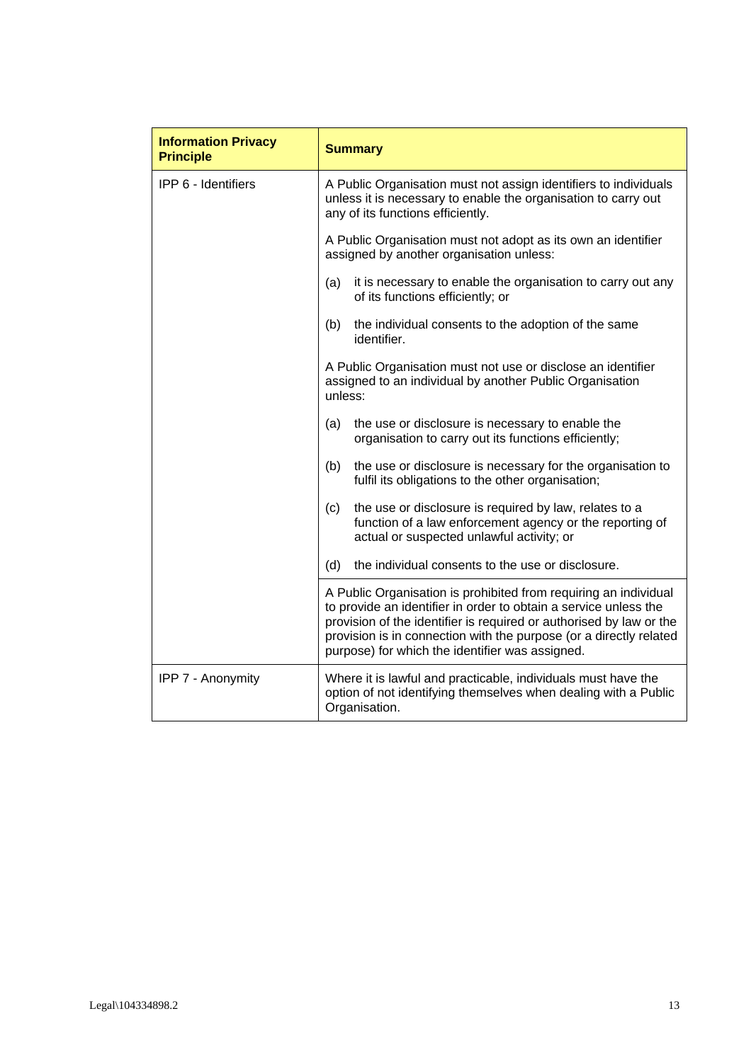| Information Privacy Principle | Summary |
| --- | --- |
| IPP 6 - Identifiers | A Public Organisation must not assign identifiers to individuals unless it is necessary to enable the organisation to carry out any of its functions efficiently.<br><br>A Public Organisation must not adopt as its own an identifier assigned by another organisation unless:<br><br>(a) it is necessary to enable the organisation to carry out any of its functions efficiently; or<br><br>(b) the individual consents to the adoption of the same identifier.<br><br>A Public Organisation must not use or disclose an identifier assigned to an individual by another Public Organisation unless:<br><br>(a) the use or disclosure is necessary to enable the organisation to carry out its functions efficiently;<br><br>(b) the use or disclosure is necessary for the organisation to fulfil its obligations to the other organisation;<br><br>(c) the use or disclosure is required by law, relates to a function of a law enforcement agency or the reporting of actual or suspected unlawful activity; or<br><br>(d) the individual consents to the use or disclosure. |
| | A Public Organisation is prohibited from requiring an individual to provide an identifier in order to obtain a service unless the provision of the identifier is required or authorised by law or the provision is in connection with the purpose (or a directly related purpose) for which the identifier was assigned. |
| IPP 7 - Anonymity | Where it is lawful and practicable, individuals must have the option of not identifying themselves when dealing with a Public Organisation. |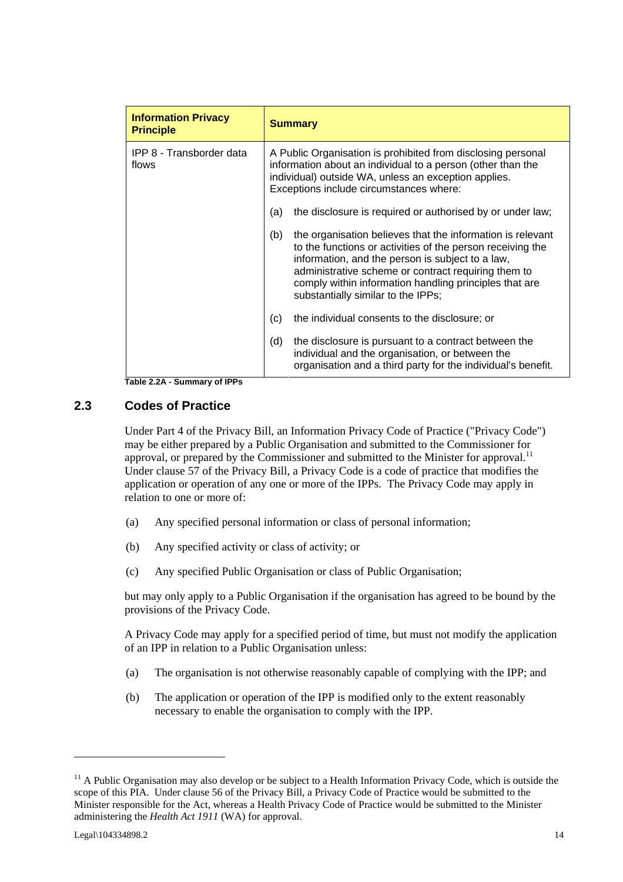| Information Privacy Principle | Summary |
| --- | --- |
| IPP 8 - Transborder data flows | A Public Organisation is prohibited from disclosing personal information about an individual to a person (other than the individual) outside WA, unless an exception applies. Exceptions include circumstances where:<br><br>(a) the disclosure is required or authorised by or under law;<br><br>(b) the organisation believes that the information is relevant to the functions or activities of the person receiving the information, and the person is subject to a law, administrative scheme or contract requiring them to comply within information handling principles that are substantially similar to the IPPs;<br><br>(c) the individual consents to the disclosure; or<br><br>(d) the disclosure is pursuant to a contract between the individual and the organisation, or between the organisation and a third party for the individual's benefit. |

**Table 2.2A - Summary of IPPs**

## 2.3 Codes of Practice

Under Part 4 of the Privacy Bill, an Information Privacy Code of Practice ("Privacy Code") may be either prepared by a Public Organisation and submitted to the Commissioner for approval, or prepared by the Commissioner and submitted to the Minister for approval.[11] Under clause 57 of the Privacy Bill, a Privacy Code is a code of practice that modifies the application or operation of any one or more of the IPPs. The Privacy Code may apply in relation to one or more of:

(a) Any specified personal information or class of personal information;

(b) Any specified activity or class of activity; or

(c) Any specified Public Organisation or class of Public Organisation;

but may only apply to a Public Organisation if the organisation has agreed to be bound by the provisions of the Privacy Code.

A Privacy Code may apply for a specified period of time, but must not modify the application of an IPP in relation to a Public Organisation unless:

(a) The organisation is not otherwise reasonably capable of complying with the IPP; and

(b) The application or operation of the IPP is modified only to the extent reasonably necessary to enable the organisation to comply with the IPP.

---

[11] A Public Organisation may also develop or be subject to a Health Information Privacy Code, which is outside the scope of this PIA. Under clause 56 of the Privacy Bill, a Privacy Code of Practice would be submitted to the Minister responsible for the Act, whereas a Health Privacy Code of Practice would be submitted to the Minister administering the *Health Act 1911* (WA) for approval.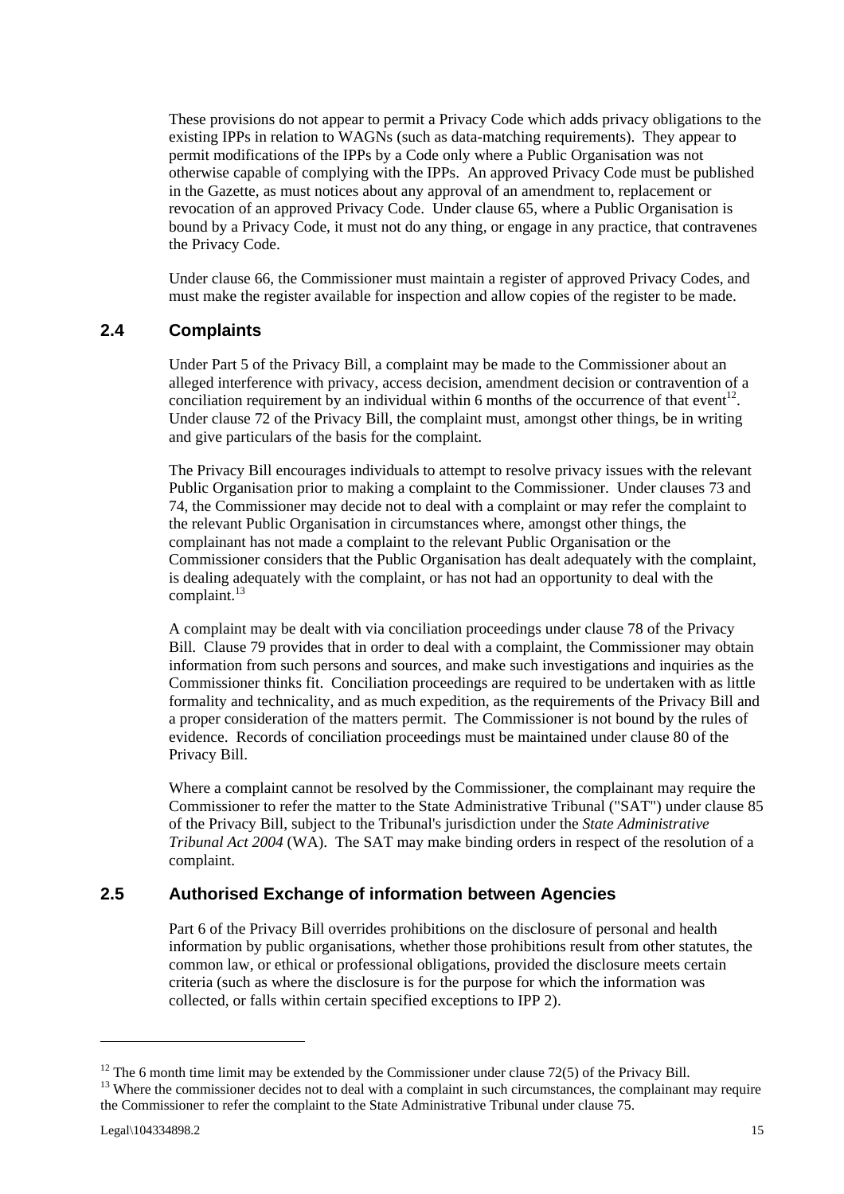These provisions do not appear to permit a Privacy Code which adds privacy obligations to the existing IPPs in relation to WAGNs (such as data-matching requirements). They appear to permit modifications of the IPPs by a Code only where a Public Organisation was not otherwise capable of complying with the IPPs. An approved Privacy Code must be published in the Gazette, as must notices about any approval of an amendment to, replacement or revocation of an approved Privacy Code. Under clause 65, where a Public Organisation is bound by a Privacy Code, it must not do any thing, or engage in any practice, that contravenes the Privacy Code.

Under clause 66, the Commissioner must maintain a register of approved Privacy Codes, and must make the register available for inspection and allow copies of the register to be made.

## 2.4 Complaints

Under Part 5 of the Privacy Bill, a complaint may be made to the Commissioner about an alleged interference with privacy, access decision, amendment decision or contravention of a conciliation requirement by an individual within 6 months of the occurrence of that event[12]. Under clause 72 of the Privacy Bill, the complaint must, amongst other things, be in writing and give particulars of the basis for the complaint.

The Privacy Bill encourages individuals to attempt to resolve privacy issues with the relevant Public Organisation prior to making a complaint to the Commissioner. Under clauses 73 and 74, the Commissioner may decide not to deal with a complaint or may refer the complaint to the relevant Public Organisation in circumstances where, amongst other things, the complainant has not made a complaint to the relevant Public Organisation or the Commissioner considers that the Public Organisation has dealt adequately with the complaint, is dealing adequately with the complaint, or has not had an opportunity to deal with the complaint.[13]

A complaint may be dealt with via conciliation proceedings under clause 78 of the Privacy Bill. Clause 79 provides that in order to deal with a complaint, the Commissioner may obtain information from such persons and sources, and make such investigations and inquiries as the Commissioner thinks fit. Conciliation proceedings are required to be undertaken with as little formality and technicality, and as much expedition, as the requirements of the Privacy Bill and a proper consideration of the matters permit. The Commissioner is not bound by the rules of evidence. Records of conciliation proceedings must be maintained under clause 80 of the Privacy Bill.

Where a complaint cannot be resolved by the Commissioner, the complainant may require the Commissioner to refer the matter to the State Administrative Tribunal ("SAT") under clause 85 of the Privacy Bill, subject to the Tribunal's jurisdiction under the *State Administrative Tribunal Act 2004* (WA). The SAT may make binding orders in respect of the resolution of a complaint.

## 2.5 Authorised Exchange of information between Agencies

Part 6 of the Privacy Bill overrides prohibitions on the disclosure of personal and health information by public organisations, whether those prohibitions result from other statutes, the common law, or ethical or professional obligations, provided the disclosure meets certain criteria (such as where the disclosure is for the purpose for which the information was collected, or falls within certain specified exceptions to IPP 2).

---

[12] The 6 month time limit may be extended by the Commissioner under clause 72(5) of the Privacy Bill.

[13] Where the commissioner decides not to deal with a complaint in such circumstances, the complainant may require the Commissioner to refer the complaint to the State Administrative Tribunal under clause 75.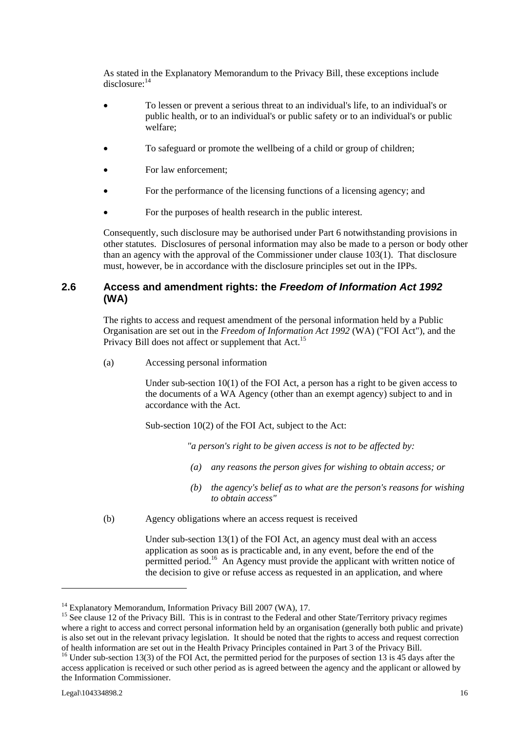As stated in the Explanatory Memorandum to the Privacy Bill, these exceptions include disclosure:[14]

- To lessen or prevent a serious threat to an individual's life, to an individual's or public health, or to an individual's or public safety or to an individual's or public welfare;
- To safeguard or promote the wellbeing of a child or group of children;
- For law enforcement;
- For the performance of the licensing functions of a licensing agency; and
- For the purposes of health research in the public interest.

Consequently, such disclosure may be authorised under Part 6 notwithstanding provisions in other statutes. Disclosures of personal information may also be made to a person or body other than an agency with the approval of the Commissioner under clause 103(1). That disclosure must, however, be in accordance with the disclosure principles set out in the IPPs.

## 2.6 Access and amendment rights: the *Freedom of Information Act 1992* (WA)

The rights to access and request amendment of the personal information held by a Public Organisation are set out in the *Freedom of Information Act 1992* (WA) ("FOI Act"), and the Privacy Bill does not affect or supplement that Act.[15]

(a) Accessing personal information

Under sub-section 10(1) of the FOI Act, a person has a right to be given access to the documents of a WA Agency (other than an exempt agency) subject to and in accordance with the Act.

Sub-section 10(2) of the FOI Act, subject to the Act:

> *"a person's right to be given access is not to be affected by:*
>
> *(a) any reasons the person gives for wishing to obtain access; or*
>
> *(b) the agency's belief as to what are the person's reasons for wishing to obtain access"*

(b) Agency obligations where an access request is received

Under sub-section 13(1) of the FOI Act, an agency must deal with an access application as soon as is practicable and, in any event, before the end of the permitted period.[16] An Agency must provide the applicant with written notice of the decision to give or refuse access as requested in an application, and where

---

[14] Explanatory Memorandum, Information Privacy Bill 2007 (WA), 17.

[15] See clause 12 of the Privacy Bill. This is in contrast to the Federal and other State/Territory privacy regimes where a right to access and correct personal information held by an organisation (generally both public and private) is also set out in the relevant privacy legislation. It should be noted that the rights to access and request correction of health information are set out in the Health Privacy Principles contained in Part 3 of the Privacy Bill.

[16] Under sub-section 13(3) of the FOI Act, the permitted period for the purposes of section 13 is 45 days after the access application is received or such other period as is agreed between the agency and the applicant or allowed by the Information Commissioner.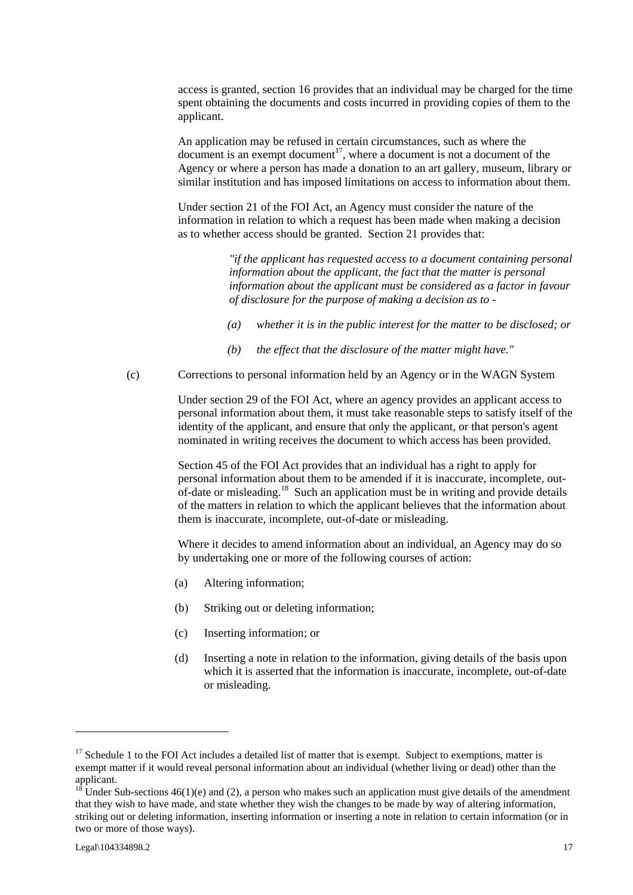access is granted, section 16 provides that an individual may be charged for the time spent obtaining the documents and costs incurred in providing copies of them to the applicant.

An application may be refused in certain circumstances, such as where the document is an exempt document[17], where a document is not a document of the Agency or where a person has made a donation to an art gallery, museum, library or similar institution and has imposed limitations on access to information about them.

Under section 21 of the FOI Act, an Agency must consider the nature of the information in relation to which a request has been made when making a decision as to whether access should be granted. Section 21 provides that:

> *"if the applicant has requested access to a document containing personal information about the applicant, the fact that the matter is personal information about the applicant must be considered as a factor in favour of disclosure for the purpose of making a decision as to -*
>
> *(a) whether it is in the public interest for the matter to be disclosed; or*
>
> *(b) the effect that the disclosure of the matter might have."*

(c) Corrections to personal information held by an Agency or in the WAGN System

Under section 29 of the FOI Act, where an agency provides an applicant access to personal information about them, it must take reasonable steps to satisfy itself of the identity of the applicant, and ensure that only the applicant, or that person's agent nominated in writing receives the document to which access has been provided.

Section 45 of the FOI Act provides that an individual has a right to apply for personal information about them to be amended if it is inaccurate, incomplete, out-of-date or misleading.[18] Such an application must be in writing and provide details of the matters in relation to which the applicant believes that the information about them is inaccurate, incomplete, out-of-date or misleading.

Where it decides to amend information about an individual, an Agency may do so by undertaking one or more of the following courses of action:

(a) Altering information;

(b) Striking out or deleting information;

(c) Inserting information; or

(d) Inserting a note in relation to the information, giving details of the basis upon which it is asserted that the information is inaccurate, incomplete, out-of-date or misleading.

---

[17] Schedule 1 to the FOI Act includes a detailed list of matter that is exempt. Subject to exemptions, matter is exempt matter if it would reveal personal information about an individual (whether living or dead) other than the applicant.

[18] Under Sub-sections 46(1)(e) and (2), a person who makes such an application must give details of the amendment that they wish to have made, and state whether they wish the changes to be made by way of altering information, striking out or deleting information, inserting information or inserting a note in relation to certain information (or in two or more of those ways).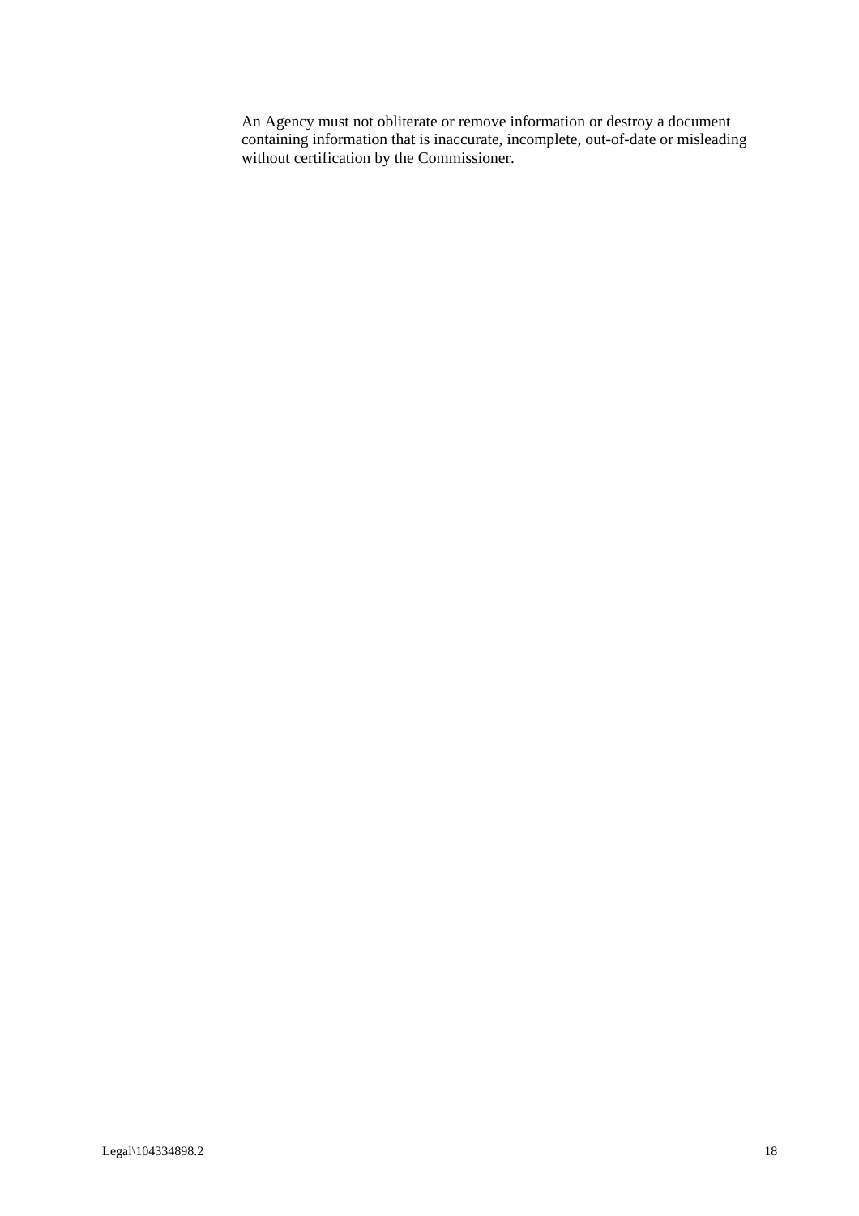An Agency must not obliterate or remove information or destroy a document containing information that is inaccurate, incomplete, out-of-date or misleading without certification by the Commissioner.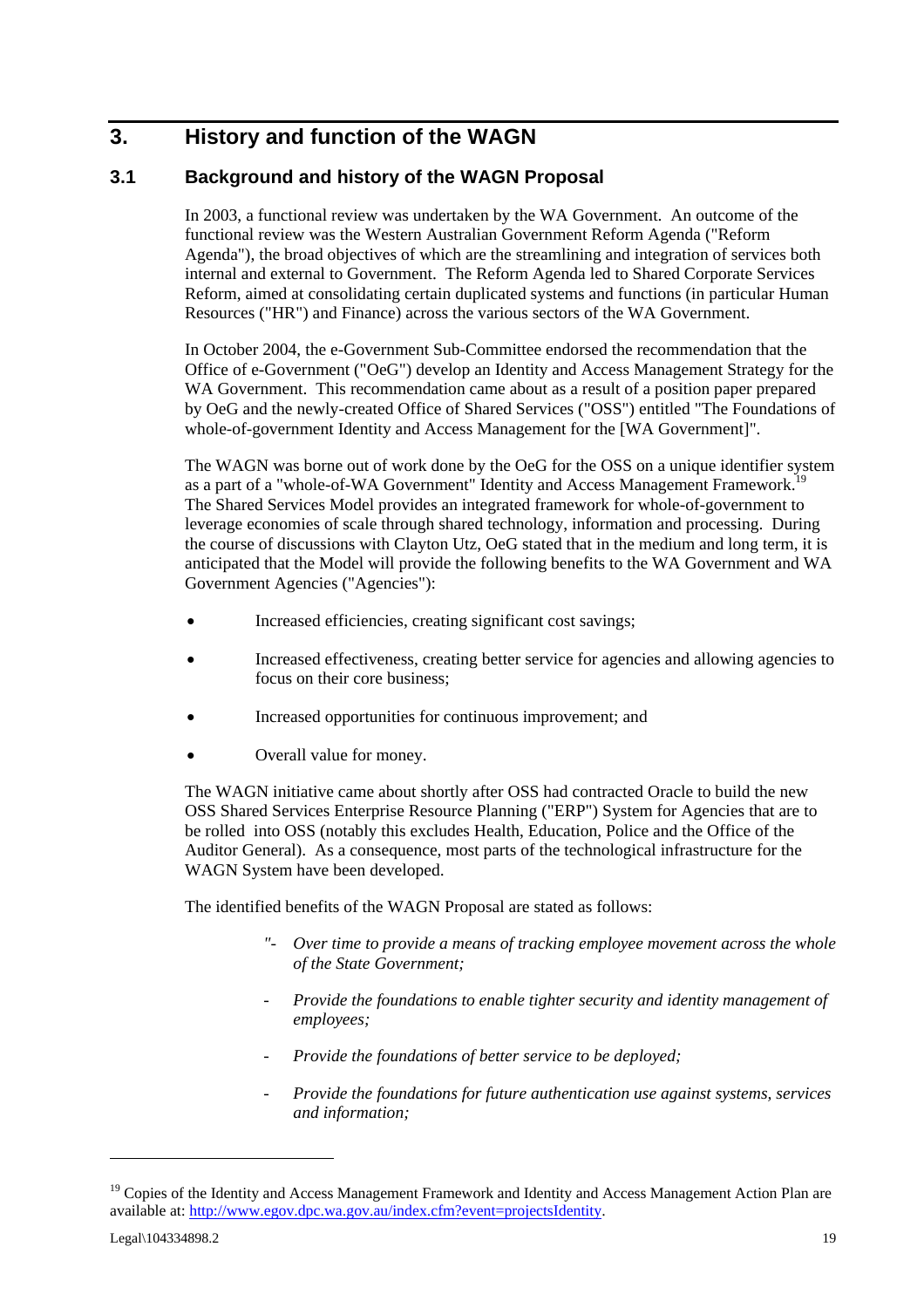# 3. History and function of the WAGN

## 3.1 Background and history of the WAGN Proposal

In 2003, a functional review was undertaken by the WA Government. An outcome of the functional review was the Western Australian Government Reform Agenda ("Reform Agenda"), the broad objectives of which are the streamlining and integration of services both internal and external to Government. The Reform Agenda led to Shared Corporate Services Reform, aimed at consolidating certain duplicated systems and functions (in particular Human Resources ("HR") and Finance) across the various sectors of the WA Government.

In October 2004, the e-Government Sub-Committee endorsed the recommendation that the Office of e-Government ("OeG") develop an Identity and Access Management Strategy for the WA Government. This recommendation came about as a result of a position paper prepared by OeG and the newly-created Office of Shared Services ("OSS") entitled "The Foundations of whole-of-government Identity and Access Management for the [WA Government]".

The WAGN was borne out of work done by the OeG for the OSS on a unique identifier system as a part of a "whole-of-WA Government" Identity and Access Management Framework.[19] The Shared Services Model provides an integrated framework for whole-of-government to leverage economies of scale through shared technology, information and processing. During the course of discussions with Clayton Utz, OeG stated that in the medium and long term, it is anticipated that the Model will provide the following benefits to the WA Government and WA Government Agencies ("Agencies"):

- Increased efficiencies, creating significant cost savings;
- Increased effectiveness, creating better service for agencies and allowing agencies to focus on their core business;
- Increased opportunities for continuous improvement; and
- Overall value for money.

The WAGN initiative came about shortly after OSS had contracted Oracle to build the new OSS Shared Services Enterprise Resource Planning ("ERP") System for Agencies that are to be rolled into OSS (notably this excludes Health, Education, Police and the Office of the Auditor General). As a consequence, most parts of the technological infrastructure for the WAGN System have been developed.

The identified benefits of the WAGN Proposal are stated as follows:

> "- *Over time to provide a means of tracking employee movement across the whole of the State Government;*
>
> - *Provide the foundations to enable tighter security and identity management of employees;*
>
> - *Provide the foundations of better service to be deployed;*
>
> - *Provide the foundations for future authentication use against systems, services and information;*

---

[19] Copies of the Identity and Access Management Framework and Identity and Access Management Action Plan are available at: http://www.egov.dpc.wa.gov.au/index.cfm?event=projectsIdentity.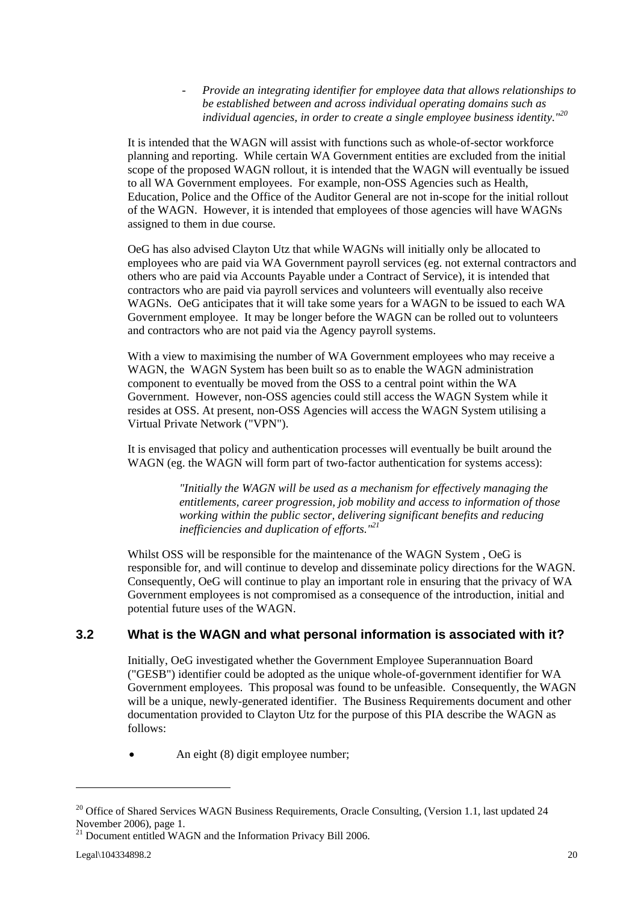- *Provide an integrating identifier for employee data that allows relationships to be established between and across individual operating domains such as individual agencies, in order to create a single employee business identity."*[20]

It is intended that the WAGN will assist with functions such as whole-of-sector workforce planning and reporting. While certain WA Government entities are excluded from the initial scope of the proposed WAGN rollout, it is intended that the WAGN will eventually be issued to all WA Government employees. For example, non-OSS Agencies such as Health, Education, Police and the Office of the Auditor General are not in-scope for the initial rollout of the WAGN. However, it is intended that employees of those agencies will have WAGNs assigned to them in due course.

OeG has also advised Clayton Utz that while WAGNs will initially only be allocated to employees who are paid via WA Government payroll services (eg. not external contractors and others who are paid via Accounts Payable under a Contract of Service), it is intended that contractors who are paid via payroll services and volunteers will eventually also receive WAGNs. OeG anticipates that it will take some years for a WAGN to be issued to each WA Government employee. It may be longer before the WAGN can be rolled out to volunteers and contractors who are not paid via the Agency payroll systems.

With a view to maximising the number of WA Government employees who may receive a WAGN, the WAGN System has been built so as to enable the WAGN administration component to eventually be moved from the OSS to a central point within the WA Government. However, non-OSS agencies could still access the WAGN System while it resides at OSS. At present, non-OSS Agencies will access the WAGN System utilising a Virtual Private Network ("VPN").

It is envisaged that policy and authentication processes will eventually be built around the WAGN (eg. the WAGN will form part of two-factor authentication for systems access):

> *"Initially the WAGN will be used as a mechanism for effectively managing the entitlements, career progression, job mobility and access to information of those working within the public sector, delivering significant benefits and reducing inefficiencies and duplication of efforts."*[21]

Whilst OSS will be responsible for the maintenance of the WAGN System , OeG is responsible for, and will continue to develop and disseminate policy directions for the WAGN. Consequently, OeG will continue to play an important role in ensuring that the privacy of WA Government employees is not compromised as a consequence of the introduction, initial and potential future uses of the WAGN.

### 3.2 What is the WAGN and what personal information is associated with it?

Initially, OeG investigated whether the Government Employee Superannuation Board ("GESB") identifier could be adopted as the unique whole-of-government identifier for WA Government employees. This proposal was found to be unfeasible. Consequently, the WAGN will be a unique, newly-generated identifier. The Business Requirements document and other documentation provided to Clayton Utz for the purpose of this PIA describe the WAGN as follows:

- An eight (8) digit employee number;

---

[20] Office of Shared Services WAGN Business Requirements, Oracle Consulting, (Version 1.1, last updated 24 November 2006), page 1.

[21] Document entitled WAGN and the Information Privacy Bill 2006.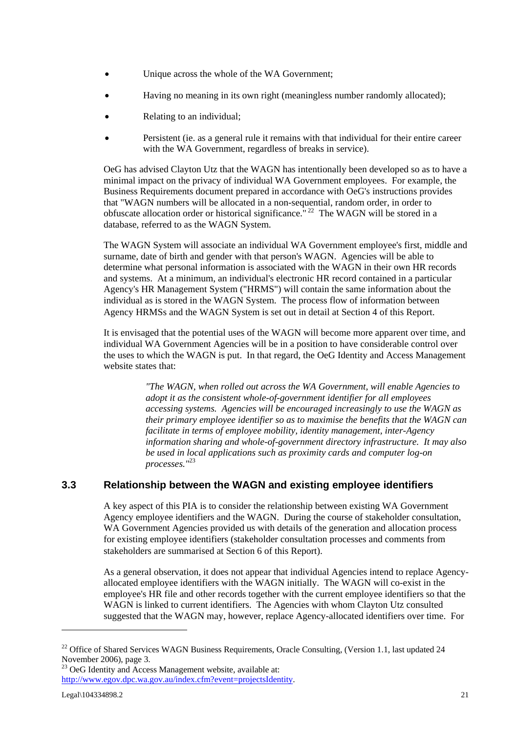- Unique across the whole of the WA Government;
- Having no meaning in its own right (meaningless number randomly allocated);
- Relating to an individual;
- Persistent (ie. as a general rule it remains with that individual for their entire career with the WA Government, regardless of breaks in service).

OeG has advised Clayton Utz that the WAGN has intentionally been developed so as to have a minimal impact on the privacy of individual WA Government employees. For example, the Business Requirements document prepared in accordance with OeG's instructions provides that "WAGN numbers will be allocated in a non-sequential, random order, in order to obfuscate allocation order or historical significance."[22] The WAGN will be stored in a database, referred to as the WAGN System.

The WAGN System will associate an individual WA Government employee's first, middle and surname, date of birth and gender with that person's WAGN. Agencies will be able to determine what personal information is associated with the WAGN in their own HR records and systems. At a minimum, an individual's electronic HR record contained in a particular Agency's HR Management System ("HRMS") will contain the same information about the individual as is stored in the WAGN System. The process flow of information between Agency HRMSs and the WAGN System is set out in detail at Section 4 of this Report.

It is envisaged that the potential uses of the WAGN will become more apparent over time, and individual WA Government Agencies will be in a position to have considerable control over the uses to which the WAGN is put. In that regard, the OeG Identity and Access Management website states that:

> *"The WAGN, when rolled out across the WA Government, will enable Agencies to adopt it as the consistent whole-of-government identifier for all employees accessing systems. Agencies will be encouraged increasingly to use the WAGN as their primary employee identifier so as to maximise the benefits that the WAGN can facilitate in terms of employee mobility, identity management, inter-Agency information sharing and whole-of-government directory infrastructure. It may also be used in local applications such as proximity cards and computer log-on processes."*[23]

### 3.3 Relationship between the WAGN and existing employee identifiers

A key aspect of this PIA is to consider the relationship between existing WA Government Agency employee identifiers and the WAGN. During the course of stakeholder consultation, WA Government Agencies provided us with details of the generation and allocation process for existing employee identifiers (stakeholder consultation processes and comments from stakeholders are summarised at Section 6 of this Report).

As a general observation, it does not appear that individual Agencies intend to replace Agency-allocated employee identifiers with the WAGN initially. The WAGN will co-exist in the employee's HR file and other records together with the current employee identifiers so that the WAGN is linked to current identifiers. The Agencies with whom Clayton Utz consulted suggested that the WAGN may, however, replace Agency-allocated identifiers over time. For

---

[22] Office of Shared Services WAGN Business Requirements, Oracle Consulting, (Version 1.1, last updated 24 November 2006), page 3.

[23] OeG Identity and Access Management website, available at: http://www.egov.dpc.wa.gov.au/index.cfm?event=projectsIdentity.

Legal\104334898.2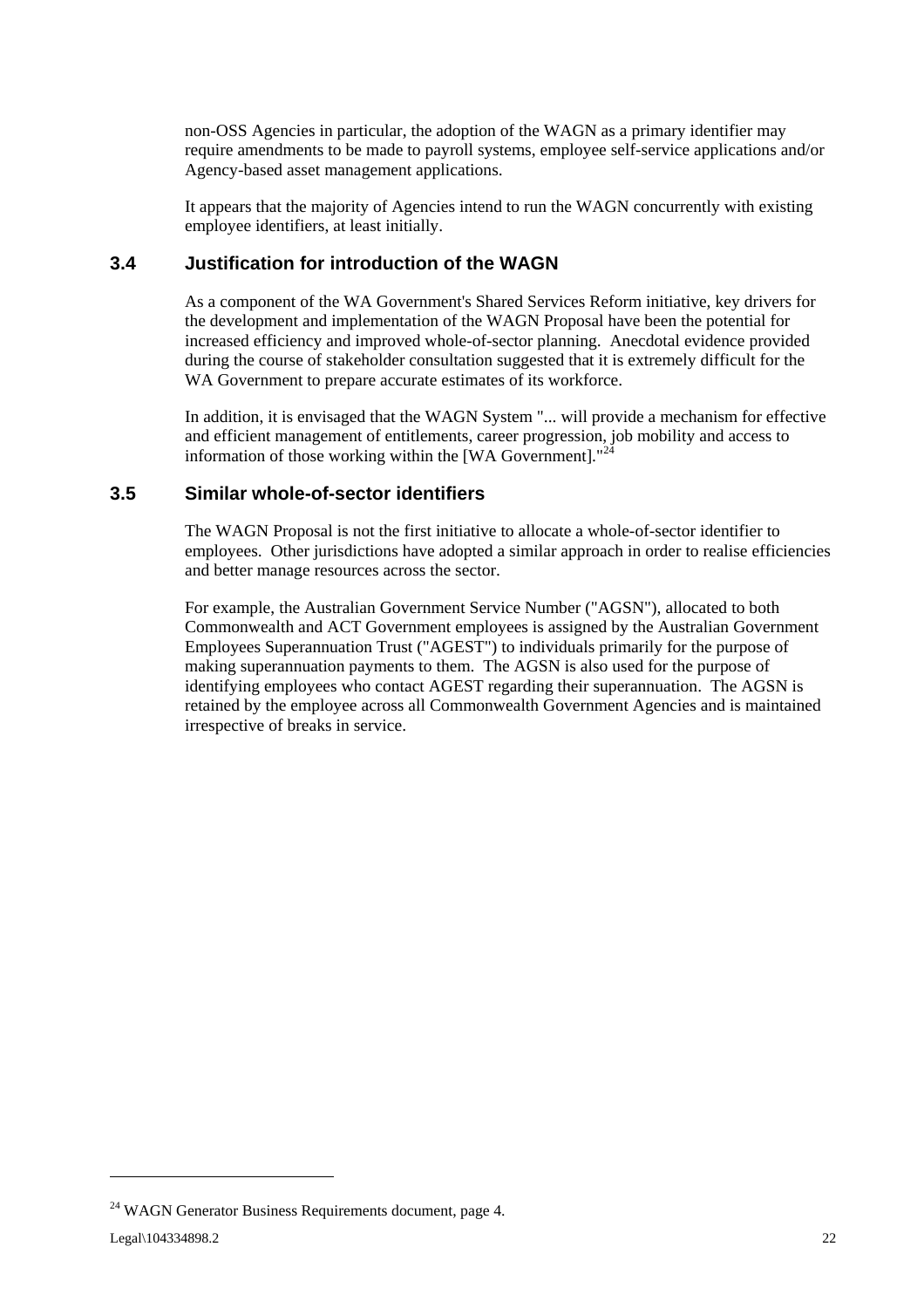non-OSS Agencies in particular, the adoption of the WAGN as a primary identifier may require amendments to be made to payroll systems, employee self-service applications and/or Agency-based asset management applications.

It appears that the majority of Agencies intend to run the WAGN concurrently with existing employee identifiers, at least initially.

### 3.4 Justification for introduction of the WAGN

As a component of the WA Government's Shared Services Reform initiative, key drivers for the development and implementation of the WAGN Proposal have been the potential for increased efficiency and improved whole-of-sector planning. Anecdotal evidence provided during the course of stakeholder consultation suggested that it is extremely difficult for the WA Government to prepare accurate estimates of its workforce.

In addition, it is envisaged that the WAGN System "... will provide a mechanism for effective and efficient management of entitlements, career progression, job mobility and access to information of those working within the [WA Government]."[24]

### 3.5 Similar whole-of-sector identifiers

The WAGN Proposal is not the first initiative to allocate a whole-of-sector identifier to employees. Other jurisdictions have adopted a similar approach in order to realise efficiencies and better manage resources across the sector.

For example, the Australian Government Service Number ("AGSN"), allocated to both Commonwealth and ACT Government employees is assigned by the Australian Government Employees Superannuation Trust ("AGEST") to individuals primarily for the purpose of making superannuation payments to them. The AGSN is also used for the purpose of identifying employees who contact AGEST regarding their superannuation. The AGSN is retained by the employee across all Commonwealth Government Agencies and is maintained irrespective of breaks in service.

---

[24] WAGN Generator Business Requirements document, page 4.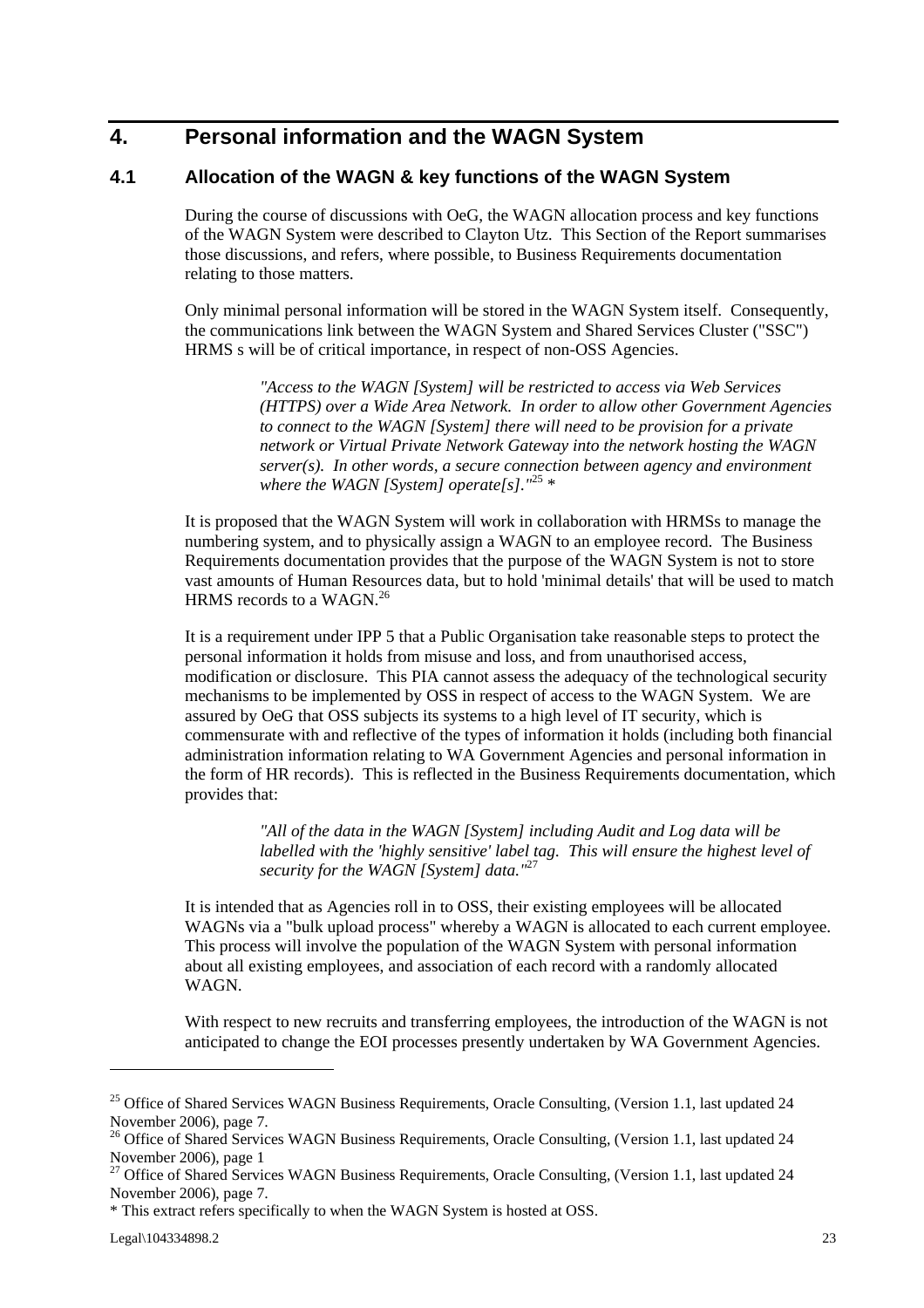# 4. Personal information and the WAGN System

## 4.1 Allocation of the WAGN & key functions of the WAGN System

During the course of discussions with OeG, the WAGN allocation process and key functions of the WAGN System were described to Clayton Utz. This Section of the Report summarises those discussions, and refers, where possible, to Business Requirements documentation relating to those matters.

Only minimal personal information will be stored in the WAGN System itself. Consequently, the communications link between the WAGN System and Shared Services Cluster ("SSC") HRMS s will be of critical importance, in respect of non-OSS Agencies.

> *"Access to the WAGN [System] will be restricted to access via Web Services (HTTPS) over a Wide Area Network. In order to allow other Government Agencies to connect to the WAGN [System] there will need to be provision for a private network or Virtual Private Network Gateway into the network hosting the WAGN server(s). In other words, a secure connection between agency and environment where the WAGN [System] operate[s]."*[25] *

It is proposed that the WAGN System will work in collaboration with HRMSs to manage the numbering system, and to physically assign a WAGN to an employee record. The Business Requirements documentation provides that the purpose of the WAGN System is not to store vast amounts of Human Resources data, but to hold 'minimal details' that will be used to match HRMS records to a WAGN.[26]

It is a requirement under IPP 5 that a Public Organisation take reasonable steps to protect the personal information it holds from misuse and loss, and from unauthorised access, modification or disclosure. This PIA cannot assess the adequacy of the technological security mechanisms to be implemented by OSS in respect of access to the WAGN System. We are assured by OeG that OSS subjects its systems to a high level of IT security, which is commensurate with and reflective of the types of information it holds (including both financial administration information relating to WA Government Agencies and personal information in the form of HR records). This is reflected in the Business Requirements documentation, which provides that:

> *"All of the data in the WAGN [System] including Audit and Log data will be labelled with the 'highly sensitive' label tag. This will ensure the highest level of security for the WAGN [System] data."*[27]

It is intended that as Agencies roll in to OSS, their existing employees will be allocated WAGNs via a "bulk upload process" whereby a WAGN is allocated to each current employee. This process will involve the population of the WAGN System with personal information about all existing employees, and association of each record with a randomly allocated WAGN.

With respect to new recruits and transferring employees, the introduction of the WAGN is not anticipated to change the EOI processes presently undertaken by WA Government Agencies.

---

[25] Office of Shared Services WAGN Business Requirements, Oracle Consulting, (Version 1.1, last updated 24 November 2006), page 7.

[26] Office of Shared Services WAGN Business Requirements, Oracle Consulting, (Version 1.1, last updated 24 November 2006), page 1

[27] Office of Shared Services WAGN Business Requirements, Oracle Consulting, (Version 1.1, last updated 24 November 2006), page 7.

* This extract refers specifically to when the WAGN System is hosted at OSS.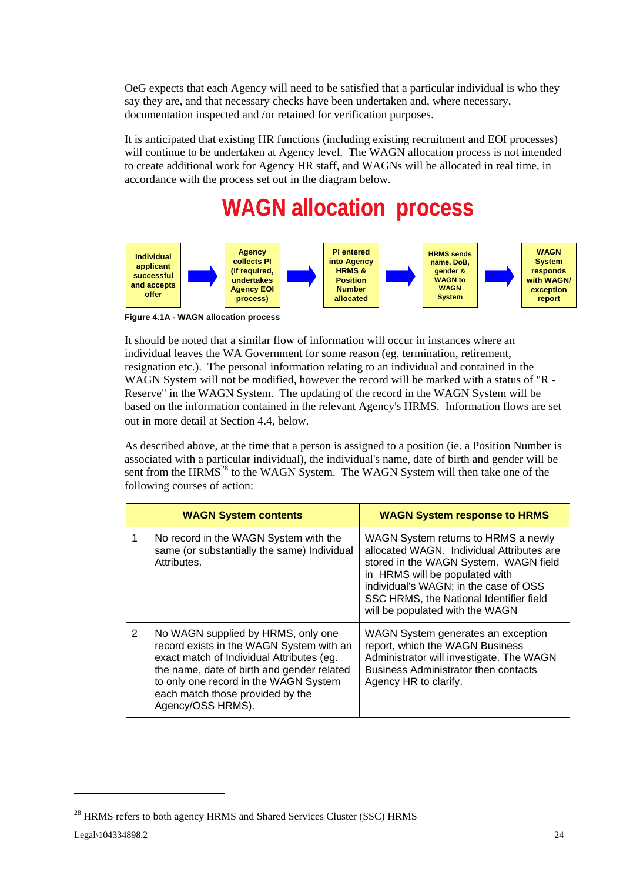OeG expects that each Agency will need to be satisfied that a particular individual is who they say they are, and that necessary checks have been undertaken and, where necessary, documentation inspected and /or retained for verification purposes.

It is anticipated that existing HR functions (including existing recruitment and EOI processes) will continue to be undertaken at Agency level. The WAGN allocation process is not intended to create additional work for Agency HR staff, and WAGNs will be allocated in real time, in accordance with the process set out in the diagram below.

# WAGN allocation process

**Individual applicant successful and accepts offer** → **Agency collects PI (if required, undertakes Agency EOI process)** → **PI entered into Agency HRMS & Position Number allocated** → **HRMS sends name, DoB, gender & WAGN to WAGN System** → **WAGN System responds with WAGN/ exception report**

**Figure 4.1A - WAGN allocation process**

It should be noted that a similar flow of information will occur in instances where an individual leaves the WA Government for some reason (eg. termination, retirement, resignation etc.). The personal information relating to an individual and contained in the WAGN System will not be modified, however the record will be marked with a status of "R - Reserve" in the WAGN System. The updating of the record in the WAGN System will be based on the information contained in the relevant Agency's HRMS. Information flows are set out in more detail at Section 4.4, below.

As described above, at the time that a person is assigned to a position (ie. a Position Number is associated with a particular individual), the individual's name, date of birth and gender will be sent from the HRMS[28] to the WAGN System. The WAGN System will then take one of the following courses of action:

| | WAGN System contents | WAGN System response to HRMS |
|---|---|---|
| 1 | No record in the WAGN System with the same (or substantially the same) Individual Attributes. | WAGN System returns to HRMS a newly allocated WAGN. Individual Attributes are stored in the WAGN System. WAGN field in HRMS will be populated with individual's WAGN; in the case of OSS SSC HRMS, the National Identifier field will be populated with the WAGN |
| 2 | No WAGN supplied by HRMS, only one record exists in the WAGN System with an exact match of Individual Attributes (eg. the name, date of birth and gender related to only one record in the WAGN System each match those provided by the Agency/OSS HRMS). | WAGN System generates an exception report, which the WAGN Business Administrator will investigate. The WAGN Business Administrator then contacts Agency HR to clarify. |

[28] HRMS refers to both agency HRMS and Shared Services Cluster (SSC) HRMS

Legal\104334898.2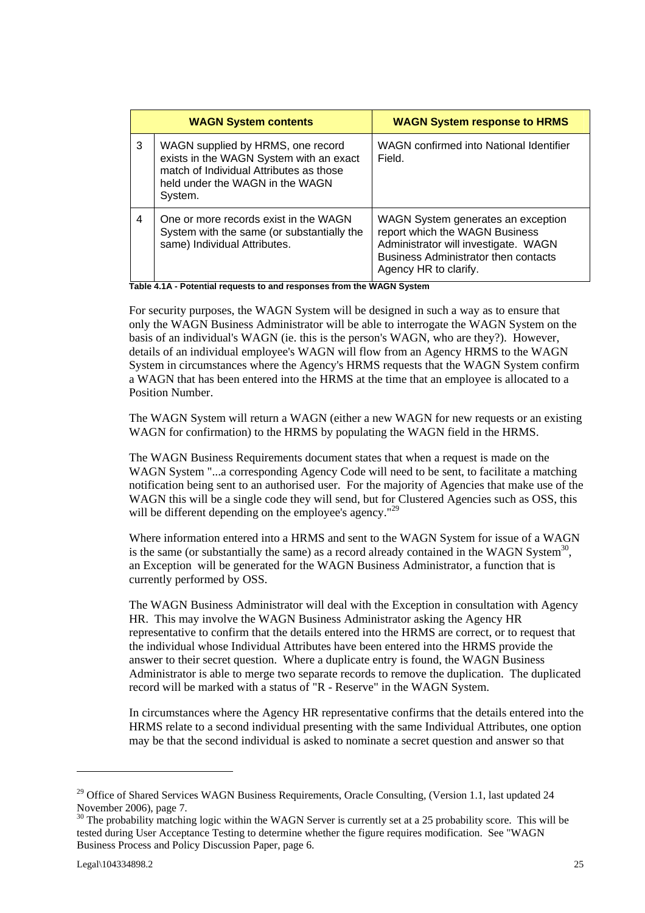| | WAGN System contents | WAGN System response to HRMS |
|---|---|---|
| 3 | WAGN supplied by HRMS, one record exists in the WAGN System with an exact match of Individual Attributes as those held under the WAGN in the WAGN System. | WAGN confirmed into National Identifier Field. |
| 4 | One or more records exist in the WAGN System with the same (or substantially the same) Individual Attributes. | WAGN System generates an exception report which the WAGN Business Administrator will investigate. WAGN Business Administrator then contacts Agency HR to clarify. |

**Table 4.1A - Potential requests to and responses from the WAGN System**

For security purposes, the WAGN System will be designed in such a way as to ensure that only the WAGN Business Administrator will be able to interrogate the WAGN System on the basis of an individual's WAGN (ie. this is the person's WAGN, who are they?). However, details of an individual employee's WAGN will flow from an Agency HRMS to the WAGN System in circumstances where the Agency's HRMS requests that the WAGN System confirm a WAGN that has been entered into the HRMS at the time that an employee is allocated to a Position Number.

The WAGN System will return a WAGN (either a new WAGN for new requests or an existing WAGN for confirmation) to the HRMS by populating the WAGN field in the HRMS.

The WAGN Business Requirements document states that when a request is made on the WAGN System "...a corresponding Agency Code will need to be sent, to facilitate a matching notification being sent to an authorised user. For the majority of Agencies that make use of the WAGN this will be a single code they will send, but for Clustered Agencies such as OSS, this will be different depending on the employee's agency."[29]

Where information entered into a HRMS and sent to the WAGN System for issue of a WAGN is the same (or substantially the same) as a record already contained in the WAGN System[30], an Exception will be generated for the WAGN Business Administrator, a function that is currently performed by OSS.

The WAGN Business Administrator will deal with the Exception in consultation with Agency HR. This may involve the WAGN Business Administrator asking the Agency HR representative to confirm that the details entered into the HRMS are correct, or to request that the individual whose Individual Attributes have been entered into the HRMS provide the answer to their secret question. Where a duplicate entry is found, the WAGN Business Administrator is able to merge two separate records to remove the duplication. The duplicated record will be marked with a status of "R - Reserve" in the WAGN System.

In circumstances where the Agency HR representative confirms that the details entered into the HRMS relate to a second individual presenting with the same Individual Attributes, one option may be that the second individual is asked to nominate a secret question and answer so that

---

[29] Office of Shared Services WAGN Business Requirements, Oracle Consulting, (Version 1.1, last updated 24 November 2006), page 7.

[30] The probability matching logic within the WAGN Server is currently set at a 25 probability score. This will be tested during User Acceptance Testing to determine whether the figure requires modification. See "WAGN Business Process and Policy Discussion Paper, page 6.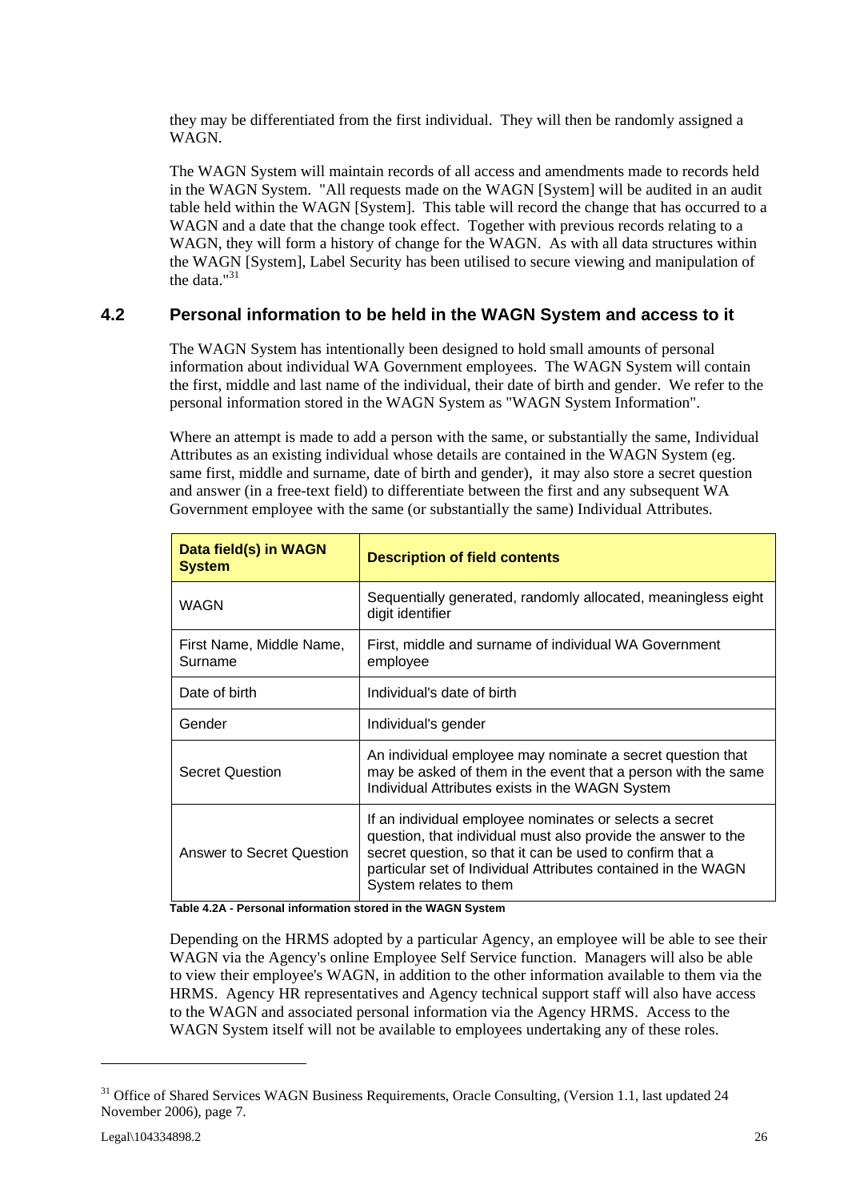they may be differentiated from the first individual. They will then be randomly assigned a WAGN.

The WAGN System will maintain records of all access and amendments made to records held in the WAGN System. "All requests made on the WAGN [System] will be audited in an audit table held within the WAGN [System]. This table will record the change that has occurred to a WAGN and a date that the change took effect. Together with previous records relating to a WAGN, they will form a history of change for the WAGN. As with all data structures within the WAGN [System], Label Security has been utilised to secure viewing and manipulation of the data."[31]

## 4.2 Personal information to be held in the WAGN System and access to it

The WAGN System has intentionally been designed to hold small amounts of personal information about individual WA Government employees. The WAGN System will contain the first, middle and last name of the individual, their date of birth and gender. We refer to the personal information stored in the WAGN System as "WAGN System Information".

Where an attempt is made to add a person with the same, or substantially the same, Individual Attributes as an existing individual whose details are contained in the WAGN System (eg. same first, middle and surname, date of birth and gender), it may also store a secret question and answer (in a free-text field) to differentiate between the first and any subsequent WA Government employee with the same (or substantially the same) Individual Attributes.

| Data field(s) in WAGN System | Description of field contents |
|---|---|
| WAGN | Sequentially generated, randomly allocated, meaningless eight digit identifier |
| First Name, Middle Name, Surname | First, middle and surname of individual WA Government employee |
| Date of birth | Individual's date of birth |
| Gender | Individual's gender |
| Secret Question | An individual employee may nominate a secret question that may be asked of them in the event that a person with the same Individual Attributes exists in the WAGN System |
| Answer to Secret Question | If an individual employee nominates or selects a secret question, that individual must also provide the answer to the secret question, so that it can be used to confirm that a particular set of Individual Attributes contained in the WAGN System relates to them |

**Table 4.2A - Personal information stored in the WAGN System**

Depending on the HRMS adopted by a particular Agency, an employee will be able to see their WAGN via the Agency's online Employee Self Service function. Managers will also be able to view their employee's WAGN, in addition to the other information available to them via the HRMS. Agency HR representatives and Agency technical support staff will also have access to the WAGN and associated personal information via the Agency HRMS. Access to the WAGN System itself will not be available to employees undertaking any of these roles.

[31] Office of Shared Services WAGN Business Requirements, Oracle Consulting, (Version 1.1, last updated 24 November 2006), page 7.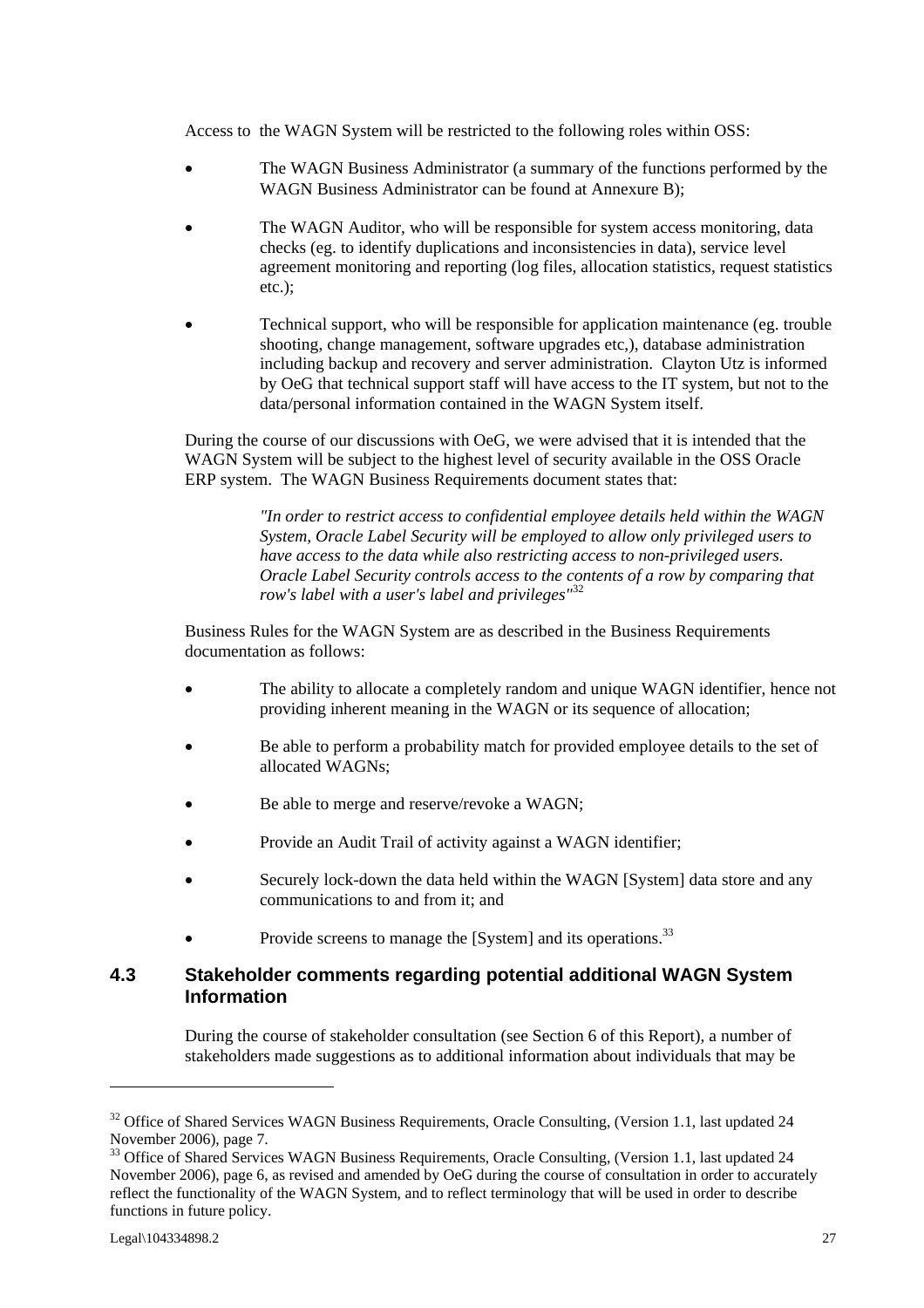Access to the WAGN System will be restricted to the following roles within OSS:

- The WAGN Business Administrator (a summary of the functions performed by the WAGN Business Administrator can be found at Annexure B);
- The WAGN Auditor, who will be responsible for system access monitoring, data checks (eg. to identify duplications and inconsistencies in data), service level agreement monitoring and reporting (log files, allocation statistics, request statistics etc.);
- Technical support, who will be responsible for application maintenance (eg. trouble shooting, change management, software upgrades etc,), database administration including backup and recovery and server administration. Clayton Utz is informed by OeG that technical support staff will have access to the IT system, but not to the data/personal information contained in the WAGN System itself.

During the course of our discussions with OeG, we were advised that it is intended that the WAGN System will be subject to the highest level of security available in the OSS Oracle ERP system. The WAGN Business Requirements document states that:

> *"In order to restrict access to confidential employee details held within the WAGN System, Oracle Label Security will be employed to allow only privileged users to have access to the data while also restricting access to non-privileged users. Oracle Label Security controls access to the contents of a row by comparing that row's label with a user's label and privileges"*[32]

Business Rules for the WAGN System are as described in the Business Requirements documentation as follows:

- The ability to allocate a completely random and unique WAGN identifier, hence not providing inherent meaning in the WAGN or its sequence of allocation;
- Be able to perform a probability match for provided employee details to the set of allocated WAGNs;
- Be able to merge and reserve/revoke a WAGN;
- Provide an Audit Trail of activity against a WAGN identifier;
- Securely lock-down the data held within the WAGN [System] data store and any communications to and from it; and
- Provide screens to manage the [System] and its operations.[33]

## 4.3 Stakeholder comments regarding potential additional WAGN System Information

During the course of stakeholder consultation (see Section 6 of this Report), a number of stakeholders made suggestions as to additional information about individuals that may be

---

[32] Office of Shared Services WAGN Business Requirements, Oracle Consulting, (Version 1.1, last updated 24 November 2006), page 7.

[33] Office of Shared Services WAGN Business Requirements, Oracle Consulting, (Version 1.1, last updated 24 November 2006), page 6, as revised and amended by OeG during the course of consultation in order to accurately reflect the functionality of the WAGN System, and to reflect terminology that will be used in order to describe functions in future policy.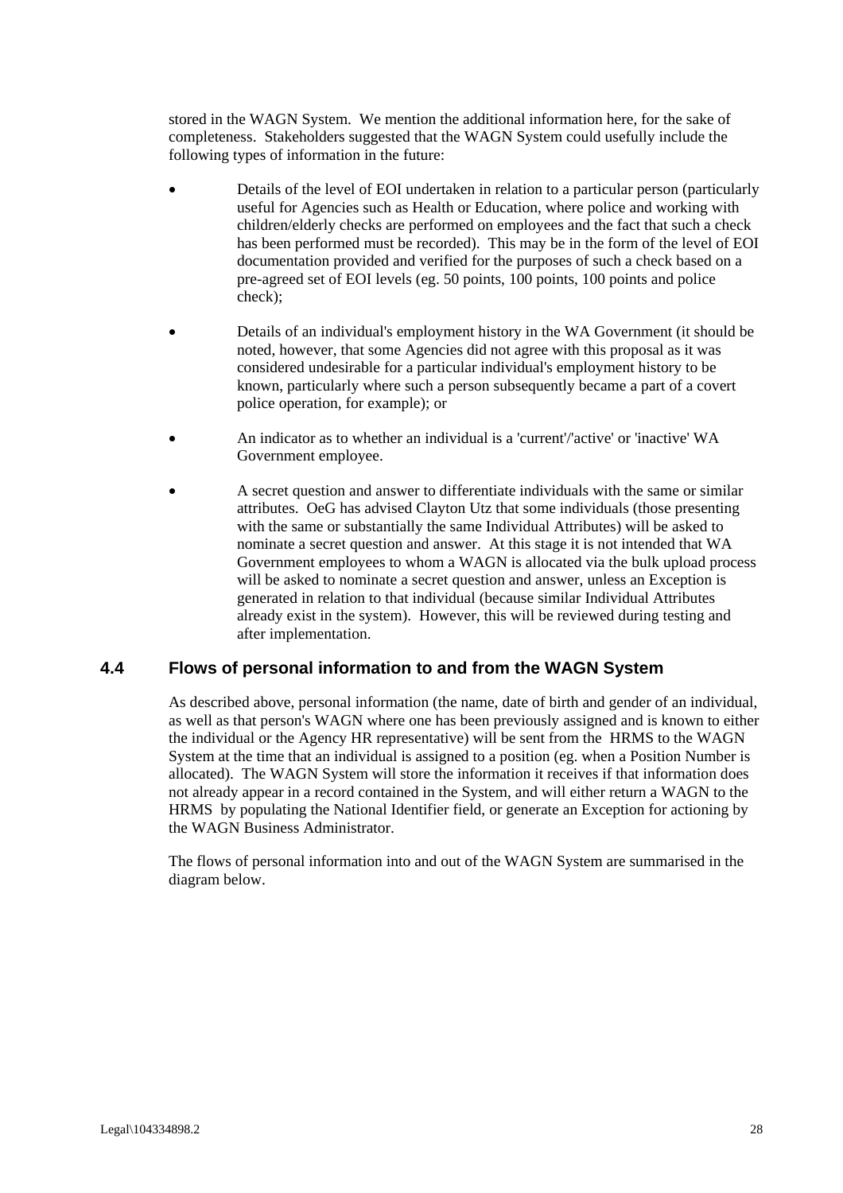stored in the WAGN System. We mention the additional information here, for the sake of completeness. Stakeholders suggested that the WAGN System could usefully include the following types of information in the future:

- Details of the level of EOI undertaken in relation to a particular person (particularly useful for Agencies such as Health or Education, where police and working with children/elderly checks are performed on employees and the fact that such a check has been performed must be recorded). This may be in the form of the level of EOI documentation provided and verified for the purposes of such a check based on a pre-agreed set of EOI levels (eg. 50 points, 100 points, 100 points and police check);
- Details of an individual's employment history in the WA Government (it should be noted, however, that some Agencies did not agree with this proposal as it was considered undesirable for a particular individual's employment history to be known, particularly where such a person subsequently became a part of a covert police operation, for example); or
- An indicator as to whether an individual is a 'current'/'active' or 'inactive' WA Government employee.
- A secret question and answer to differentiate individuals with the same or similar attributes. OeG has advised Clayton Utz that some individuals (those presenting with the same or substantially the same Individual Attributes) will be asked to nominate a secret question and answer. At this stage it is not intended that WA Government employees to whom a WAGN is allocated via the bulk upload process will be asked to nominate a secret question and answer, unless an Exception is generated in relation to that individual (because similar Individual Attributes already exist in the system). However, this will be reviewed during testing and after implementation.

## 4.4 Flows of personal information to and from the WAGN System

As described above, personal information (the name, date of birth and gender of an individual, as well as that person's WAGN where one has been previously assigned and is known to either the individual or the Agency HR representative) will be sent from the HRMS to the WAGN System at the time that an individual is assigned to a position (eg. when a Position Number is allocated). The WAGN System will store the information it receives if that information does not already appear in a record contained in the System, and will either return a WAGN to the HRMS by populating the National Identifier field, or generate an Exception for actioning by the WAGN Business Administrator.

The flows of personal information into and out of the WAGN System are summarised in the diagram below.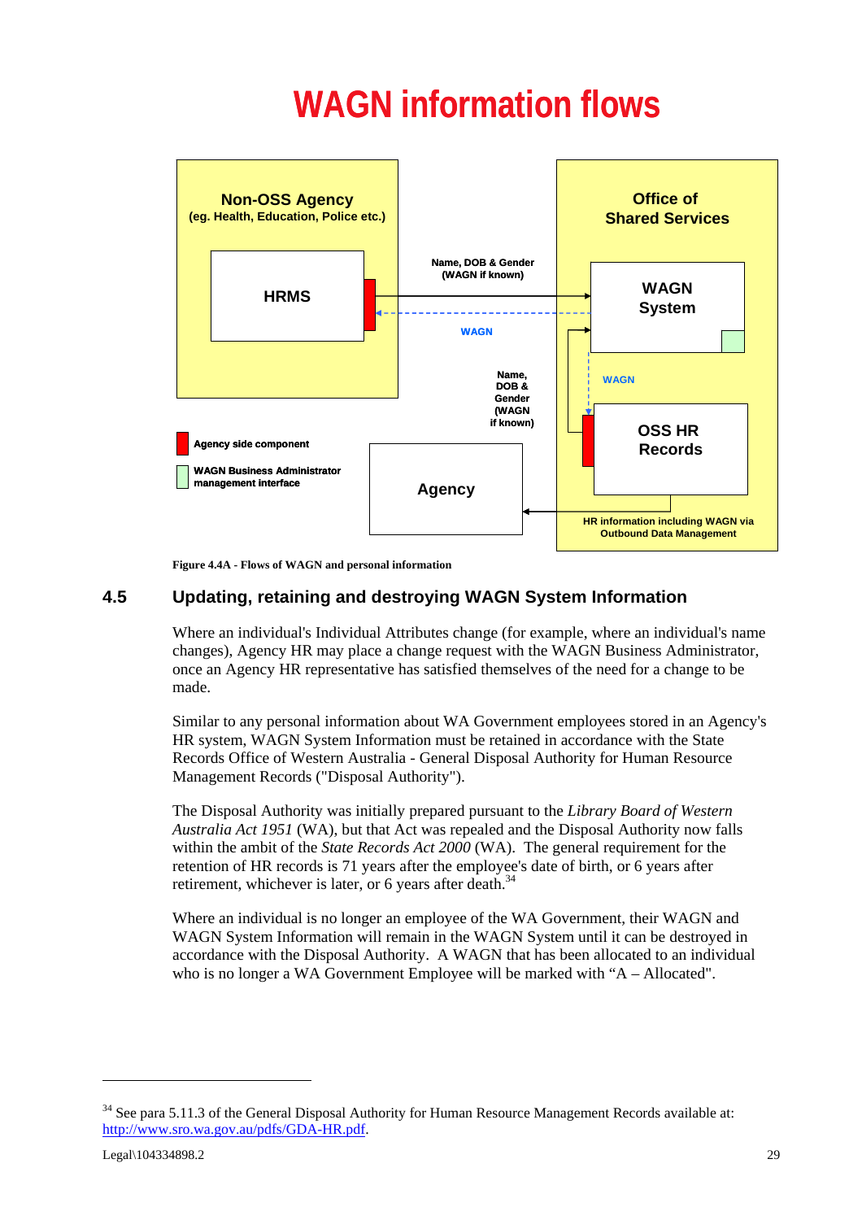# WAGN information flows

Non-OSS Agency
(eg. Health, Education, Police etc.)

HRMS

Name, DOB & Gender
(WAGN if known)

WAGN

Office of
Shared Services

WAGN
System

WAGN

Name,
DOB &
Gender
(WAGN
if known)

OSS HR
Records

Agency side component

WAGN Business Administrator management interface

Agency

HR information including WAGN via Outbound Data Management

**Figure 4.4A - Flows of WAGN and personal information**

## 4.5 Updating, retaining and destroying WAGN System Information

Where an individual's Individual Attributes change (for example, where an individual's name changes), Agency HR may place a change request with the WAGN Business Administrator, once an Agency HR representative has satisfied themselves of the need for a change to be made.

Similar to any personal information about WA Government employees stored in an Agency's HR system, WAGN System Information must be retained in accordance with the State Records Office of Western Australia - General Disposal Authority for Human Resource Management Records ("Disposal Authority").

The Disposal Authority was initially prepared pursuant to the *Library Board of Western Australia Act 1951* (WA), but that Act was repealed and the Disposal Authority now falls within the ambit of the *State Records Act 2000* (WA). The general requirement for the retention of HR records is 71 years after the employee's date of birth, or 6 years after retirement, whichever is later, or 6 years after death.[34]

Where an individual is no longer an employee of the WA Government, their WAGN and WAGN System Information will remain in the WAGN System until it can be destroyed in accordance with the Disposal Authority. A WAGN that has been allocated to an individual who is no longer a WA Government Employee will be marked with "A – Allocated".

---

[34] See para 5.11.3 of the General Disposal Authority for Human Resource Management Records available at: http://www.sro.wa.gov.au/pdfs/GDA-HR.pdf.

Legal\104334898.2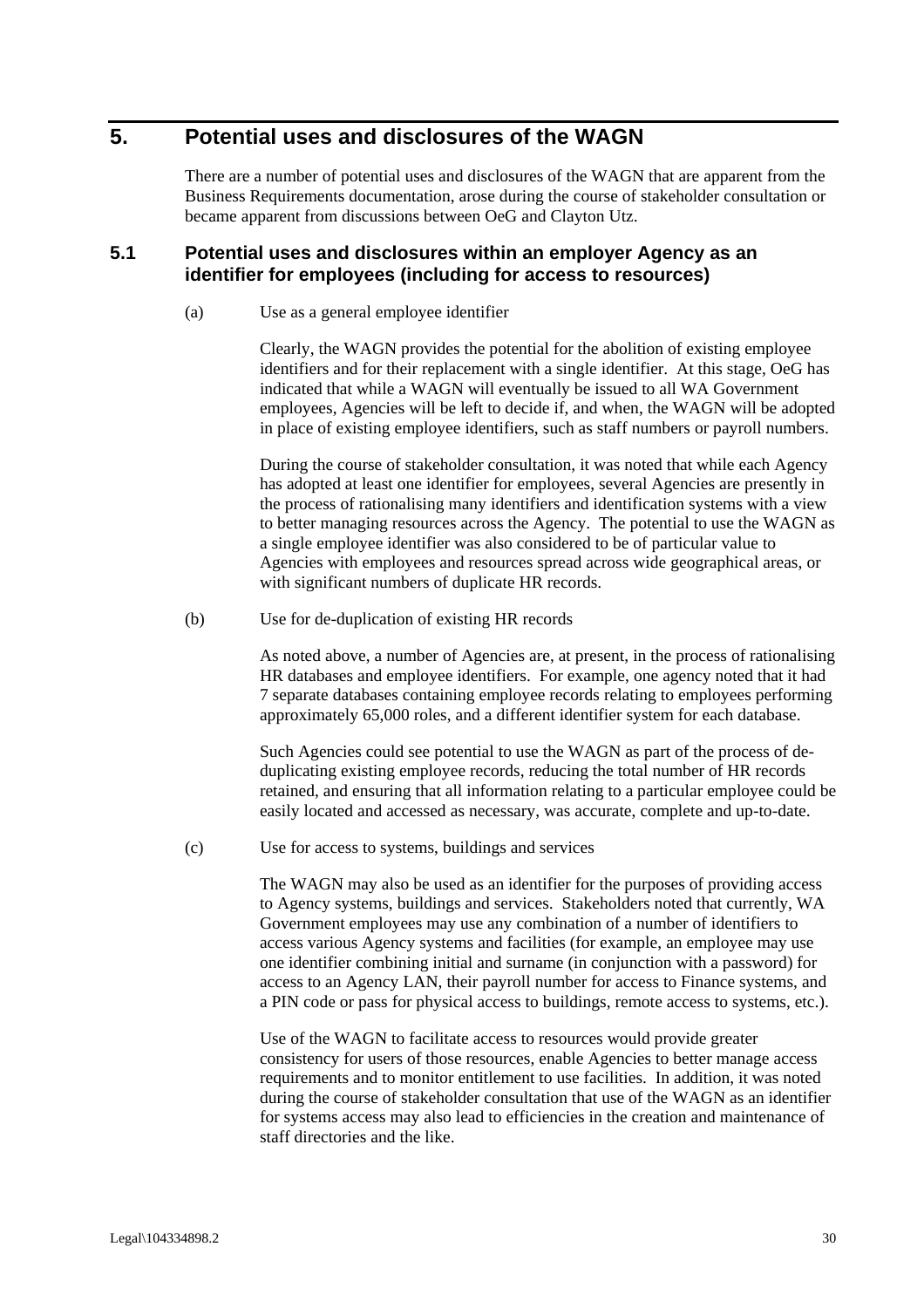# 5. Potential uses and disclosures of the WAGN

There are a number of potential uses and disclosures of the WAGN that are apparent from the Business Requirements documentation, arose during the course of stakeholder consultation or became apparent from discussions between OeG and Clayton Utz.

## 5.1 Potential uses and disclosures within an employer Agency as an identifier for employees (including for access to resources)

(a) Use as a general employee identifier

Clearly, the WAGN provides the potential for the abolition of existing employee identifiers and for their replacement with a single identifier. At this stage, OeG has indicated that while a WAGN will eventually be issued to all WA Government employees, Agencies will be left to decide if, and when, the WAGN will be adopted in place of existing employee identifiers, such as staff numbers or payroll numbers.

During the course of stakeholder consultation, it was noted that while each Agency has adopted at least one identifier for employees, several Agencies are presently in the process of rationalising many identifiers and identification systems with a view to better managing resources across the Agency. The potential to use the WAGN as a single employee identifier was also considered to be of particular value to Agencies with employees and resources spread across wide geographical areas, or with significant numbers of duplicate HR records.

(b) Use for de-duplication of existing HR records

As noted above, a number of Agencies are, at present, in the process of rationalising HR databases and employee identifiers. For example, one agency noted that it had 7 separate databases containing employee records relating to employees performing approximately 65,000 roles, and a different identifier system for each database.

Such Agencies could see potential to use the WAGN as part of the process of de-duplicating existing employee records, reducing the total number of HR records retained, and ensuring that all information relating to a particular employee could be easily located and accessed as necessary, was accurate, complete and up-to-date.

(c) Use for access to systems, buildings and services

The WAGN may also be used as an identifier for the purposes of providing access to Agency systems, buildings and services. Stakeholders noted that currently, WA Government employees may use any combination of a number of identifiers to access various Agency systems and facilities (for example, an employee may use one identifier combining initial and surname (in conjunction with a password) for access to an Agency LAN, their payroll number for access to Finance systems, and a PIN code or pass for physical access to buildings, remote access to systems, etc.).

Use of the WAGN to facilitate access to resources would provide greater consistency for users of those resources, enable Agencies to better manage access requirements and to monitor entitlement to use facilities. In addition, it was noted during the course of stakeholder consultation that use of the WAGN as an identifier for systems access may also lead to efficiencies in the creation and maintenance of staff directories and the like.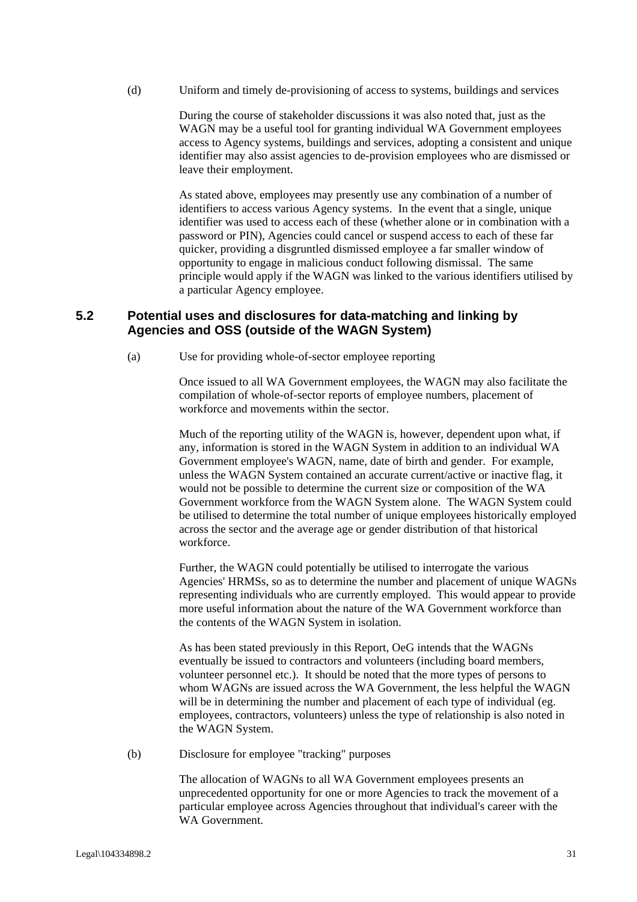(d) Uniform and timely de-provisioning of access to systems, buildings and services

During the course of stakeholder discussions it was also noted that, just as the WAGN may be a useful tool for granting individual WA Government employees access to Agency systems, buildings and services, adopting a consistent and unique identifier may also assist agencies to de-provision employees who are dismissed or leave their employment.

As stated above, employees may presently use any combination of a number of identifiers to access various Agency systems. In the event that a single, unique identifier was used to access each of these (whether alone or in combination with a password or PIN), Agencies could cancel or suspend access to each of these far quicker, providing a disgruntled dismissed employee a far smaller window of opportunity to engage in malicious conduct following dismissal. The same principle would apply if the WAGN was linked to the various identifiers utilised by a particular Agency employee.

## 5.2 Potential uses and disclosures for data-matching and linking by Agencies and OSS (outside of the WAGN System)

(a) Use for providing whole-of-sector employee reporting

Once issued to all WA Government employees, the WAGN may also facilitate the compilation of whole-of-sector reports of employee numbers, placement of workforce and movements within the sector.

Much of the reporting utility of the WAGN is, however, dependent upon what, if any, information is stored in the WAGN System in addition to an individual WA Government employee's WAGN, name, date of birth and gender. For example, unless the WAGN System contained an accurate current/active or inactive flag, it would not be possible to determine the current size or composition of the WA Government workforce from the WAGN System alone. The WAGN System could be utilised to determine the total number of unique employees historically employed across the sector and the average age or gender distribution of that historical workforce.

Further, the WAGN could potentially be utilised to interrogate the various Agencies' HRMSs, so as to determine the number and placement of unique WAGNs representing individuals who are currently employed. This would appear to provide more useful information about the nature of the WA Government workforce than the contents of the WAGN System in isolation.

As has been stated previously in this Report, OeG intends that the WAGNs eventually be issued to contractors and volunteers (including board members, volunteer personnel etc.). It should be noted that the more types of persons to whom WAGNs are issued across the WA Government, the less helpful the WAGN will be in determining the number and placement of each type of individual (eg. employees, contractors, volunteers) unless the type of relationship is also noted in the WAGN System.

(b) Disclosure for employee "tracking" purposes

The allocation of WAGNs to all WA Government employees presents an unprecedented opportunity for one or more Agencies to track the movement of a particular employee across Agencies throughout that individual's career with the WA Government.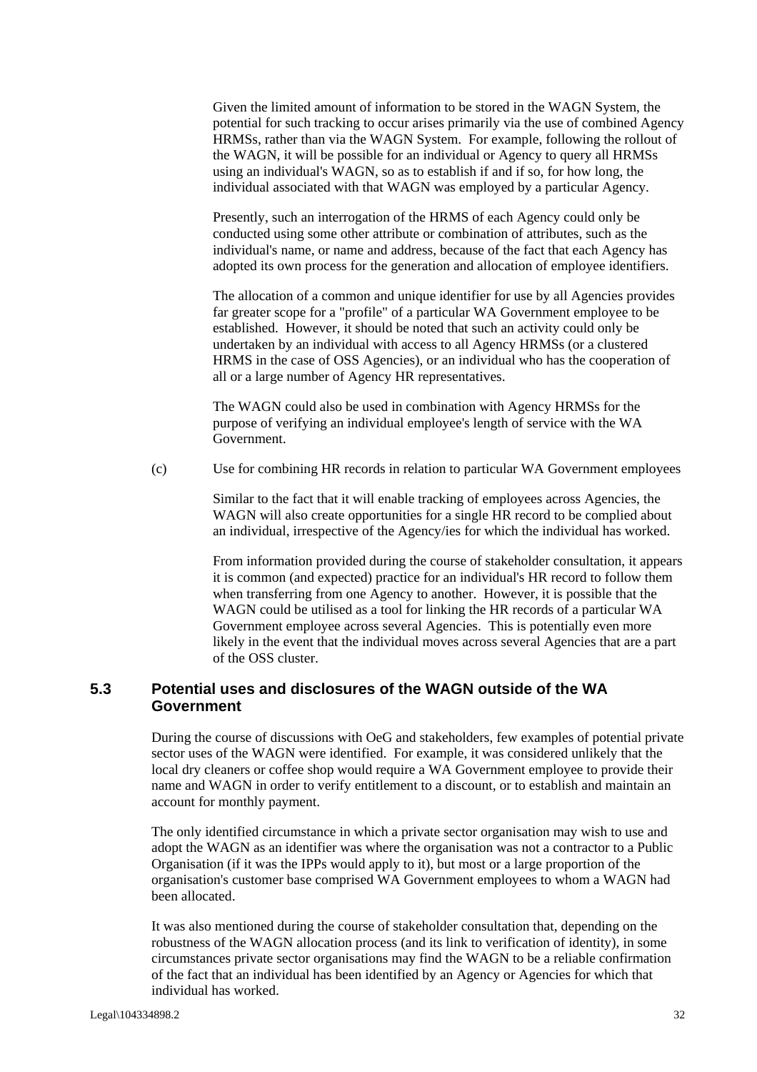Given the limited amount of information to be stored in the WAGN System, the potential for such tracking to occur arises primarily via the use of combined Agency HRMSs, rather than via the WAGN System. For example, following the rollout of the WAGN, it will be possible for an individual or Agency to query all HRMSs using an individual's WAGN, so as to establish if and if so, for how long, the individual associated with that WAGN was employed by a particular Agency.

Presently, such an interrogation of the HRMS of each Agency could only be conducted using some other attribute or combination of attributes, such as the individual's name, or name and address, because of the fact that each Agency has adopted its own process for the generation and allocation of employee identifiers.

The allocation of a common and unique identifier for use by all Agencies provides far greater scope for a "profile" of a particular WA Government employee to be established. However, it should be noted that such an activity could only be undertaken by an individual with access to all Agency HRMSs (or a clustered HRMS in the case of OSS Agencies), or an individual who has the cooperation of all or a large number of Agency HR representatives.

The WAGN could also be used in combination with Agency HRMSs for the purpose of verifying an individual employee's length of service with the WA Government.

(c) Use for combining HR records in relation to particular WA Government employees

Similar to the fact that it will enable tracking of employees across Agencies, the WAGN will also create opportunities for a single HR record to be complied about an individual, irrespective of the Agency/ies for which the individual has worked.

From information provided during the course of stakeholder consultation, it appears it is common (and expected) practice for an individual's HR record to follow them when transferring from one Agency to another. However, it is possible that the WAGN could be utilised as a tool for linking the HR records of a particular WA Government employee across several Agencies. This is potentially even more likely in the event that the individual moves across several Agencies that are a part of the OSS cluster.

### 5.3 Potential uses and disclosures of the WAGN outside of the WA Government

During the course of discussions with OeG and stakeholders, few examples of potential private sector uses of the WAGN were identified. For example, it was considered unlikely that the local dry cleaners or coffee shop would require a WA Government employee to provide their name and WAGN in order to verify entitlement to a discount, or to establish and maintain an account for monthly payment.

The only identified circumstance in which a private sector organisation may wish to use and adopt the WAGN as an identifier was where the organisation was not a contractor to a Public Organisation (if it was the IPPs would apply to it), but most or a large proportion of the organisation's customer base comprised WA Government employees to whom a WAGN had been allocated.

It was also mentioned during the course of stakeholder consultation that, depending on the robustness of the WAGN allocation process (and its link to verification of identity), in some circumstances private sector organisations may find the WAGN to be a reliable confirmation of the fact that an individual has been identified by an Agency or Agencies for which that individual has worked.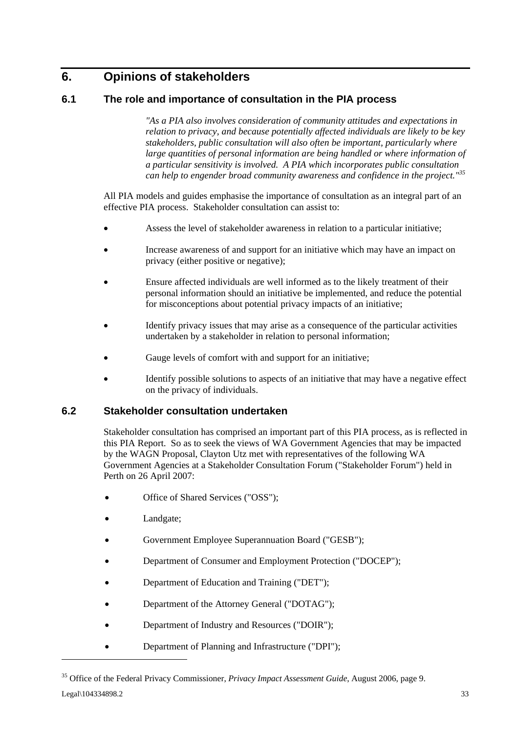# 6. Opinions of stakeholders

## 6.1 The role and importance of consultation in the PIA process

> *"As a PIA also involves consideration of community attitudes and expectations in relation to privacy, and because potentially affected individuals are likely to be key stakeholders, public consultation will also often be important, particularly where large quantities of personal information are being handled or where information of a particular sensitivity is involved. A PIA which incorporates public consultation can help to engender broad community awareness and confidence in the project."*[35]

All PIA models and guides emphasise the importance of consultation as an integral part of an effective PIA process. Stakeholder consultation can assist to:

- Assess the level of stakeholder awareness in relation to a particular initiative;
- Increase awareness of and support for an initiative which may have an impact on privacy (either positive or negative);
- Ensure affected individuals are well informed as to the likely treatment of their personal information should an initiative be implemented, and reduce the potential for misconceptions about potential privacy impacts of an initiative;
- Identify privacy issues that may arise as a consequence of the particular activities undertaken by a stakeholder in relation to personal information;
- Gauge levels of comfort with and support for an initiative;
- Identify possible solutions to aspects of an initiative that may have a negative effect on the privacy of individuals.

## 6.2 Stakeholder consultation undertaken

Stakeholder consultation has comprised an important part of this PIA process, as is reflected in this PIA Report. So as to seek the views of WA Government Agencies that may be impacted by the WAGN Proposal, Clayton Utz met with representatives of the following WA Government Agencies at a Stakeholder Consultation Forum ("Stakeholder Forum") held in Perth on 26 April 2007:

- Office of Shared Services ("OSS");
- Landgate;
- Government Employee Superannuation Board ("GESB");
- Department of Consumer and Employment Protection ("DOCEP");
- Department of Education and Training ("DET");
- Department of the Attorney General ("DOTAG");
- Department of Industry and Resources ("DOIR");
- Department of Planning and Infrastructure ("DPI");

---

[35] Office of the Federal Privacy Commissioner, *Privacy Impact Assessment Guide*, August 2006, page 9.

Legal\104334898.2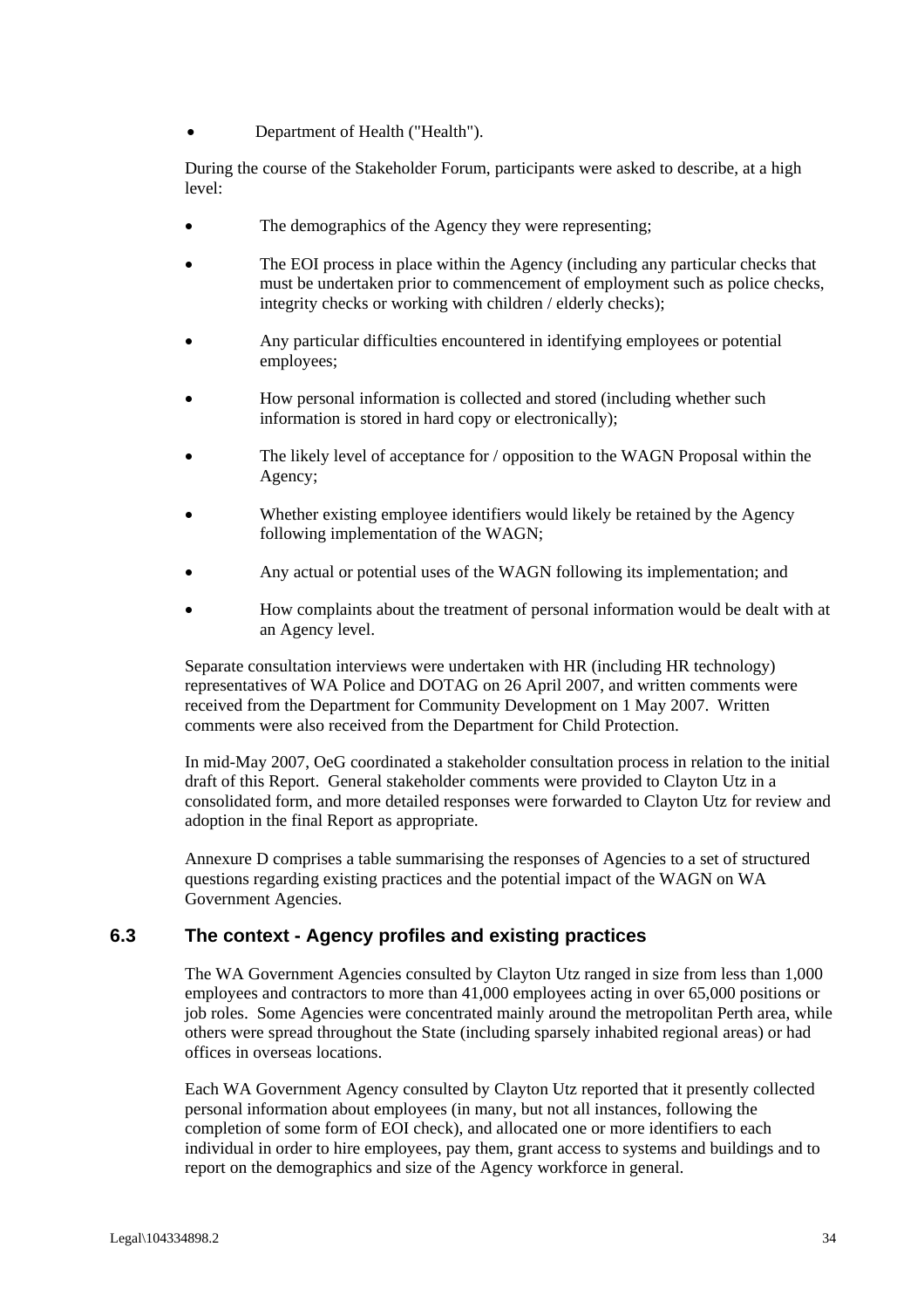- Department of Health ("Health").

During the course of the Stakeholder Forum, participants were asked to describe, at a high level:

- The demographics of the Agency they were representing;
- The EOI process in place within the Agency (including any particular checks that must be undertaken prior to commencement of employment such as police checks, integrity checks or working with children / elderly checks);
- Any particular difficulties encountered in identifying employees or potential employees;
- How personal information is collected and stored (including whether such information is stored in hard copy or electronically);
- The likely level of acceptance for / opposition to the WAGN Proposal within the Agency;
- Whether existing employee identifiers would likely be retained by the Agency following implementation of the WAGN;
- Any actual or potential uses of the WAGN following its implementation; and
- How complaints about the treatment of personal information would be dealt with at an Agency level.

Separate consultation interviews were undertaken with HR (including HR technology) representatives of WA Police and DOTAG on 26 April 2007, and written comments were received from the Department for Community Development on 1 May 2007. Written comments were also received from the Department for Child Protection.

In mid-May 2007, OeG coordinated a stakeholder consultation process in relation to the initial draft of this Report. General stakeholder comments were provided to Clayton Utz in a consolidated form, and more detailed responses were forwarded to Clayton Utz for review and adoption in the final Report as appropriate.

Annexure D comprises a table summarising the responses of Agencies to a set of structured questions regarding existing practices and the potential impact of the WAGN on WA Government Agencies.

### 6.3 The context - Agency profiles and existing practices

The WA Government Agencies consulted by Clayton Utz ranged in size from less than 1,000 employees and contractors to more than 41,000 employees acting in over 65,000 positions or job roles. Some Agencies were concentrated mainly around the metropolitan Perth area, while others were spread throughout the State (including sparsely inhabited regional areas) or had offices in overseas locations.

Each WA Government Agency consulted by Clayton Utz reported that it presently collected personal information about employees (in many, but not all instances, following the completion of some form of EOI check), and allocated one or more identifiers to each individual in order to hire employees, pay them, grant access to systems and buildings and to report on the demographics and size of the Agency workforce in general.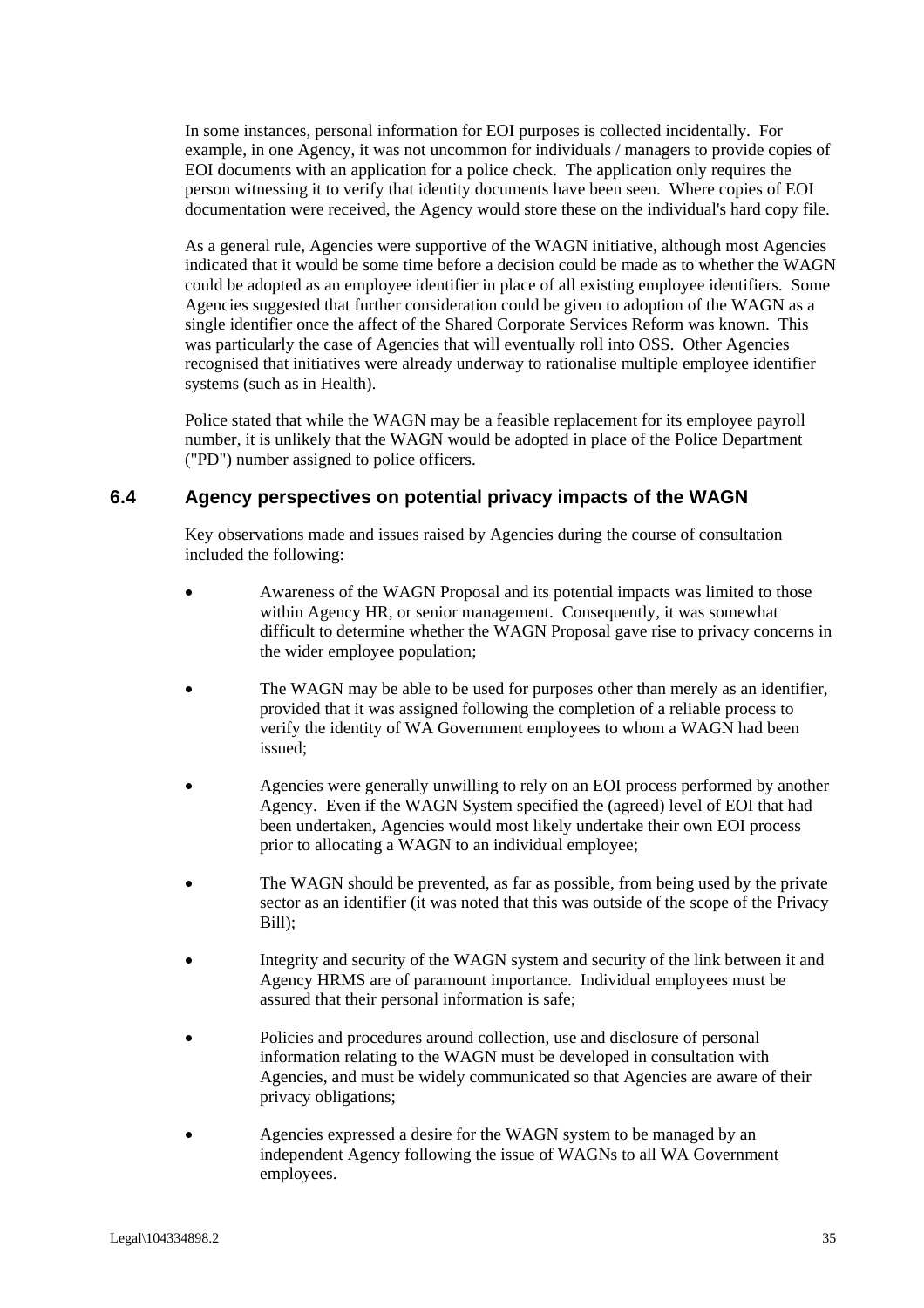In some instances, personal information for EOI purposes is collected incidentally. For example, in one Agency, it was not uncommon for individuals / managers to provide copies of EOI documents with an application for a police check. The application only requires the person witnessing it to verify that identity documents have been seen. Where copies of EOI documentation were received, the Agency would store these on the individual's hard copy file.

As a general rule, Agencies were supportive of the WAGN initiative, although most Agencies indicated that it would be some time before a decision could be made as to whether the WAGN could be adopted as an employee identifier in place of all existing employee identifiers. Some Agencies suggested that further consideration could be given to adoption of the WAGN as a single identifier once the affect of the Shared Corporate Services Reform was known. This was particularly the case of Agencies that will eventually roll into OSS. Other Agencies recognised that initiatives were already underway to rationalise multiple employee identifier systems (such as in Health).

Police stated that while the WAGN may be a feasible replacement for its employee payroll number, it is unlikely that the WAGN would be adopted in place of the Police Department ("PD") number assigned to police officers.

## 6.4 Agency perspectives on potential privacy impacts of the WAGN

Key observations made and issues raised by Agencies during the course of consultation included the following:

- Awareness of the WAGN Proposal and its potential impacts was limited to those within Agency HR, or senior management. Consequently, it was somewhat difficult to determine whether the WAGN Proposal gave rise to privacy concerns in the wider employee population;
- The WAGN may be able to be used for purposes other than merely as an identifier, provided that it was assigned following the completion of a reliable process to verify the identity of WA Government employees to whom a WAGN had been issued;
- Agencies were generally unwilling to rely on an EOI process performed by another Agency. Even if the WAGN System specified the (agreed) level of EOI that had been undertaken, Agencies would most likely undertake their own EOI process prior to allocating a WAGN to an individual employee;
- The WAGN should be prevented, as far as possible, from being used by the private sector as an identifier (it was noted that this was outside of the scope of the Privacy Bill);
- Integrity and security of the WAGN system and security of the link between it and Agency HRMS are of paramount importance. Individual employees must be assured that their personal information is safe;
- Policies and procedures around collection, use and disclosure of personal information relating to the WAGN must be developed in consultation with Agencies, and must be widely communicated so that Agencies are aware of their privacy obligations;
- Agencies expressed a desire for the WAGN system to be managed by an independent Agency following the issue of WAGNs to all WA Government employees.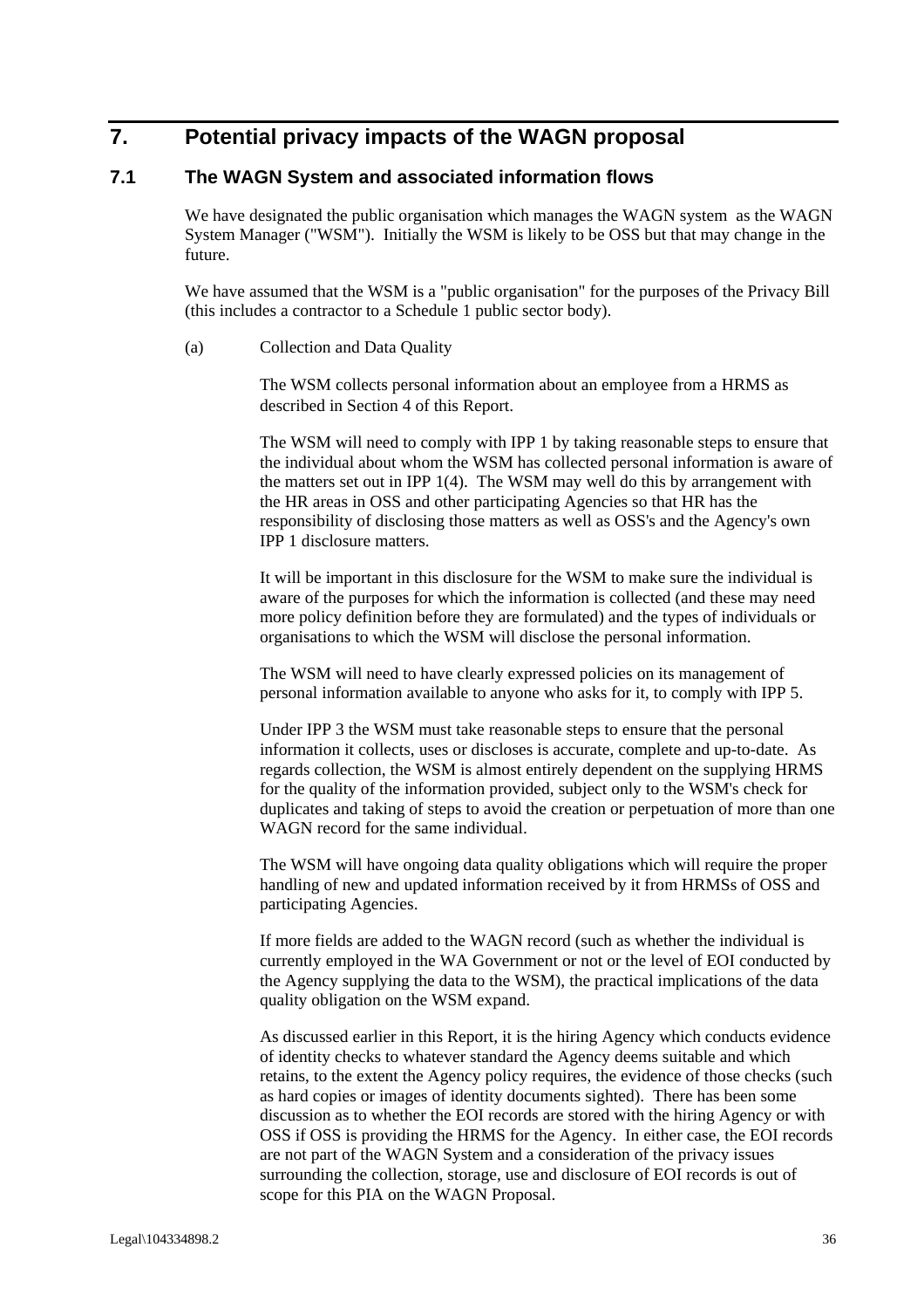# 7. Potential privacy impacts of the WAGN proposal

## 7.1 The WAGN System and associated information flows

We have designated the public organisation which manages the WAGN system as the WAGN System Manager ("WSM"). Initially the WSM is likely to be OSS but that may change in the future.

We have assumed that the WSM is a "public organisation" for the purposes of the Privacy Bill (this includes a contractor to a Schedule 1 public sector body).

(a) Collection and Data Quality

The WSM collects personal information about an employee from a HRMS as described in Section 4 of this Report.

The WSM will need to comply with IPP 1 by taking reasonable steps to ensure that the individual about whom the WSM has collected personal information is aware of the matters set out in IPP 1(4). The WSM may well do this by arrangement with the HR areas in OSS and other participating Agencies so that HR has the responsibility of disclosing those matters as well as OSS's and the Agency's own IPP 1 disclosure matters.

It will be important in this disclosure for the WSM to make sure the individual is aware of the purposes for which the information is collected (and these may need more policy definition before they are formulated) and the types of individuals or organisations to which the WSM will disclose the personal information.

The WSM will need to have clearly expressed policies on its management of personal information available to anyone who asks for it, to comply with IPP 5.

Under IPP 3 the WSM must take reasonable steps to ensure that the personal information it collects, uses or discloses is accurate, complete and up-to-date. As regards collection, the WSM is almost entirely dependent on the supplying HRMS for the quality of the information provided, subject only to the WSM's check for duplicates and taking of steps to avoid the creation or perpetuation of more than one WAGN record for the same individual.

The WSM will have ongoing data quality obligations which will require the proper handling of new and updated information received by it from HRMSs of OSS and participating Agencies.

If more fields are added to the WAGN record (such as whether the individual is currently employed in the WA Government or not or the level of EOI conducted by the Agency supplying the data to the WSM), the practical implications of the data quality obligation on the WSM expand.

As discussed earlier in this Report, it is the hiring Agency which conducts evidence of identity checks to whatever standard the Agency deems suitable and which retains, to the extent the Agency policy requires, the evidence of those checks (such as hard copies or images of identity documents sighted). There has been some discussion as to whether the EOI records are stored with the hiring Agency or with OSS if OSS is providing the HRMS for the Agency. In either case, the EOI records are not part of the WAGN System and a consideration of the privacy issues surrounding the collection, storage, use and disclosure of EOI records is out of scope for this PIA on the WAGN Proposal.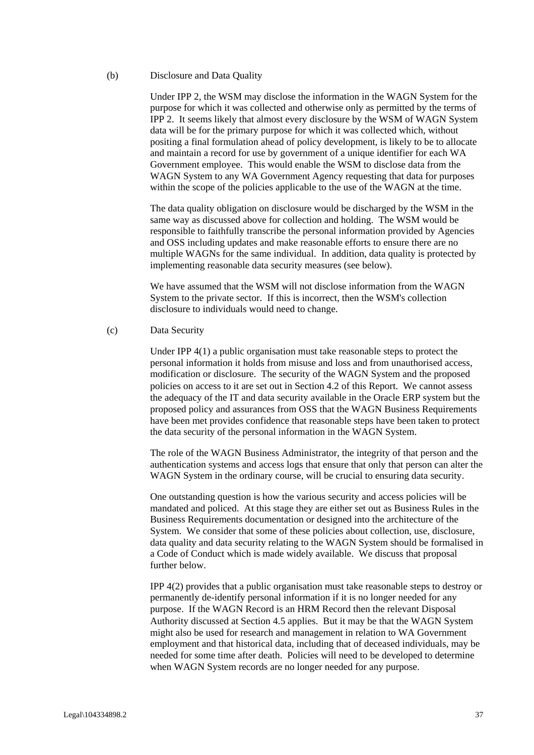(b) Disclosure and Data Quality

Under IPP 2, the WSM may disclose the information in the WAGN System for the purpose for which it was collected and otherwise only as permitted by the terms of IPP 2. It seems likely that almost every disclosure by the WSM of WAGN System data will be for the primary purpose for which it was collected which, without positing a final formulation ahead of policy development, is likely to be to allocate and maintain a record for use by government of a unique identifier for each WA Government employee. This would enable the WSM to disclose data from the WAGN System to any WA Government Agency requesting that data for purposes within the scope of the policies applicable to the use of the WAGN at the time.

The data quality obligation on disclosure would be discharged by the WSM in the same way as discussed above for collection and holding. The WSM would be responsible to faithfully transcribe the personal information provided by Agencies and OSS including updates and make reasonable efforts to ensure there are no multiple WAGNs for the same individual. In addition, data quality is protected by implementing reasonable data security measures (see below).

We have assumed that the WSM will not disclose information from the WAGN System to the private sector. If this is incorrect, then the WSM's collection disclosure to individuals would need to change.

(c) Data Security

Under IPP 4(1) a public organisation must take reasonable steps to protect the personal information it holds from misuse and loss and from unauthorised access, modification or disclosure. The security of the WAGN System and the proposed policies on access to it are set out in Section 4.2 of this Report. We cannot assess the adequacy of the IT and data security available in the Oracle ERP system but the proposed policy and assurances from OSS that the WAGN Business Requirements have been met provides confidence that reasonable steps have been taken to protect the data security of the personal information in the WAGN System.

The role of the WAGN Business Administrator, the integrity of that person and the authentication systems and access logs that ensure that only that person can alter the WAGN System in the ordinary course, will be crucial to ensuring data security.

One outstanding question is how the various security and access policies will be mandated and policed. At this stage they are either set out as Business Rules in the Business Requirements documentation or designed into the architecture of the System. We consider that some of these policies about collection, use, disclosure, data quality and data security relating to the WAGN System should be formalised in a Code of Conduct which is made widely available. We discuss that proposal further below.

IPP 4(2) provides that a public organisation must take reasonable steps to destroy or permanently de-identify personal information if it is no longer needed for any purpose. If the WAGN Record is an HRM Record then the relevant Disposal Authority discussed at Section 4.5 applies. But it may be that the WAGN System might also be used for research and management in relation to WA Government employment and that historical data, including that of deceased individuals, may be needed for some time after death. Policies will need to be developed to determine when WAGN System records are no longer needed for any purpose.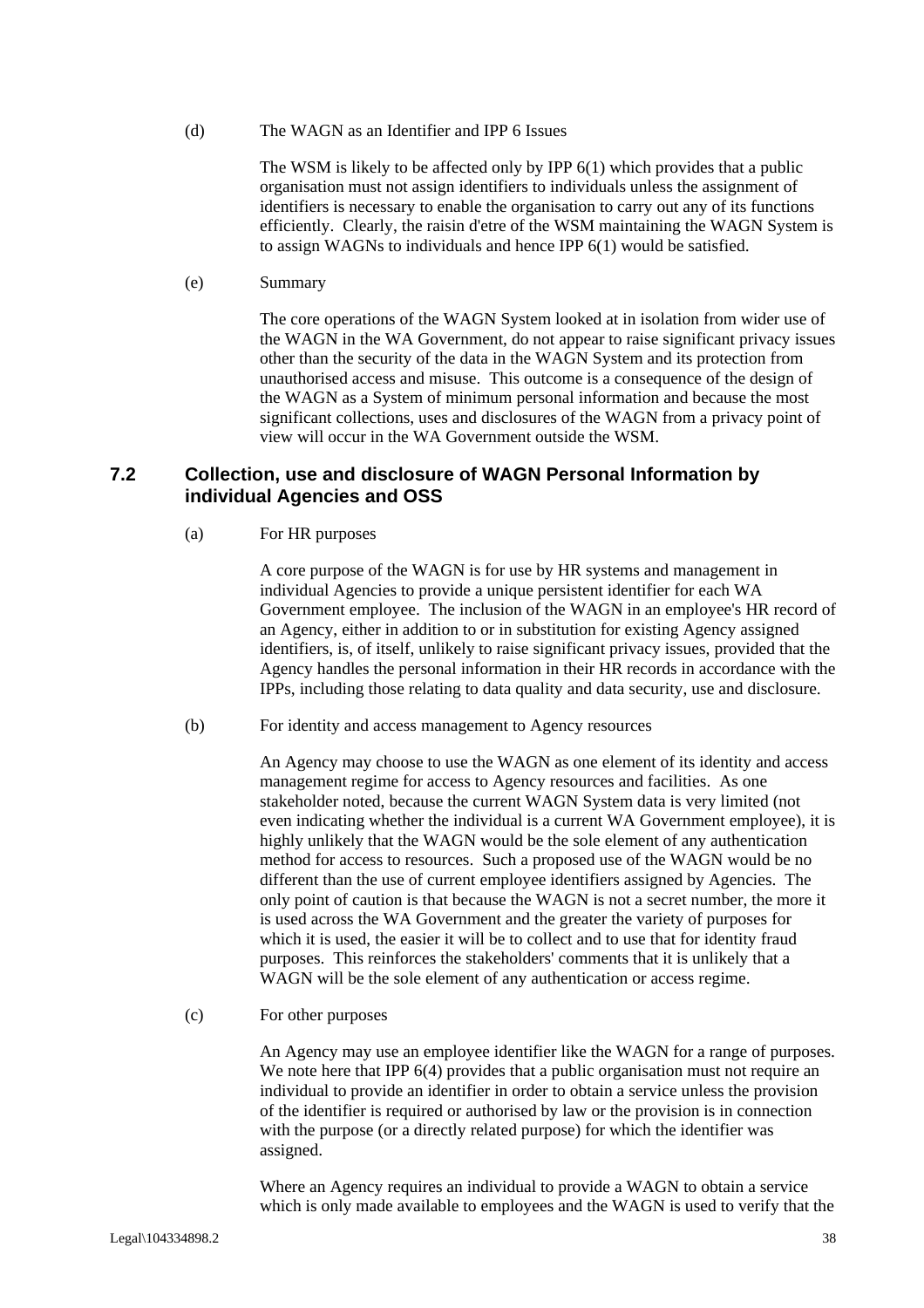(d) The WAGN as an Identifier and IPP 6 Issues

The WSM is likely to be affected only by IPP 6(1) which provides that a public organisation must not assign identifiers to individuals unless the assignment of identifiers is necessary to enable the organisation to carry out any of its functions efficiently. Clearly, the raisin d'etre of the WSM maintaining the WAGN System is to assign WAGNs to individuals and hence IPP 6(1) would be satisfied.

(e) Summary

The core operations of the WAGN System looked at in isolation from wider use of the WAGN in the WA Government, do not appear to raise significant privacy issues other than the security of the data in the WAGN System and its protection from unauthorised access and misuse. This outcome is a consequence of the design of the WAGN as a System of minimum personal information and because the most significant collections, uses and disclosures of the WAGN from a privacy point of view will occur in the WA Government outside the WSM.

## 7.2 Collection, use and disclosure of WAGN Personal Information by individual Agencies and OSS

(a) For HR purposes

A core purpose of the WAGN is for use by HR systems and management in individual Agencies to provide a unique persistent identifier for each WA Government employee. The inclusion of the WAGN in an employee's HR record of an Agency, either in addition to or in substitution for existing Agency assigned identifiers, is, of itself, unlikely to raise significant privacy issues, provided that the Agency handles the personal information in their HR records in accordance with the IPPs, including those relating to data quality and data security, use and disclosure.

(b) For identity and access management to Agency resources

An Agency may choose to use the WAGN as one element of its identity and access management regime for access to Agency resources and facilities. As one stakeholder noted, because the current WAGN System data is very limited (not even indicating whether the individual is a current WA Government employee), it is highly unlikely that the WAGN would be the sole element of any authentication method for access to resources. Such a proposed use of the WAGN would be no different than the use of current employee identifiers assigned by Agencies. The only point of caution is that because the WAGN is not a secret number, the more it is used across the WA Government and the greater the variety of purposes for which it is used, the easier it will be to collect and to use that for identity fraud purposes. This reinforces the stakeholders' comments that it is unlikely that a WAGN will be the sole element of any authentication or access regime.

(c) For other purposes

An Agency may use an employee identifier like the WAGN for a range of purposes. We note here that IPP 6(4) provides that a public organisation must not require an individual to provide an identifier in order to obtain a service unless the provision of the identifier is required or authorised by law or the provision is in connection with the purpose (or a directly related purpose) for which the identifier was assigned.

Where an Agency requires an individual to provide a WAGN to obtain a service which is only made available to employees and the WAGN is used to verify that the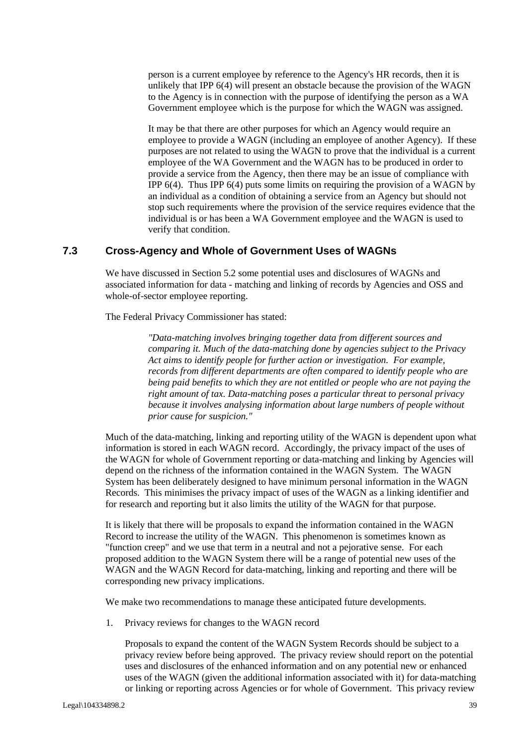person is a current employee by reference to the Agency's HR records, then it is unlikely that IPP 6(4) will present an obstacle because the provision of the WAGN to the Agency is in connection with the purpose of identifying the person as a WA Government employee which is the purpose for which the WAGN was assigned.

It may be that there are other purposes for which an Agency would require an employee to provide a WAGN (including an employee of another Agency). If these purposes are not related to using the WAGN to prove that the individual is a current employee of the WA Government and the WAGN has to be produced in order to provide a service from the Agency, then there may be an issue of compliance with IPP 6(4). Thus IPP 6(4) puts some limits on requiring the provision of a WAGN by an individual as a condition of obtaining a service from an Agency but should not stop such requirements where the provision of the service requires evidence that the individual is or has been a WA Government employee and the WAGN is used to verify that condition.

## 7.3 Cross-Agency and Whole of Government Uses of WAGNs

We have discussed in Section 5.2 some potential uses and disclosures of WAGNs and associated information for data - matching and linking of records by Agencies and OSS and whole-of-sector employee reporting.

The Federal Privacy Commissioner has stated:

> *"Data-matching involves bringing together data from different sources and comparing it. Much of the data-matching done by agencies subject to the Privacy Act aims to identify people for further action or investigation. For example, records from different departments are often compared to identify people who are being paid benefits to which they are not entitled or people who are not paying the right amount of tax. Data-matching poses a particular threat to personal privacy because it involves analysing information about large numbers of people without prior cause for suspicion."*

Much of the data-matching, linking and reporting utility of the WAGN is dependent upon what information is stored in each WAGN record. Accordingly, the privacy impact of the uses of the WAGN for whole of Government reporting or data-matching and linking by Agencies will depend on the richness of the information contained in the WAGN System. The WAGN System has been deliberately designed to have minimum personal information in the WAGN Records. This minimises the privacy impact of uses of the WAGN as a linking identifier and for research and reporting but it also limits the utility of the WAGN for that purpose.

It is likely that there will be proposals to expand the information contained in the WAGN Record to increase the utility of the WAGN. This phenomenon is sometimes known as "function creep" and we use that term in a neutral and not a pejorative sense. For each proposed addition to the WAGN System there will be a range of potential new uses of the WAGN and the WAGN Record for data-matching, linking and reporting and there will be corresponding new privacy implications.

We make two recommendations to manage these anticipated future developments.

1. Privacy reviews for changes to the WAGN record

   Proposals to expand the content of the WAGN System Records should be subject to a privacy review before being approved. The privacy review should report on the potential uses and disclosures of the enhanced information and on any potential new or enhanced uses of the WAGN (given the additional information associated with it) for data-matching or linking or reporting across Agencies or for whole of Government. This privacy review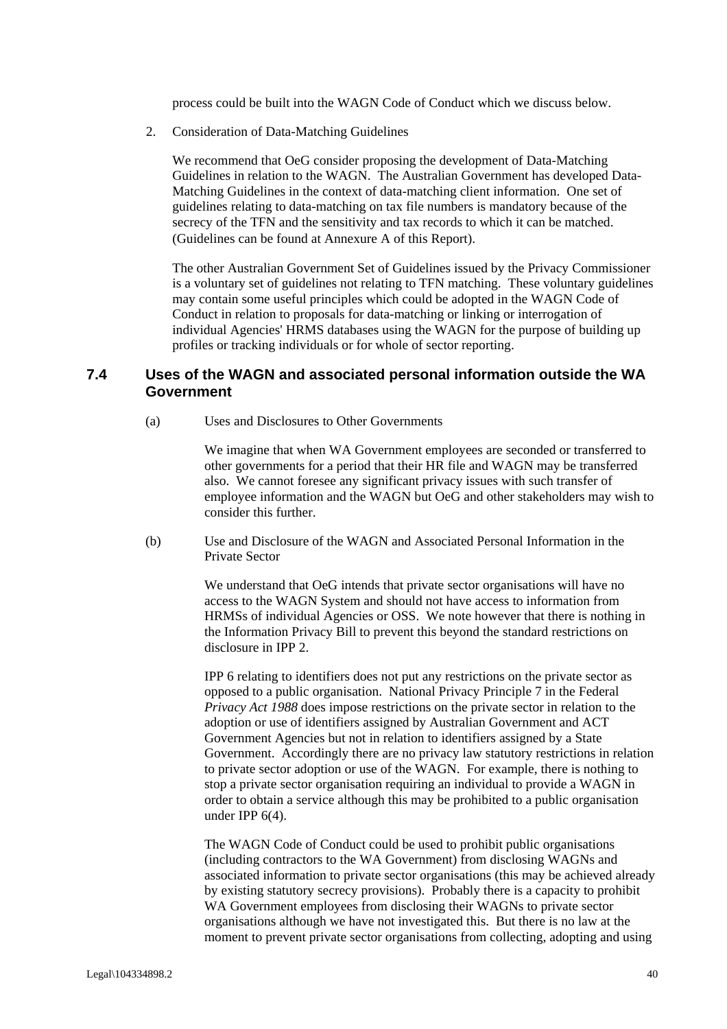process could be built into the WAGN Code of Conduct which we discuss below.

2. Consideration of Data-Matching Guidelines

   We recommend that OeG consider proposing the development of Data-Matching Guidelines in relation to the WAGN. The Australian Government has developed Data-Matching Guidelines in the context of data-matching client information. One set of guidelines relating to data-matching on tax file numbers is mandatory because of the secrecy of the TFN and the sensitivity and tax records to which it can be matched. (Guidelines can be found at Annexure A of this Report).

   The other Australian Government Set of Guidelines issued by the Privacy Commissioner is a voluntary set of guidelines not relating to TFN matching. These voluntary guidelines may contain some useful principles which could be adopted in the WAGN Code of Conduct in relation to proposals for data-matching or linking or interrogation of individual Agencies' HRMS databases using the WAGN for the purpose of building up profiles or tracking individuals or for whole of sector reporting.

### 7.4 Uses of the WAGN and associated personal information outside the WA Government

(a) Uses and Disclosures to Other Governments

We imagine that when WA Government employees are seconded or transferred to other governments for a period that their HR file and WAGN may be transferred also. We cannot foresee any significant privacy issues with such transfer of employee information and the WAGN but OeG and other stakeholders may wish to consider this further.

(b) Use and Disclosure of the WAGN and Associated Personal Information in the Private Sector

We understand that OeG intends that private sector organisations will have no access to the WAGN System and should not have access to information from HRMSs of individual Agencies or OSS. We note however that there is nothing in the Information Privacy Bill to prevent this beyond the standard restrictions on disclosure in IPP 2.

IPP 6 relating to identifiers does not put any restrictions on the private sector as opposed to a public organisation. National Privacy Principle 7 in the Federal *Privacy Act 1988* does impose restrictions on the private sector in relation to the adoption or use of identifiers assigned by Australian Government and ACT Government Agencies but not in relation to identifiers assigned by a State Government. Accordingly there are no privacy law statutory restrictions in relation to private sector adoption or use of the WAGN. For example, there is nothing to stop a private sector organisation requiring an individual to provide a WAGN in order to obtain a service although this may be prohibited to a public organisation under IPP 6(4).

The WAGN Code of Conduct could be used to prohibit public organisations (including contractors to the WA Government) from disclosing WAGNs and associated information to private sector organisations (this may be achieved already by existing statutory secrecy provisions). Probably there is a capacity to prohibit WA Government employees from disclosing their WAGNs to private sector organisations although we have not investigated this. But there is no law at the moment to prevent private sector organisations from collecting, adopting and using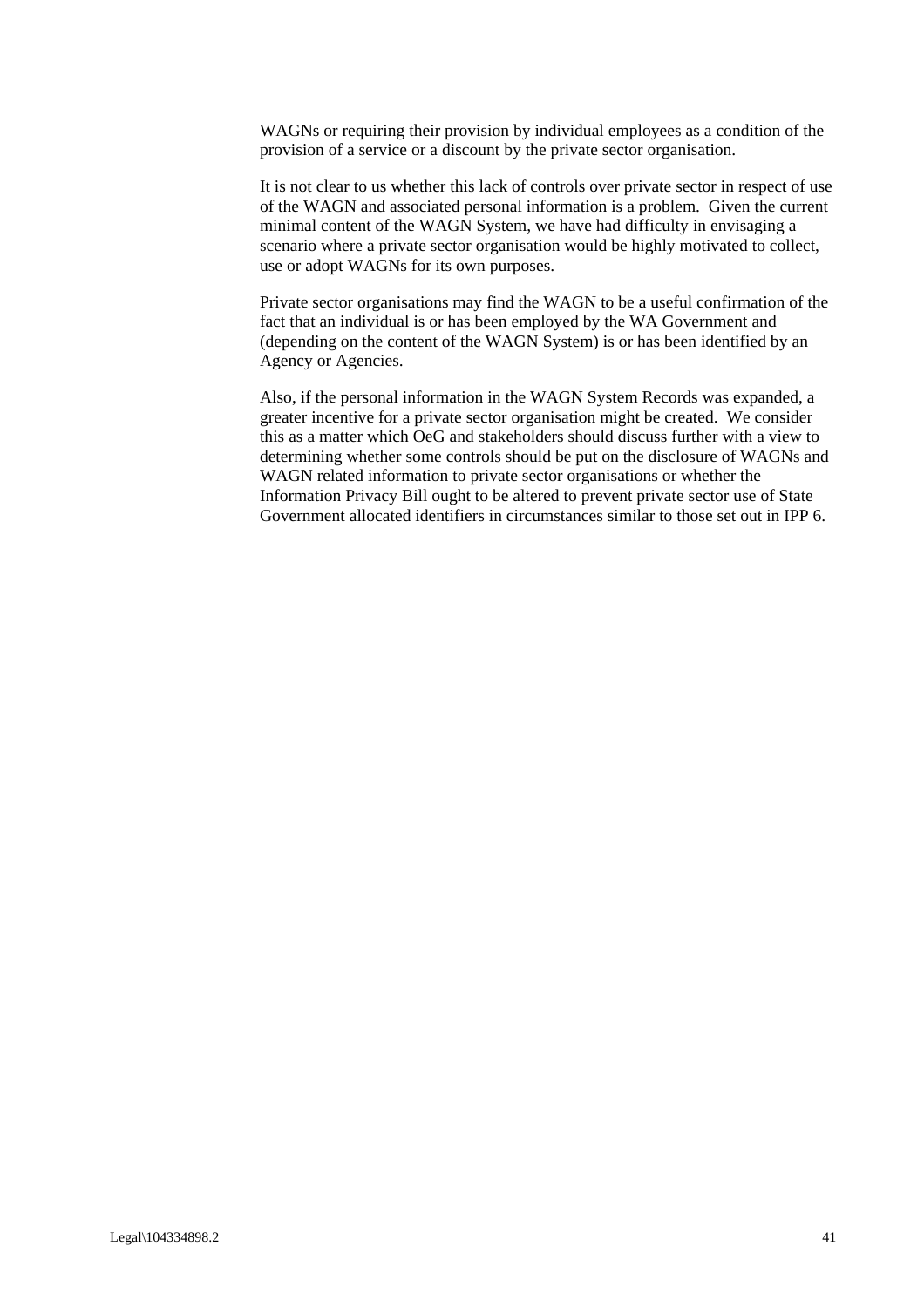WAGNs or requiring their provision by individual employees as a condition of the provision of a service or a discount by the private sector organisation.

It is not clear to us whether this lack of controls over private sector in respect of use of the WAGN and associated personal information is a problem. Given the current minimal content of the WAGN System, we have had difficulty in envisaging a scenario where a private sector organisation would be highly motivated to collect, use or adopt WAGNs for its own purposes.

Private sector organisations may find the WAGN to be a useful confirmation of the fact that an individual is or has been employed by the WA Government and (depending on the content of the WAGN System) is or has been identified by an Agency or Agencies.

Also, if the personal information in the WAGN System Records was expanded, a greater incentive for a private sector organisation might be created. We consider this as a matter which OeG and stakeholders should discuss further with a view to determining whether some controls should be put on the disclosure of WAGNs and WAGN related information to private sector organisations or whether the Information Privacy Bill ought to be altered to prevent private sector use of State Government allocated identifiers in circumstances similar to those set out in IPP 6.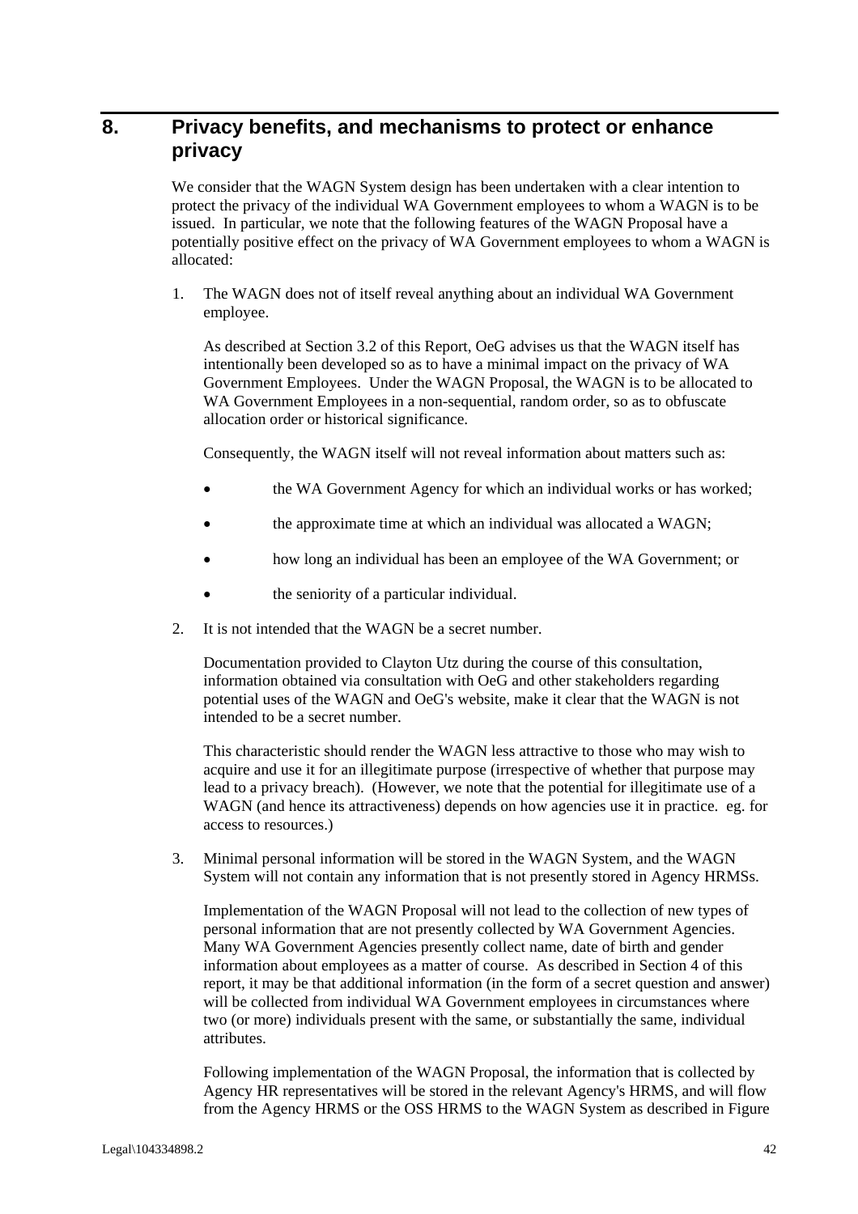## 8. Privacy benefits, and mechanisms to protect or enhance privacy

We consider that the WAGN System design has been undertaken with a clear intention to protect the privacy of the individual WA Government employees to whom a WAGN is to be issued. In particular, we note that the following features of the WAGN Proposal have a potentially positive effect on the privacy of WA Government employees to whom a WAGN is allocated:

1. The WAGN does not of itself reveal anything about an individual WA Government employee.

   As described at Section 3.2 of this Report, OeG advises us that the WAGN itself has intentionally been developed so as to have a minimal impact on the privacy of WA Government Employees. Under the WAGN Proposal, the WAGN is to be allocated to WA Government Employees in a non-sequential, random order, so as to obfuscate allocation order or historical significance.

   Consequently, the WAGN itself will not reveal information about matters such as:

   - the WA Government Agency for which an individual works or has worked;
   - the approximate time at which an individual was allocated a WAGN;
   - how long an individual has been an employee of the WA Government; or
   - the seniority of a particular individual.

2. It is not intended that the WAGN be a secret number.

   Documentation provided to Clayton Utz during the course of this consultation, information obtained via consultation with OeG and other stakeholders regarding potential uses of the WAGN and OeG's website, make it clear that the WAGN is not intended to be a secret number.

   This characteristic should render the WAGN less attractive to those who may wish to acquire and use it for an illegitimate purpose (irrespective of whether that purpose may lead to a privacy breach). (However, we note that the potential for illegitimate use of a WAGN (and hence its attractiveness) depends on how agencies use it in practice. eg. for access to resources.)

3. Minimal personal information will be stored in the WAGN System, and the WAGN System will not contain any information that is not presently stored in Agency HRMSs.

   Implementation of the WAGN Proposal will not lead to the collection of new types of personal information that are not presently collected by WA Government Agencies. Many WA Government Agencies presently collect name, date of birth and gender information about employees as a matter of course. As described in Section 4 of this report, it may be that additional information (in the form of a secret question and answer) will be collected from individual WA Government employees in circumstances where two (or more) individuals present with the same, or substantially the same, individual attributes.

   Following implementation of the WAGN Proposal, the information that is collected by Agency HR representatives will be stored in the relevant Agency's HRMS, and will flow from the Agency HRMS or the OSS HRMS to the WAGN System as described in Figure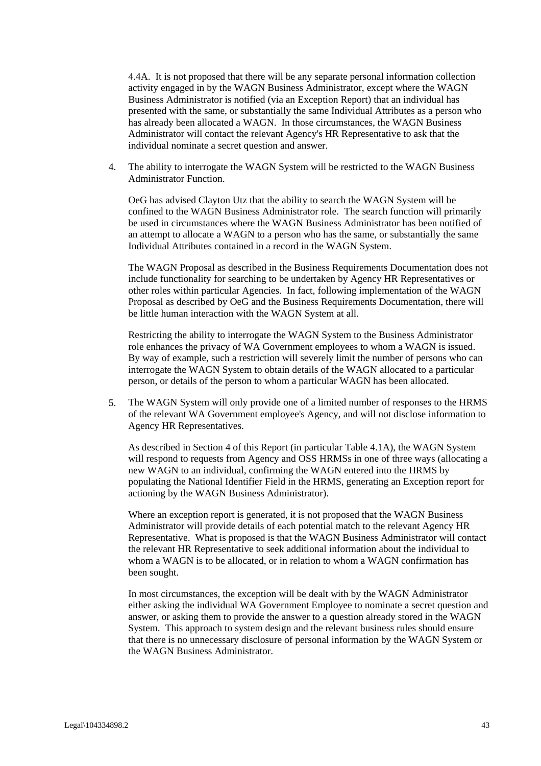4.4A. It is not proposed that there will be any separate personal information collection activity engaged in by the WAGN Business Administrator, except where the WAGN Business Administrator is notified (via an Exception Report) that an individual has presented with the same, or substantially the same Individual Attributes as a person who has already been allocated a WAGN. In those circumstances, the WAGN Business Administrator will contact the relevant Agency's HR Representative to ask that the individual nominate a secret question and answer.

4. The ability to interrogate the WAGN System will be restricted to the WAGN Business Administrator Function.

   OeG has advised Clayton Utz that the ability to search the WAGN System will be confined to the WAGN Business Administrator role. The search function will primarily be used in circumstances where the WAGN Business Administrator has been notified of an attempt to allocate a WAGN to a person who has the same, or substantially the same Individual Attributes contained in a record in the WAGN System.

   The WAGN Proposal as described in the Business Requirements Documentation does not include functionality for searching to be undertaken by Agency HR Representatives or other roles within particular Agencies. In fact, following implementation of the WAGN Proposal as described by OeG and the Business Requirements Documentation, there will be little human interaction with the WAGN System at all.

   Restricting the ability to interrogate the WAGN System to the Business Administrator role enhances the privacy of WA Government employees to whom a WAGN is issued. By way of example, such a restriction will severely limit the number of persons who can interrogate the WAGN System to obtain details of the WAGN allocated to a particular person, or details of the person to whom a particular WAGN has been allocated.

5. The WAGN System will only provide one of a limited number of responses to the HRMS of the relevant WA Government employee's Agency, and will not disclose information to Agency HR Representatives.

   As described in Section 4 of this Report (in particular Table 4.1A), the WAGN System will respond to requests from Agency and OSS HRMSs in one of three ways (allocating a new WAGN to an individual, confirming the WAGN entered into the HRMS by populating the National Identifier Field in the HRMS, generating an Exception report for actioning by the WAGN Business Administrator).

   Where an exception report is generated, it is not proposed that the WAGN Business Administrator will provide details of each potential match to the relevant Agency HR Representative. What is proposed is that the WAGN Business Administrator will contact the relevant HR Representative to seek additional information about the individual to whom a WAGN is to be allocated, or in relation to whom a WAGN confirmation has been sought.

   In most circumstances, the exception will be dealt with by the WAGN Administrator either asking the individual WA Government Employee to nominate a secret question and answer, or asking them to provide the answer to a question already stored in the WAGN System. This approach to system design and the relevant business rules should ensure that there is no unnecessary disclosure of personal information by the WAGN System or the WAGN Business Administrator.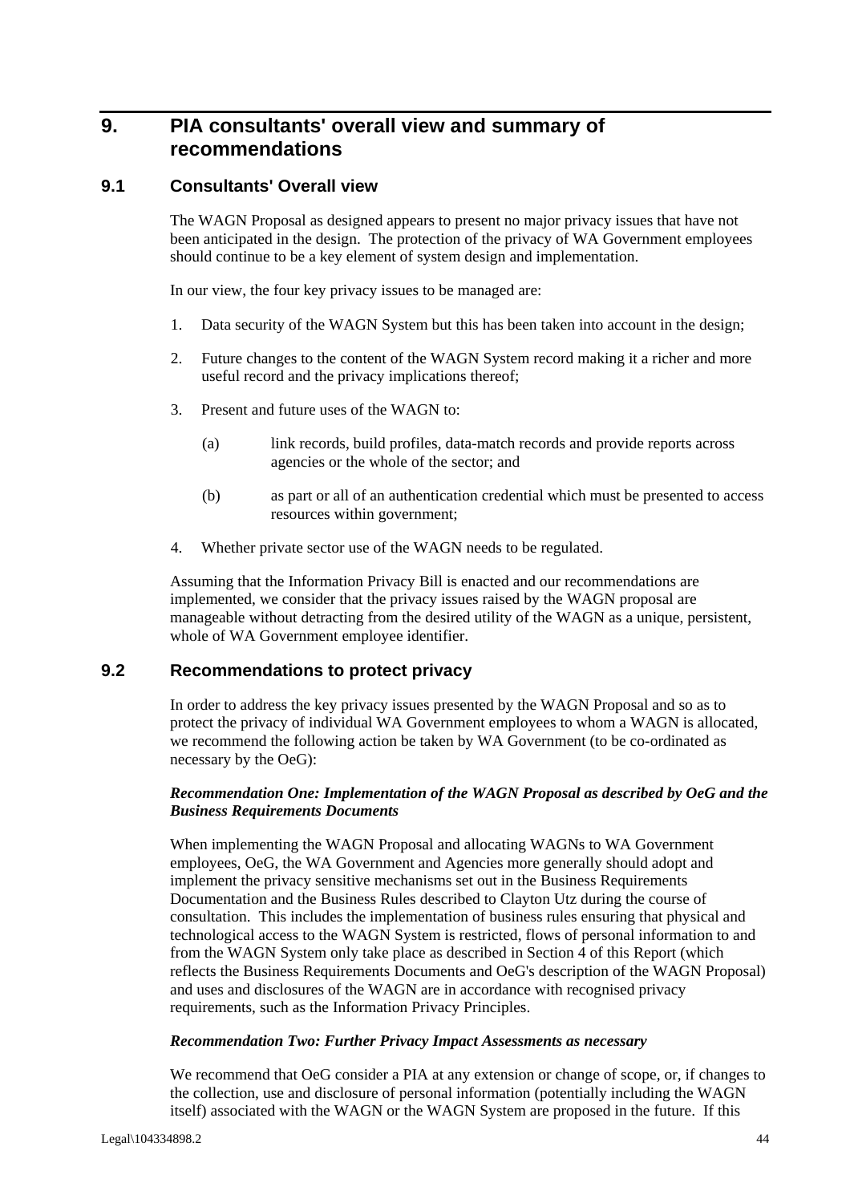# 9. PIA consultants' overall view and summary of recommendations

## 9.1 Consultants' Overall view

The WAGN Proposal as designed appears to present no major privacy issues that have not been anticipated in the design. The protection of the privacy of WA Government employees should continue to be a key element of system design and implementation.

In our view, the four key privacy issues to be managed are:

1. Data security of the WAGN System but this has been taken into account in the design;
2. Future changes to the content of the WAGN System record making it a richer and more useful record and the privacy implications thereof;
3. Present and future uses of the WAGN to:
   (a) link records, build profiles, data-match records and provide reports across agencies or the whole of the sector; and
   (b) as part or all of an authentication credential which must be presented to access resources within government;
4. Whether private sector use of the WAGN needs to be regulated.

Assuming that the Information Privacy Bill is enacted and our recommendations are implemented, we consider that the privacy issues raised by the WAGN proposal are manageable without detracting from the desired utility of the WAGN as a unique, persistent, whole of WA Government employee identifier.

## 9.2 Recommendations to protect privacy

In order to address the key privacy issues presented by the WAGN Proposal and so as to protect the privacy of individual WA Government employees to whom a WAGN is allocated, we recommend the following action be taken by WA Government (to be co-ordinated as necessary by the OeG):

***Recommendation One: Implementation of the WAGN Proposal as described by OeG and the Business Requirements Documents***

When implementing the WAGN Proposal and allocating WAGNs to WA Government employees, OeG, the WA Government and Agencies more generally should adopt and implement the privacy sensitive mechanisms set out in the Business Requirements Documentation and the Business Rules described to Clayton Utz during the course of consultation. This includes the implementation of business rules ensuring that physical and technological access to the WAGN System is restricted, flows of personal information to and from the WAGN System only take place as described in Section 4 of this Report (which reflects the Business Requirements Documents and OeG's description of the WAGN Proposal) and uses and disclosures of the WAGN are in accordance with recognised privacy requirements, such as the Information Privacy Principles.

***Recommendation Two: Further Privacy Impact Assessments as necessary***

We recommend that OeG consider a PIA at any extension or change of scope, or, if changes to the collection, use and disclosure of personal information (potentially including the WAGN itself) associated with the WAGN or the WAGN System are proposed in the future. If this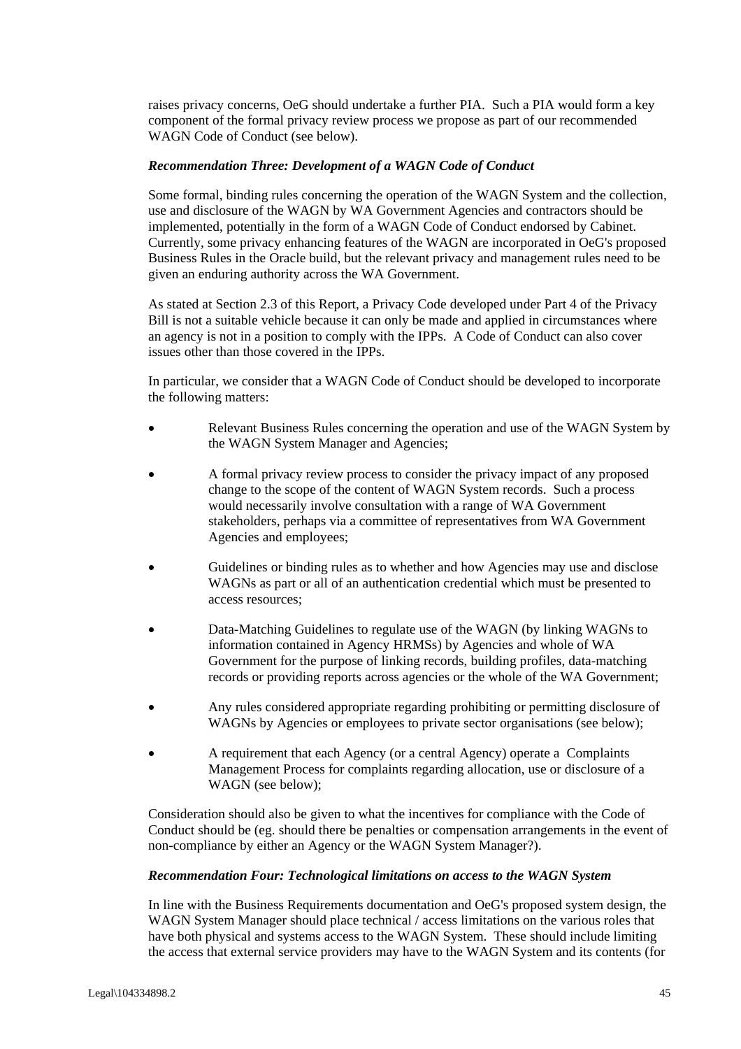raises privacy concerns, OeG should undertake a further PIA. Such a PIA would form a key component of the formal privacy review process we propose as part of our recommended WAGN Code of Conduct (see below).

***Recommendation Three: Development of a WAGN Code of Conduct***

Some formal, binding rules concerning the operation of the WAGN System and the collection, use and disclosure of the WAGN by WA Government Agencies and contractors should be implemented, potentially in the form of a WAGN Code of Conduct endorsed by Cabinet. Currently, some privacy enhancing features of the WAGN are incorporated in OeG's proposed Business Rules in the Oracle build, but the relevant privacy and management rules need to be given an enduring authority across the WA Government.

As stated at Section 2.3 of this Report, a Privacy Code developed under Part 4 of the Privacy Bill is not a suitable vehicle because it can only be made and applied in circumstances where an agency is not in a position to comply with the IPPs. A Code of Conduct can also cover issues other than those covered in the IPPs.

In particular, we consider that a WAGN Code of Conduct should be developed to incorporate the following matters:

- Relevant Business Rules concerning the operation and use of the WAGN System by the WAGN System Manager and Agencies;
- A formal privacy review process to consider the privacy impact of any proposed change to the scope of the content of WAGN System records. Such a process would necessarily involve consultation with a range of WA Government stakeholders, perhaps via a committee of representatives from WA Government Agencies and employees;
- Guidelines or binding rules as to whether and how Agencies may use and disclose WAGNs as part or all of an authentication credential which must be presented to access resources;
- Data-Matching Guidelines to regulate use of the WAGN (by linking WAGNs to information contained in Agency HRMSs) by Agencies and whole of WA Government for the purpose of linking records, building profiles, data-matching records or providing reports across agencies or the whole of the WA Government;
- Any rules considered appropriate regarding prohibiting or permitting disclosure of WAGNs by Agencies or employees to private sector organisations (see below);
- A requirement that each Agency (or a central Agency) operate a Complaints Management Process for complaints regarding allocation, use or disclosure of a WAGN (see below);

Consideration should also be given to what the incentives for compliance with the Code of Conduct should be (eg. should there be penalties or compensation arrangements in the event of non-compliance by either an Agency or the WAGN System Manager?).

***Recommendation Four: Technological limitations on access to the WAGN System***

In line with the Business Requirements documentation and OeG's proposed system design, the WAGN System Manager should place technical / access limitations on the various roles that have both physical and systems access to the WAGN System. These should include limiting the access that external service providers may have to the WAGN System and its contents (for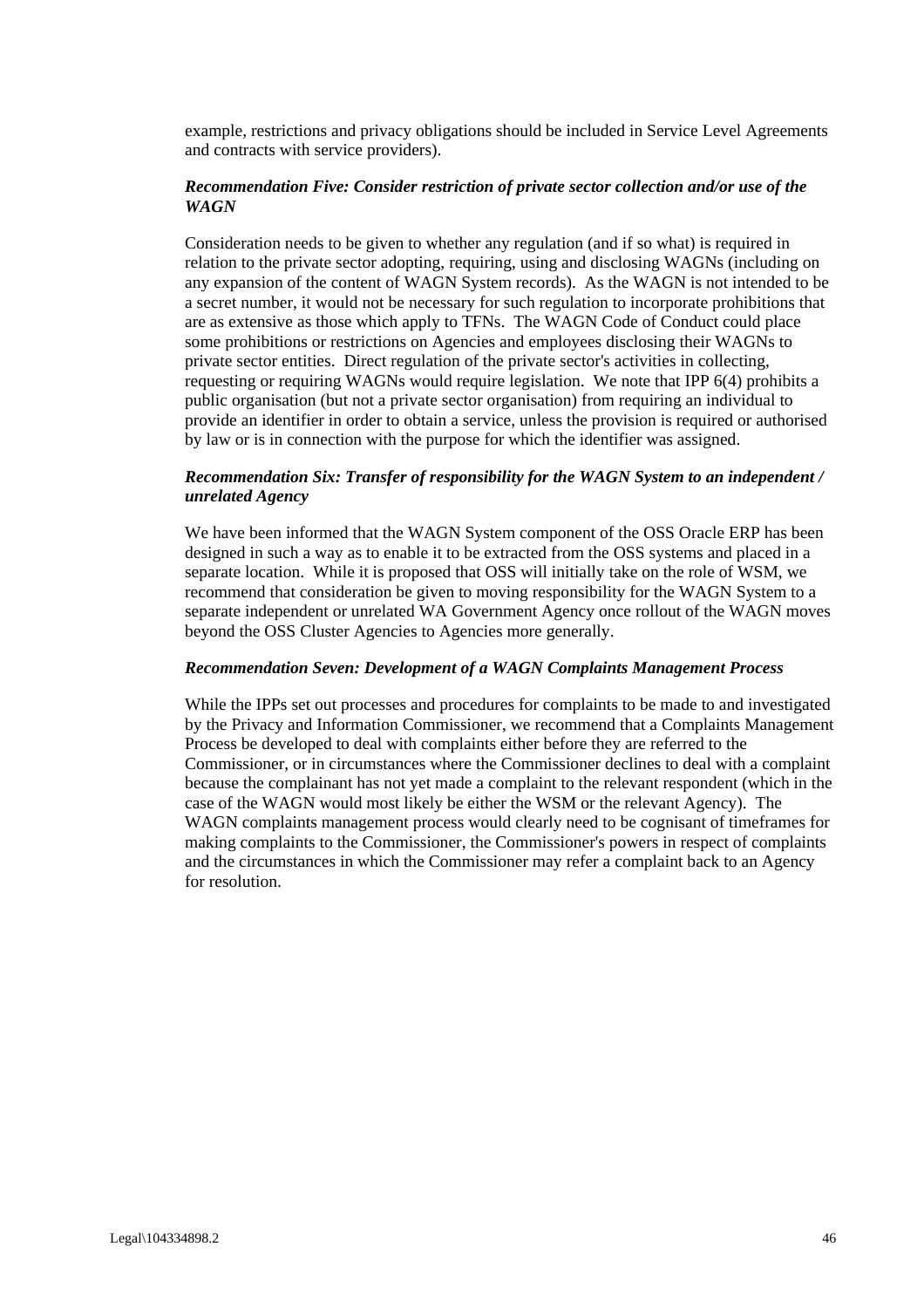example, restrictions and privacy obligations should be included in Service Level Agreements and contracts with service providers).

***Recommendation Five: Consider restriction of private sector collection and/or use of the WAGN***

Consideration needs to be given to whether any regulation (and if so what) is required in relation to the private sector adopting, requiring, using and disclosing WAGNs (including on any expansion of the content of WAGN System records). As the WAGN is not intended to be a secret number, it would not be necessary for such regulation to incorporate prohibitions that are as extensive as those which apply to TFNs. The WAGN Code of Conduct could place some prohibitions or restrictions on Agencies and employees disclosing their WAGNs to private sector entities. Direct regulation of the private sector's activities in collecting, requesting or requiring WAGNs would require legislation. We note that IPP 6(4) prohibits a public organisation (but not a private sector organisation) from requiring an individual to provide an identifier in order to obtain a service, unless the provision is required or authorised by law or is in connection with the purpose for which the identifier was assigned.

***Recommendation Six: Transfer of responsibility for the WAGN System to an independent / unrelated Agency***

We have been informed that the WAGN System component of the OSS Oracle ERP has been designed in such a way as to enable it to be extracted from the OSS systems and placed in a separate location. While it is proposed that OSS will initially take on the role of WSM, we recommend that consideration be given to moving responsibility for the WAGN System to a separate independent or unrelated WA Government Agency once rollout of the WAGN moves beyond the OSS Cluster Agencies to Agencies more generally.

***Recommendation Seven: Development of a WAGN Complaints Management Process***

While the IPPs set out processes and procedures for complaints to be made to and investigated by the Privacy and Information Commissioner, we recommend that a Complaints Management Process be developed to deal with complaints either before they are referred to the Commissioner, or in circumstances where the Commissioner declines to deal with a complaint because the complainant has not yet made a complaint to the relevant respondent (which in the case of the WAGN would most likely be either the WSM or the relevant Agency). The WAGN complaints management process would clearly need to be cognisant of timeframes for making complaints to the Commissioner, the Commissioner's powers in respect of complaints and the circumstances in which the Commissioner may refer a complaint back to an Agency for resolution.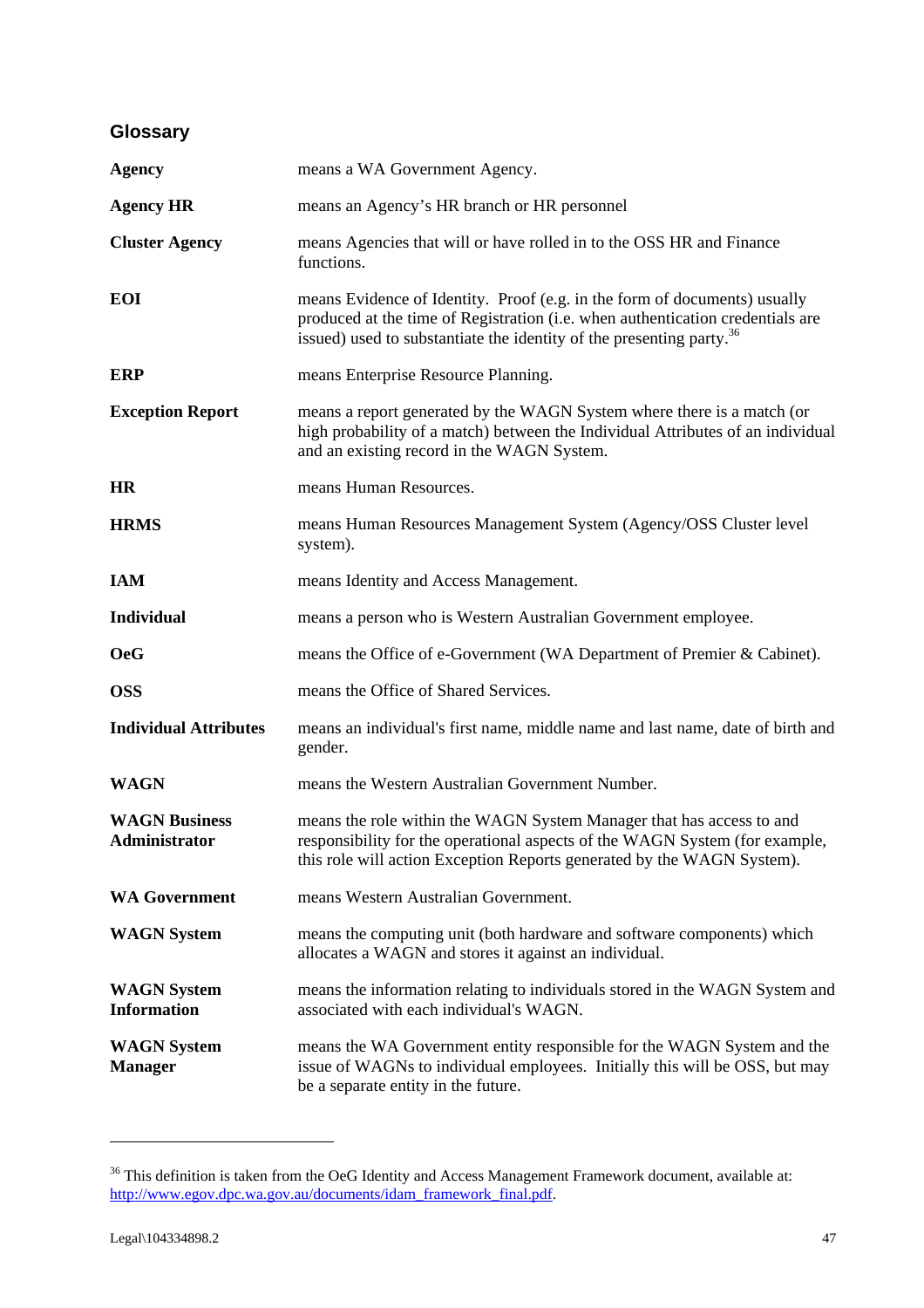## Glossary

| | |
|---|---|
| **Agency** | means a WA Government Agency. |
| **Agency HR** | means an Agency's HR branch or HR personnel |
| **Cluster Agency** | means Agencies that will or have rolled in to the OSS HR and Finance functions. |
| **EOI** | means Evidence of Identity. Proof (e.g. in the form of documents) usually produced at the time of Registration (i.e. when authentication credentials are issued) used to substantiate the identity of the presenting party.[36] |
| **ERP** | means Enterprise Resource Planning. |
| **Exception Report** | means a report generated by the WAGN System where there is a match (or high probability of a match) between the Individual Attributes of an individual and an existing record in the WAGN System. |
| **HR** | means Human Resources. |
| **HRMS** | means Human Resources Management System (Agency/OSS Cluster level system). |
| **IAM** | means Identity and Access Management. |
| **Individual** | means a person who is Western Australian Government employee. |
| **OeG** | means the Office of e-Government (WA Department of Premier & Cabinet). |
| **OSS** | means the Office of Shared Services. |
| **Individual Attributes** | means an individual's first name, middle name and last name, date of birth and gender. |
| **WAGN** | means the Western Australian Government Number. |
| **WAGN Business Administrator** | means the role within the WAGN System Manager that has access to and responsibility for the operational aspects of the WAGN System (for example, this role will action Exception Reports generated by the WAGN System). |
| **WA Government** | means Western Australian Government. |
| **WAGN System** | means the computing unit (both hardware and software components) which allocates a WAGN and stores it against an individual. |
| **WAGN System Information** | means the information relating to individuals stored in the WAGN System and associated with each individual's WAGN. |
| **WAGN System Manager** | means the WA Government entity responsible for the WAGN System and the issue of WAGNs to individual employees. Initially this will be OSS, but may be a separate entity in the future. |

---

[36] This definition is taken from the OeG Identity and Access Management Framework document, available at: http://www.egov.dpc.wa.gov.au/documents/idam_framework_final.pdf.

Legal\104334898.2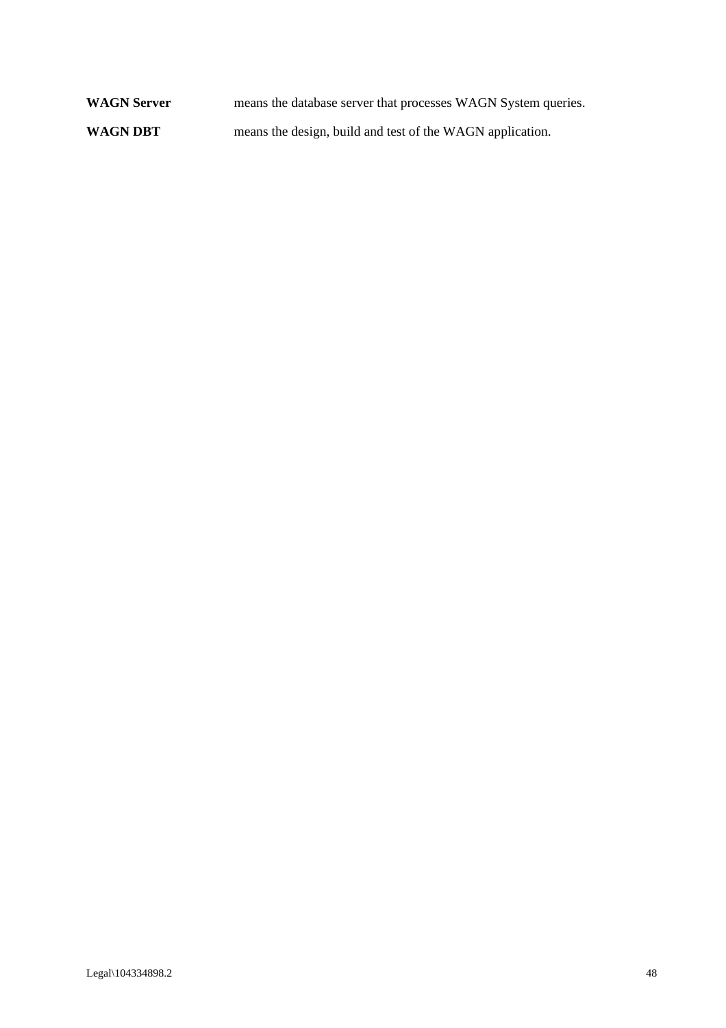| | |
|---|---|
| **WAGN Server** | means the database server that processes WAGN System queries. |
| **WAGN DBT** | means the design, build and test of the WAGN application. |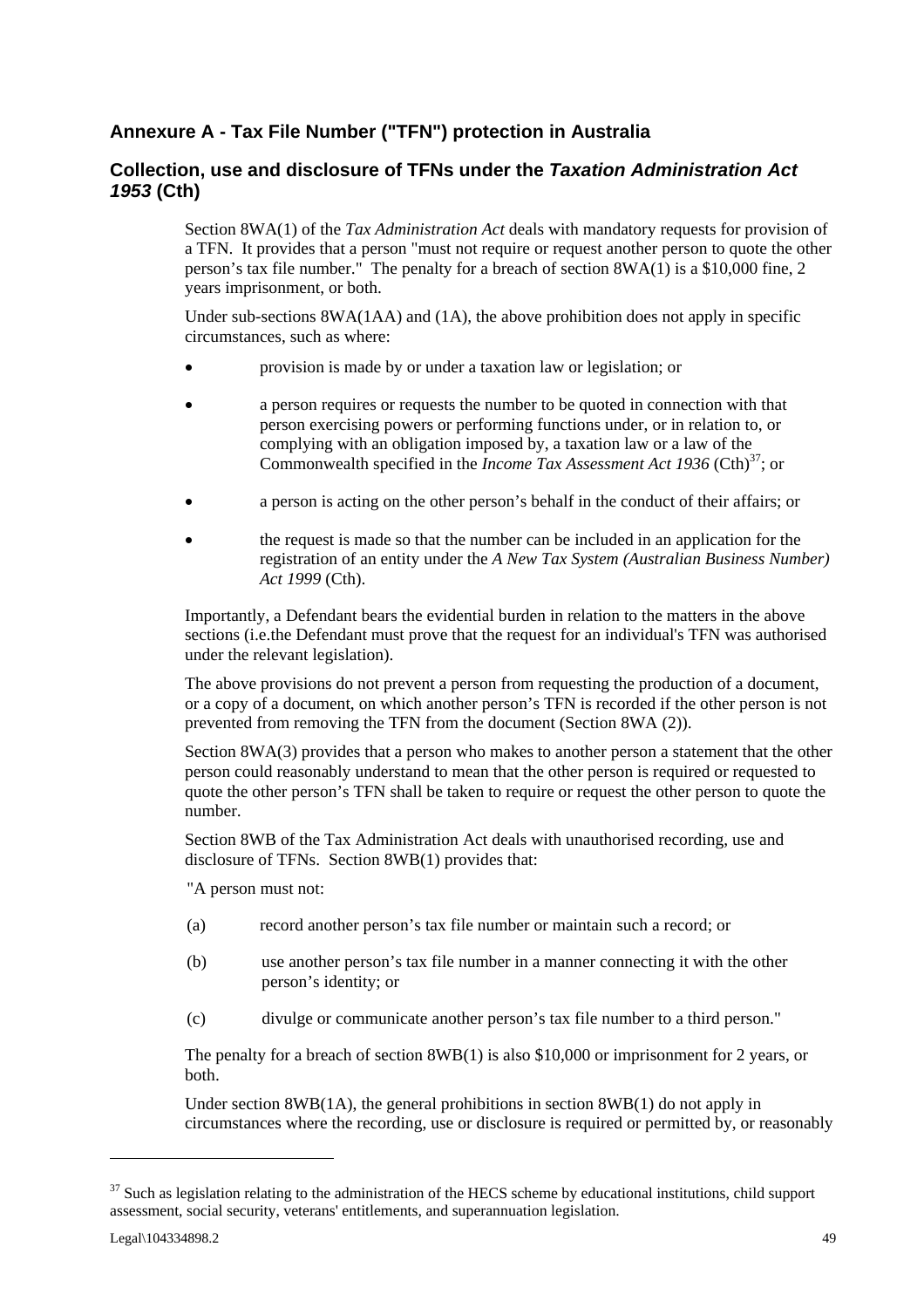## Annexure A - Tax File Number ("TFN") protection in Australia

### Collection, use and disclosure of TFNs under the *Taxation Administration Act 1953* (Cth)

Section 8WA(1) of the *Tax Administration Act* deals with mandatory requests for provision of a TFN. It provides that a person "must not require or request another person to quote the other person's tax file number." The penalty for a breach of section 8WA(1) is a $10,000 fine, 2 years imprisonment, or both.

Under sub-sections 8WA(1AA) and (1A), the above prohibition does not apply in specific circumstances, such as where:

- provision is made by or under a taxation law or legislation; or
- a person requires or requests the number to be quoted in connection with that person exercising powers or performing functions under, or in relation to, or complying with an obligation imposed by, a taxation law or a law of the Commonwealth specified in the *Income Tax Assessment Act 1936* (Cth)[37]; or
- a person is acting on the other person's behalf in the conduct of their affairs; or
- the request is made so that the number can be included in an application for the registration of an entity under the *A New Tax System (Australian Business Number) Act 1999* (Cth).

Importantly, a Defendant bears the evidential burden in relation to the matters in the above sections (i.e.the Defendant must prove that the request for an individual's TFN was authorised under the relevant legislation).

The above provisions do not prevent a person from requesting the production of a document, or a copy of a document, on which another person's TFN is recorded if the other person is not prevented from removing the TFN from the document (Section 8WA (2)).

Section 8WA(3) provides that a person who makes to another person a statement that the other person could reasonably understand to mean that the other person is required or requested to quote the other person's TFN shall be taken to require or request the other person to quote the number.

Section 8WB of the Tax Administration Act deals with unauthorised recording, use and disclosure of TFNs. Section 8WB(1) provides that:

"A person must not:

(a) record another person's tax file number or maintain such a record; or

(b) use another person's tax file number in a manner connecting it with the other person's identity; or

(c) divulge or communicate another person's tax file number to a third person."

The penalty for a breach of section 8WB(1) is also $10,000 or imprisonment for 2 years, or both.

Under section 8WB(1A), the general prohibitions in section 8WB(1) do not apply in circumstances where the recording, use or disclosure is required or permitted by, or reasonably

[37] Such as legislation relating to the administration of the HECS scheme by educational institutions, child support assessment, social security, veterans' entitlements, and superannuation legislation.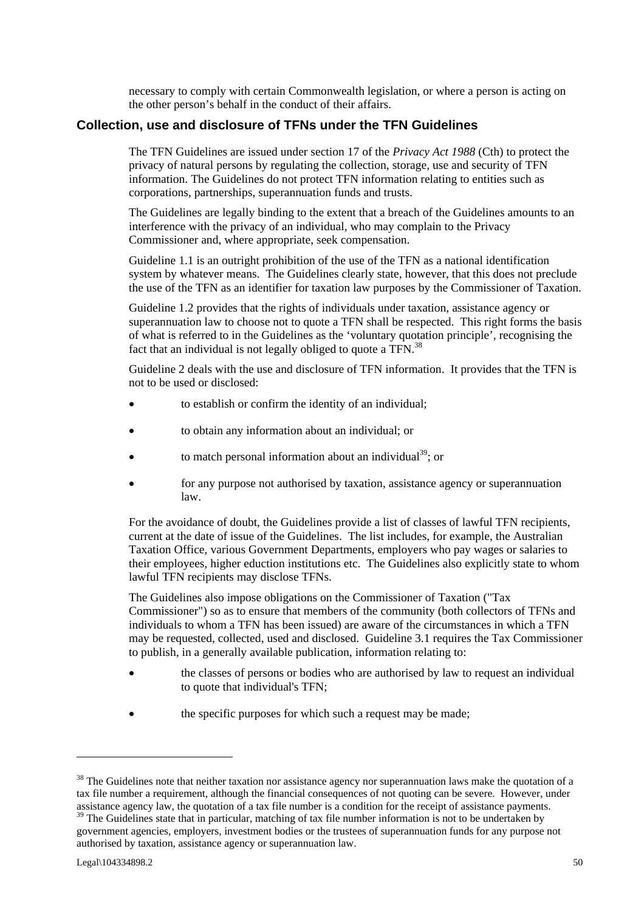necessary to comply with certain Commonwealth legislation, or where a person is acting on the other person's behalf in the conduct of their affairs.

## Collection, use and disclosure of TFNs under the TFN Guidelines

The TFN Guidelines are issued under section 17 of the *Privacy Act 1988* (Cth) to protect the privacy of natural persons by regulating the collection, storage, use and security of TFN information. The Guidelines do not protect TFN information relating to entities such as corporations, partnerships, superannuation funds and trusts.

The Guidelines are legally binding to the extent that a breach of the Guidelines amounts to an interference with the privacy of an individual, who may complain to the Privacy Commissioner and, where appropriate, seek compensation.

Guideline 1.1 is an outright prohibition of the use of the TFN as a national identification system by whatever means. The Guidelines clearly state, however, that this does not preclude the use of the TFN as an identifier for taxation law purposes by the Commissioner of Taxation.

Guideline 1.2 provides that the rights of individuals under taxation, assistance agency or superannuation law to choose not to quote a TFN shall be respected. This right forms the basis of what is referred to in the Guidelines as the 'voluntary quotation principle', recognising the fact that an individual is not legally obliged to quote a TFN.[38]

Guideline 2 deals with the use and disclosure of TFN information. It provides that the TFN is not to be used or disclosed:

- to establish or confirm the identity of an individual;
- to obtain any information about an individual; or
- to match personal information about an individual[39]; or
- for any purpose not authorised by taxation, assistance agency or superannuation law.

For the avoidance of doubt, the Guidelines provide a list of classes of lawful TFN recipients, current at the date of issue of the Guidelines. The list includes, for example, the Australian Taxation Office, various Government Departments, employers who pay wages or salaries to their employees, higher eduction institutions etc. The Guidelines also explicitly state to whom lawful TFN recipients may disclose TFNs.

The Guidelines also impose obligations on the Commissioner of Taxation ("Tax Commissioner") so as to ensure that members of the community (both collectors of TFNs and individuals to whom a TFN has been issued) are aware of the circumstances in which a TFN may be requested, collected, used and disclosed. Guideline 3.1 requires the Tax Commissioner to publish, in a generally available publication, information relating to:

- the classes of persons or bodies who are authorised by law to request an individual to quote that individual's TFN;
- the specific purposes for which such a request may be made;

---

[38] The Guidelines note that neither taxation nor assistance agency nor superannuation laws make the quotation of a tax file number a requirement, although the financial consequences of not quoting can be severe. However, under assistance agency law, the quotation of a tax file number is a condition for the receipt of assistance payments.

[39] The Guidelines state that in particular, matching of tax file number information is not to be undertaken by government agencies, employers, investment bodies or the trustees of superannuation funds for any purpose not authorised by taxation, assistance agency or superannuation law.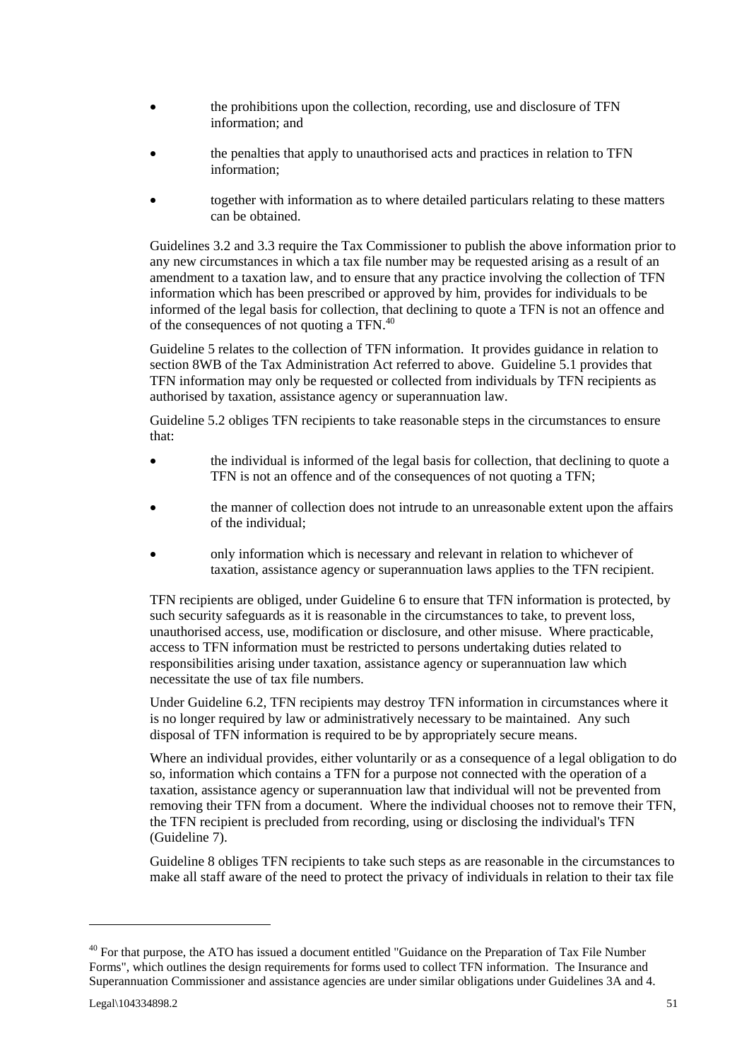- the prohibitions upon the collection, recording, use and disclosure of TFN information; and
- the penalties that apply to unauthorised acts and practices in relation to TFN information;
- together with information as to where detailed particulars relating to these matters can be obtained.

Guidelines 3.2 and 3.3 require the Tax Commissioner to publish the above information prior to any new circumstances in which a tax file number may be requested arising as a result of an amendment to a taxation law, and to ensure that any practice involving the collection of TFN information which has been prescribed or approved by him, provides for individuals to be informed of the legal basis for collection, that declining to quote a TFN is not an offence and of the consequences of not quoting a TFN.[40]

Guideline 5 relates to the collection of TFN information. It provides guidance in relation to section 8WB of the Tax Administration Act referred to above. Guideline 5.1 provides that TFN information may only be requested or collected from individuals by TFN recipients as authorised by taxation, assistance agency or superannuation law.

Guideline 5.2 obliges TFN recipients to take reasonable steps in the circumstances to ensure that:

- the individual is informed of the legal basis for collection, that declining to quote a TFN is not an offence and of the consequences of not quoting a TFN;
- the manner of collection does not intrude to an unreasonable extent upon the affairs of the individual;
- only information which is necessary and relevant in relation to whichever of taxation, assistance agency or superannuation laws applies to the TFN recipient.

TFN recipients are obliged, under Guideline 6 to ensure that TFN information is protected, by such security safeguards as it is reasonable in the circumstances to take, to prevent loss, unauthorised access, use, modification or disclosure, and other misuse. Where practicable, access to TFN information must be restricted to persons undertaking duties related to responsibilities arising under taxation, assistance agency or superannuation law which necessitate the use of tax file numbers.

Under Guideline 6.2, TFN recipients may destroy TFN information in circumstances where it is no longer required by law or administratively necessary to be maintained. Any such disposal of TFN information is required to be by appropriately secure means.

Where an individual provides, either voluntarily or as a consequence of a legal obligation to do so, information which contains a TFN for a purpose not connected with the operation of a taxation, assistance agency or superannuation law that individual will not be prevented from removing their TFN from a document. Where the individual chooses not to remove their TFN, the TFN recipient is precluded from recording, using or disclosing the individual's TFN (Guideline 7).

Guideline 8 obliges TFN recipients to take such steps as are reasonable in the circumstances to make all staff aware of the need to protect the privacy of individuals in relation to their tax file

---

[40] For that purpose, the ATO has issued a document entitled "Guidance on the Preparation of Tax File Number Forms", which outlines the design requirements for forms used to collect TFN information. The Insurance and Superannuation Commissioner and assistance agencies are under similar obligations under Guidelines 3A and 4.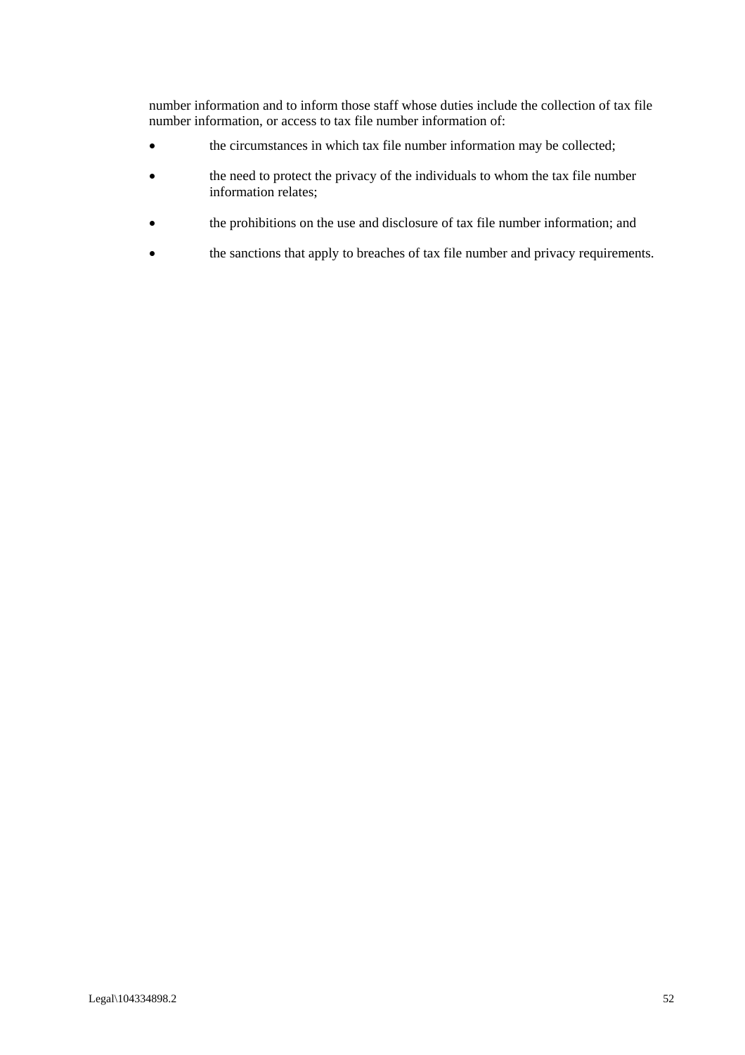number information and to inform those staff whose duties include the collection of tax file number information, or access to tax file number information of:

- the circumstances in which tax file number information may be collected;
- the need to protect the privacy of the individuals to whom the tax file number information relates;
- the prohibitions on the use and disclosure of tax file number information; and
- the sanctions that apply to breaches of tax file number and privacy requirements.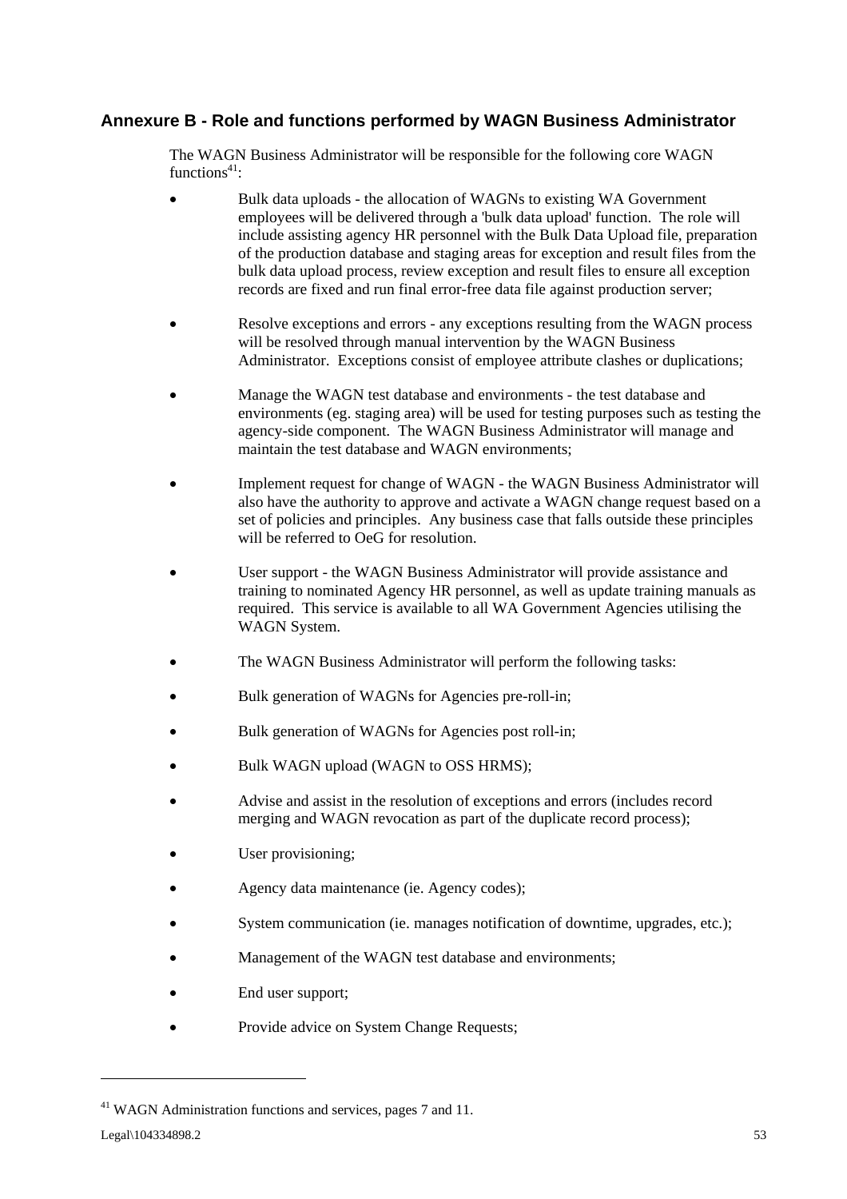## Annexure B - Role and functions performed by WAGN Business Administrator

The WAGN Business Administrator will be responsible for the following core WAGN functions[41]:

- Bulk data uploads - the allocation of WAGNs to existing WA Government employees will be delivered through a 'bulk data upload' function. The role will include assisting agency HR personnel with the Bulk Data Upload file, preparation of the production database and staging areas for exception and result files from the bulk data upload process, review exception and result files to ensure all exception records are fixed and run final error-free data file against production server;
- Resolve exceptions and errors - any exceptions resulting from the WAGN process will be resolved through manual intervention by the WAGN Business Administrator. Exceptions consist of employee attribute clashes or duplications;
- Manage the WAGN test database and environments - the test database and environments (eg. staging area) will be used for testing purposes such as testing the agency-side component. The WAGN Business Administrator will manage and maintain the test database and WAGN environments;
- Implement request for change of WAGN - the WAGN Business Administrator will also have the authority to approve and activate a WAGN change request based on a set of policies and principles. Any business case that falls outside these principles will be referred to OeG for resolution.
- User support - the WAGN Business Administrator will provide assistance and training to nominated Agency HR personnel, as well as update training manuals as required. This service is available to all WA Government Agencies utilising the WAGN System.
- The WAGN Business Administrator will perform the following tasks:
- Bulk generation of WAGNs for Agencies pre-roll-in;
- Bulk generation of WAGNs for Agencies post roll-in;
- Bulk WAGN upload (WAGN to OSS HRMS);
- Advise and assist in the resolution of exceptions and errors (includes record merging and WAGN revocation as part of the duplicate record process);
- User provisioning;
- Agency data maintenance (ie. Agency codes);
- System communication (ie. manages notification of downtime, upgrades, etc.);
- Management of the WAGN test database and environments;
- End user support;
- Provide advice on System Change Requests;

[41] WAGN Administration functions and services, pages 7 and 11.

Legal\104334898.2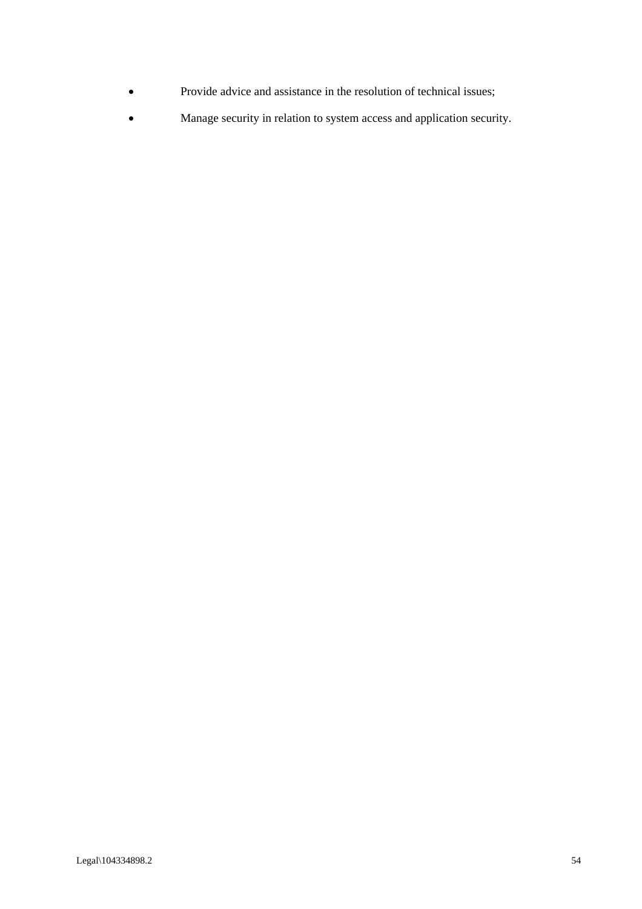- Provide advice and assistance in the resolution of technical issues;
- Manage security in relation to system access and application security.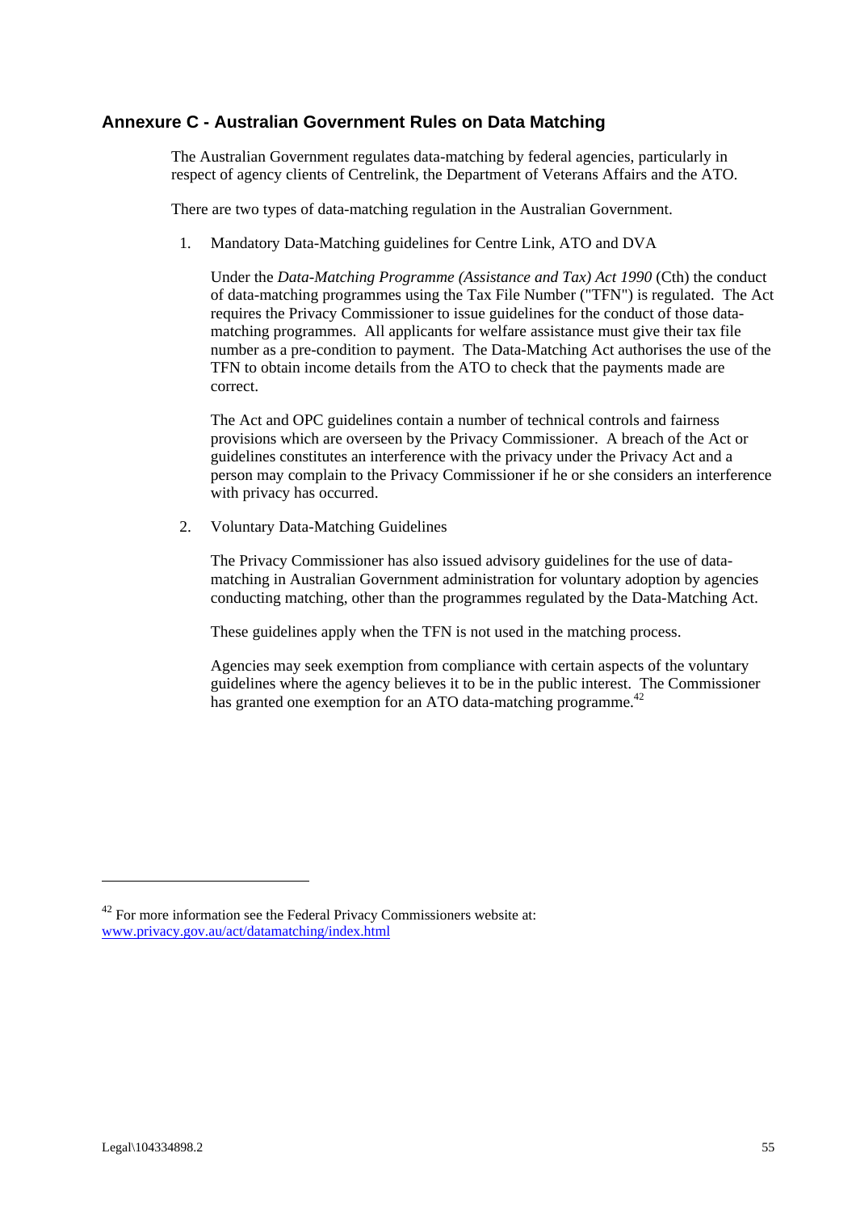## Annexure C - Australian Government Rules on Data Matching

The Australian Government regulates data-matching by federal agencies, particularly in respect of agency clients of Centrelink, the Department of Veterans Affairs and the ATO.

There are two types of data-matching regulation in the Australian Government.

1. Mandatory Data-Matching guidelines for Centre Link, ATO and DVA

   Under the *Data-Matching Programme (Assistance and Tax) Act 1990* (Cth) the conduct of data-matching programmes using the Tax File Number ("TFN") is regulated. The Act requires the Privacy Commissioner to issue guidelines for the conduct of those data-matching programmes. All applicants for welfare assistance must give their tax file number as a pre-condition to payment. The Data-Matching Act authorises the use of the TFN to obtain income details from the ATO to check that the payments made are correct.

   The Act and OPC guidelines contain a number of technical controls and fairness provisions which are overseen by the Privacy Commissioner. A breach of the Act or guidelines constitutes an interference with the privacy under the Privacy Act and a person may complain to the Privacy Commissioner if he or she considers an interference with privacy has occurred.

2. Voluntary Data-Matching Guidelines

   The Privacy Commissioner has also issued advisory guidelines for the use of data-matching in Australian Government administration for voluntary adoption by agencies conducting matching, other than the programmes regulated by the Data-Matching Act.

   These guidelines apply when the TFN is not used in the matching process.

   Agencies may seek exemption from compliance with certain aspects of the voluntary guidelines where the agency believes it to be in the public interest. The Commissioner has granted one exemption for an ATO data-matching programme.[42]

---

[42] For more information see the Federal Privacy Commissioners website at: www.privacy.gov.au/act/datamatching/index.html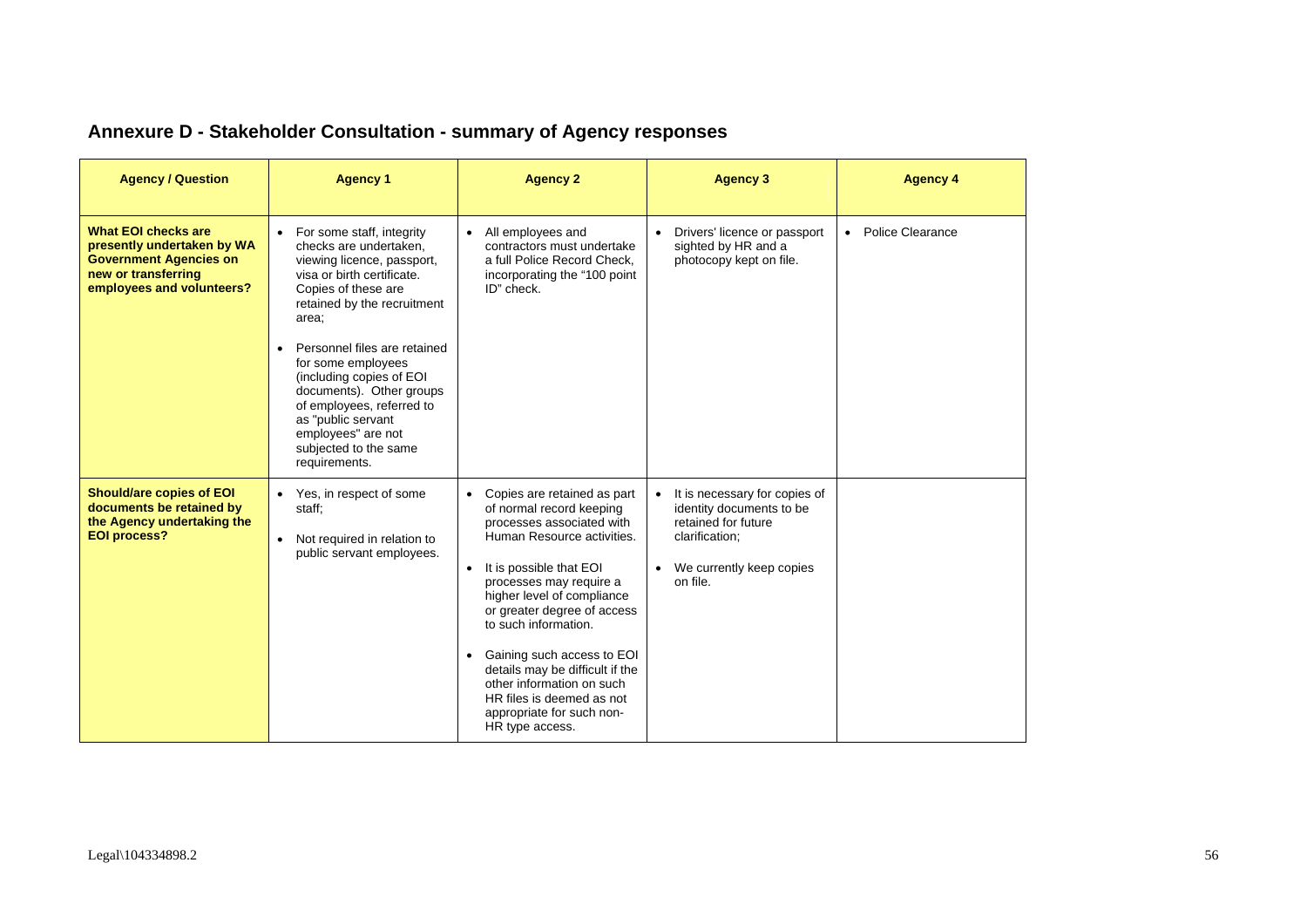## Annexure D - Stakeholder Consultation - summary of Agency responses

| Agency / Question | Agency 1 | Agency 2 | Agency 3 | Agency 4 |
|---|---|---|---|---|
| **What EOI checks are presently undertaken by WA Government Agencies on new or transferring employees and volunteers?** | • For some staff, integrity checks are undertaken, viewing licence, passport, visa or birth certificate. Copies of these are retained by the recruitment area;<br><br>• Personnel files are retained for some employees (including copies of EOI documents). Other groups of employees, referred to as "public servant employees" are not subjected to the same requirements. | • All employees and contractors must undertake a full Police Record Check, incorporating the "100 point ID" check. | • Drivers' licence or passport sighted by HR and a photocopy kept on file. | • Police Clearance |
| **Should/are copies of EOI documents be retained by the Agency undertaking the EOI process?** | • Yes, in respect of some staff;<br><br>• Not required in relation to public servant employees. | • Copies are retained as part of normal record keeping processes associated with Human Resource activities.<br><br>• It is possible that EOI processes may require a higher level of compliance or greater degree of access to such information.<br><br>• Gaining such access to EOI details may be difficult if the other information on such HR files is deemed as not appropriate for such non-HR type access. | • It is necessary for copies of identity documents to be retained for future clarification;<br><br>• We currently keep copies on file. | |

Legal\104334898.2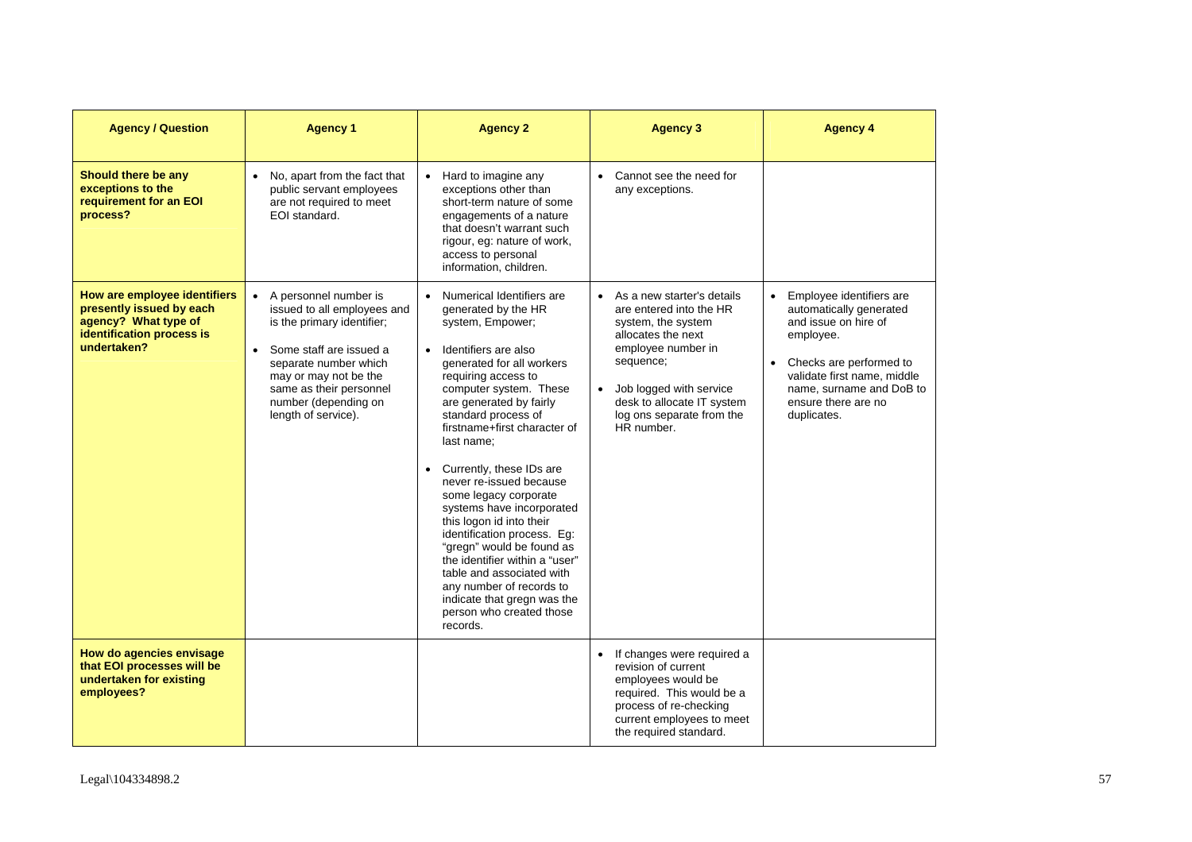| Agency / Question | Agency 1 | Agency 2 | Agency 3 | Agency 4 |
|---|---|---|---|---|
| **Should there be any exceptions to the requirement for an EOI process?** | • No, apart from the fact that public servant employees are not required to meet EOI standard. | • Hard to imagine any exceptions other than short-term nature of some engagements of a nature that doesn't warrant such rigour, eg: nature of work, access to personal information, children. | • Cannot see the need for any exceptions. | |
| **How are employee identifiers presently issued by each agency? What type of identification process is undertaken?** | • A personnel number is issued to all employees and is the primary identifier;<br>• Some staff are issued a separate number which may or may not be the same as their personnel number (depending on length of service). | • Numerical Identifiers are generated by the HR system, Empower;<br>• Identifiers are also generated for all workers requiring access to computer system. These are generated by fairly standard process of firstname+first character of last name;<br>• Currently, these IDs are never re-issued because some legacy corporate systems have incorporated this logon id into their identification process. Eg: "gregn" would be found as the identifier within a "user" table and associated with any number of records to indicate that gregn was the person who created those records. | • As a new starter's details are entered into the HR system, the system allocates the next employee number in sequence;<br>• Job logged with service desk to allocate IT system log ons separate from the HR number. | • Employee identifiers are automatically generated and issue on hire of employee.<br>• Checks are performed to validate first name, middle name, surname and DoB to ensure there are no duplicates. |
| **How do agencies envisage that EOI processes will be undertaken for existing employees?** | | | • If changes were required a revision of current employees would be required. This would be a process of re-checking current employees to meet the required standard. | |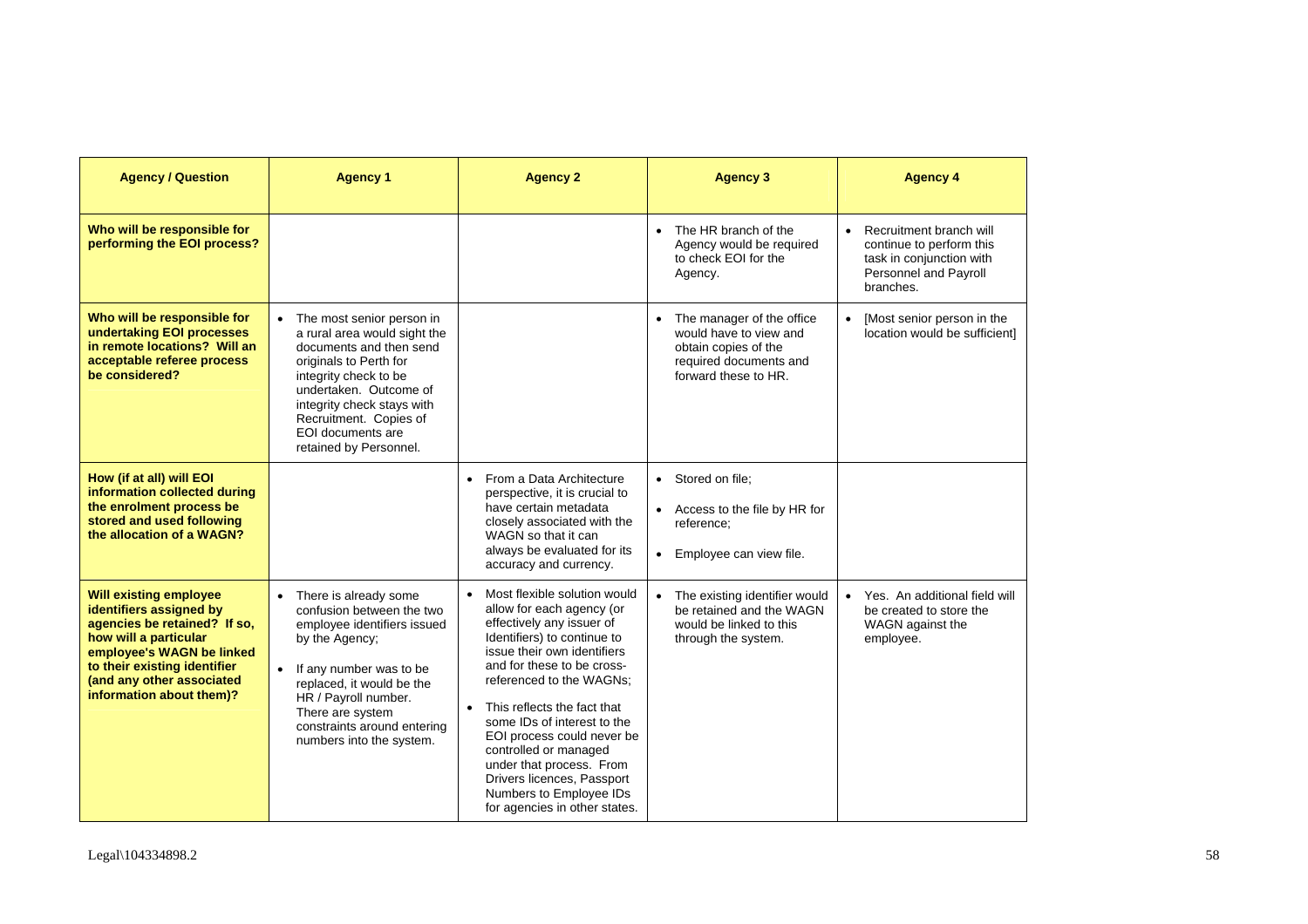| Agency / Question | Agency 1 | Agency 2 | Agency 3 | Agency 4 |
|---|---|---|---|---|
| **Who will be responsible for performing the EOI process?** | | | • The HR branch of the Agency would be required to check EOI for the Agency. | • Recruitment branch will continue to perform this task in conjunction with Personnel and Payroll branches. |
| **Who will be responsible for undertaking EOI processes in remote locations? Will an acceptable referee process be considered?** | • The most senior person in a rural area would sight the documents and then send originals to Perth for integrity check to be undertaken. Outcome of integrity check stays with Recruitment. Copies of EOI documents are retained by Personnel. | | • The manager of the office would have to view and obtain copies of the required documents and forward these to HR. | • [Most senior person in the location would be sufficient] |
| **How (if at all) will EOI information collected during the enrolment process be stored and used following the allocation of a WAGN?** | | • From a Data Architecture perspective, it is crucial to have certain metadata closely associated with the WAGN so that it can always be evaluated for its accuracy and currency. | • Stored on file;<br>• Access to the file by HR for reference;<br>• Employee can view file. | |
| **Will existing employee identifiers assigned by agencies be retained? If so, how will a particular employee's WAGN be linked to their existing identifier (and any other associated information about them)?** | • There is already some confusion between the two employee identifiers issued by the Agency;<br>• If any number was to be replaced, it would be the HR / Payroll number. There are system constraints around entering numbers into the system. | • Most flexible solution would allow for each agency (or effectively any issuer of Identifiers) to continue to issue their own identifiers and for these to be cross-referenced to the WAGNs;<br>• This reflects the fact that some IDs of interest to the EOI process could never be controlled or managed under that process. From Drivers licences, Passport Numbers to Employee IDs for agencies in other states. | • The existing identifier would be retained and the WAGN would be linked to this through the system. | • Yes. An additional field will be created to store the WAGN against the employee. |

Legal\104334898.2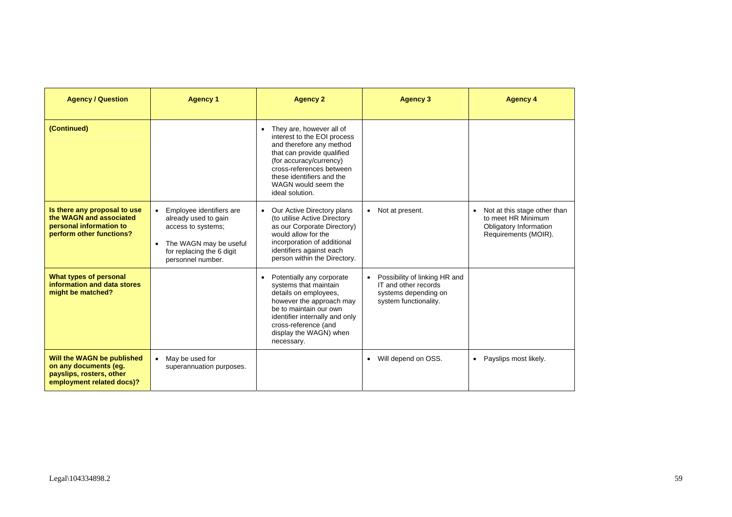| Agency / Question | Agency 1 | Agency 2 | Agency 3 | Agency 4 |
|---|---|---|---|---|
| **(Continued)** | | • They are, however all of interest to the EOI process and therefore any method that can provide qualified (for accuracy/currency) cross-references between these identifiers and the WAGN would seem the ideal solution. | | |
| **Is there any proposal to use the WAGN and associated personal information to perform other functions?** | • Employee identifiers are already used to gain access to systems;<br>• The WAGN may be useful for replacing the 6 digit personnel number. | • Our Active Directory plans (to utilise Active Directory as our Corporate Directory) would allow for the incorporation of additional identifiers against each person within the Directory. | • Not at present. | • Not at this stage other than to meet HR Minimum Obligatory Information Requirements (MOIR). |
| **What types of personal information and data stores might be matched?** | | • Potentially any corporate systems that maintain details on employees, however the approach may be to maintain our own identifier internally and only cross-reference (and display the WAGN) when necessary. | • Possibility of linking HR and IT and other records systems depending on system functionality. | |
| **Will the WAGN be published on any documents (eg. payslips, rosters, other employment related docs)?** | • May be used for superannuation purposes. | | • Will depend on OSS. | • Payslips most likely. |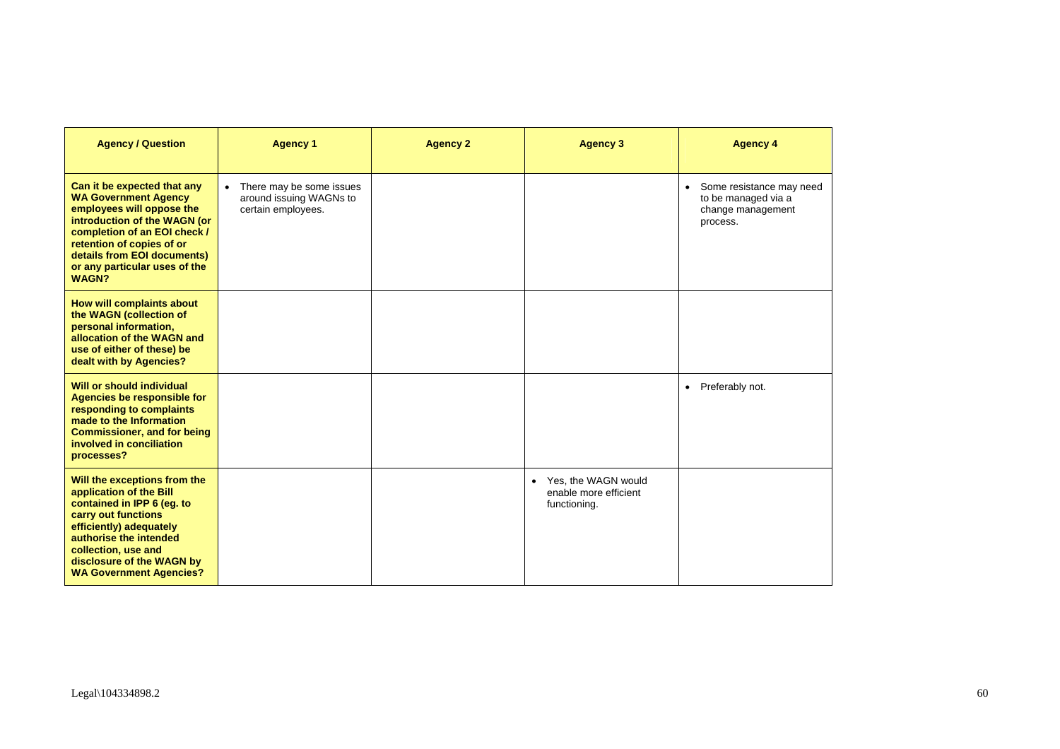| Agency / Question | Agency 1 | Agency 2 | Agency 3 | Agency 4 |
|---|---|---|---|---|
| **Can it be expected that any WA Government Agency employees will oppose the introduction of the WAGN (or completion of an EOI check / retention of copies of or details from EOI documents) or any particular uses of the WAGN?** | • There may be some issues around issuing WAGNs to certain employees. | | | • Some resistance may need to be managed via a change management process. |
| **How will complaints about the WAGN (collection of personal information, allocation of the WAGN and use of either of these) be dealt with by Agencies?** | | | | |
| **Will or should individual Agencies be responsible for responding to complaints made to the Information Commissioner, and for being involved in conciliation processes?** | | | | • Preferably not. |
| **Will the exceptions from the application of the Bill contained in IPP 6 (eg. to carry out functions efficiently) adequately authorise the intended collection, use and disclosure of the WAGN by WA Government Agencies?** | | | • Yes, the WAGN would enable more efficient functioning. | |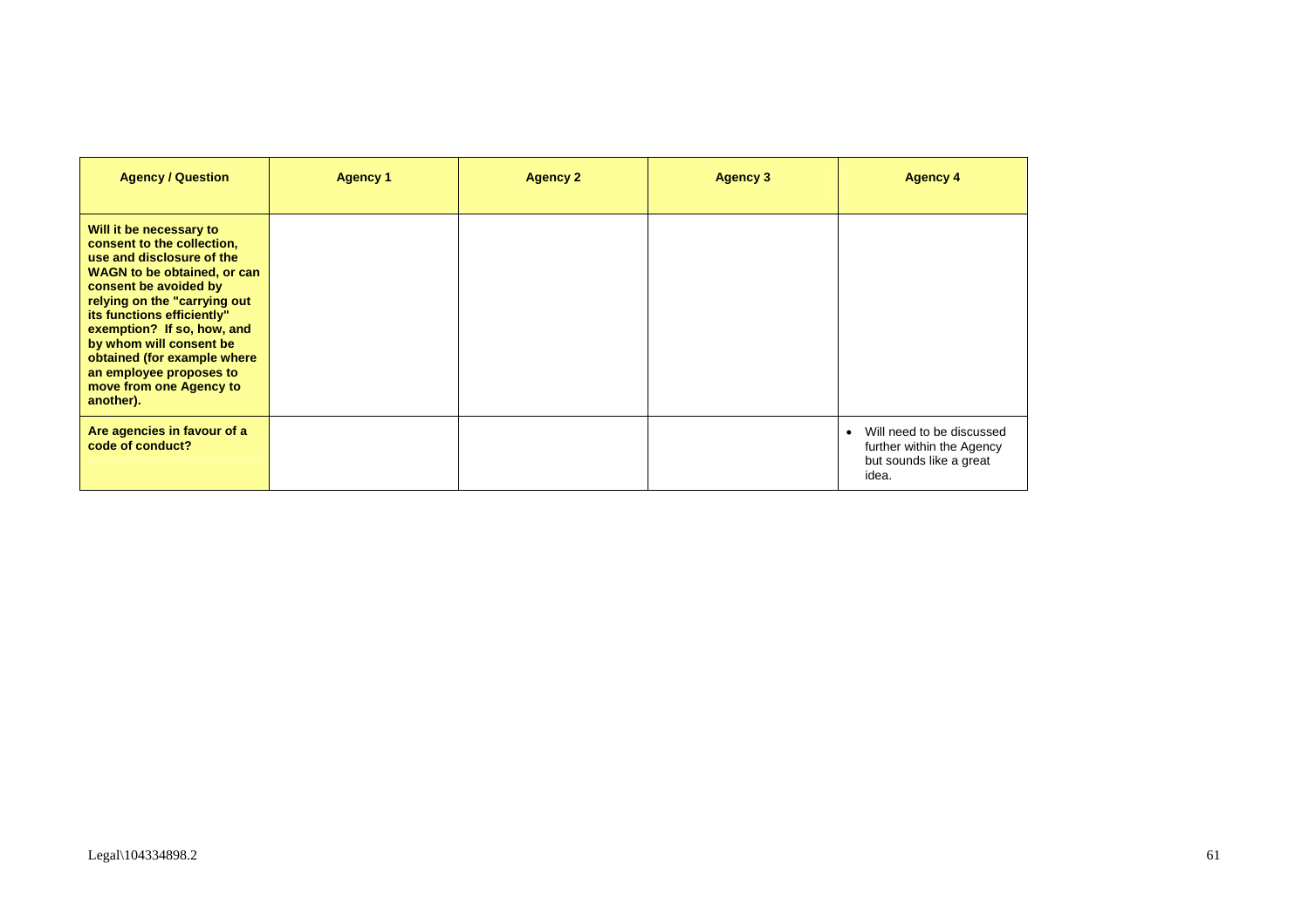| Agency / Question | Agency 1 | Agency 2 | Agency 3 | Agency 4 |
|---|---|---|---|---|
| **Will it be necessary to consent to the collection, use and disclosure of the WAGN to be obtained, or can consent be avoided by relying on the "carrying out its functions efficiently" exemption? If so, how, and by whom will consent be obtained (for example where an employee proposes to move from one Agency to another).** | | | | |
| **Are agencies in favour of a code of conduct?** | | | | • Will need to be discussed further within the Agency but sounds like a great idea. |

Legal\104334898.2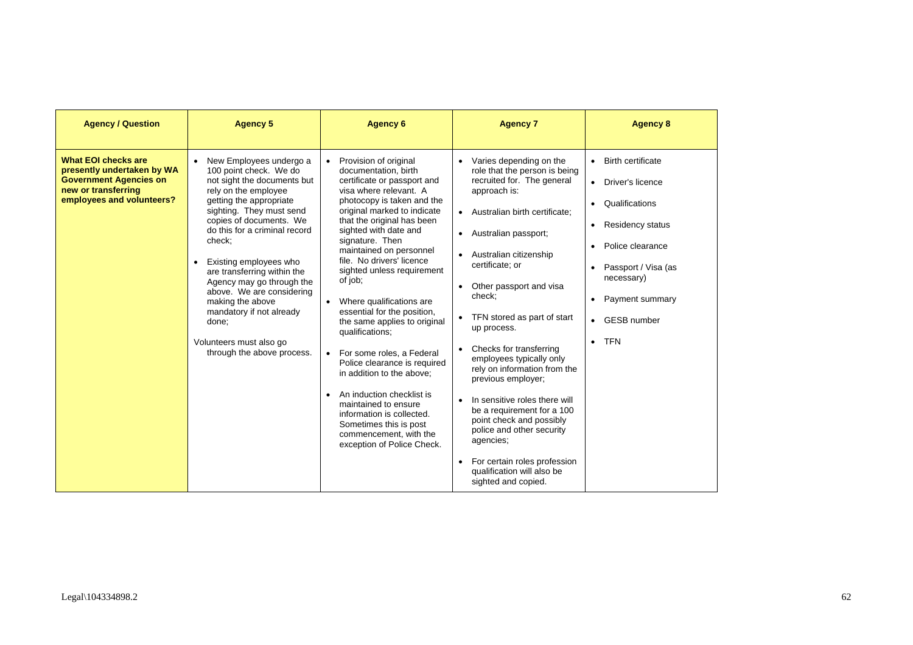| Agency / Question | Agency 5 | Agency 6 | Agency 7 | Agency 8 |
|---|---|---|---|---|
| **What EOI checks are presently undertaken by WA Government Agencies on new or transferring employees and volunteers?** | • New Employees undergo a 100 point check. We do not sight the documents but rely on the employee getting the appropriate sighting. They must send copies of documents. We do this for a criminal record check;<br><br>• Existing employees who are transferring within the Agency may go through the above. We are considering making the above mandatory if not already done;<br><br>Volunteers must also go through the above process. | • Provision of original documentation, birth certificate or passport and visa where relevant. A photocopy is taken and the original marked to indicate that the original has been sighted with date and signature. Then maintained on personnel file. No drivers' licence sighted unless requirement of job;<br><br>• Where qualifications are essential for the position, the same applies to original qualifications;<br><br>• For some roles, a Federal Police clearance is required in addition to the above;<br><br>• An induction checklist is maintained to ensure information is collected. Sometimes this is post commencement, with the exception of Police Check. | • Varies depending on the role that the person is being recruited for. The general approach is:<br><br>• Australian birth certificate;<br><br>• Australian passport;<br><br>• Australian citizenship certificate; or<br><br>• Other passport and visa check;<br><br>• TFN stored as part of start up process.<br><br>• Checks for transferring employees typically only rely on information from the previous employer;<br><br>• In sensitive roles there will be a requirement for a 100 point check and possibly police and other security agencies;<br><br>• For certain roles profession qualification will also be sighted and copied. | • Birth certificate<br><br>• Driver's licence<br><br>• Qualifications<br><br>• Residency status<br><br>• Police clearance<br><br>• Passport / Visa (as necessary)<br><br>• Payment summary<br><br>• GESB number<br><br>• TFN |

Legal\104334898.2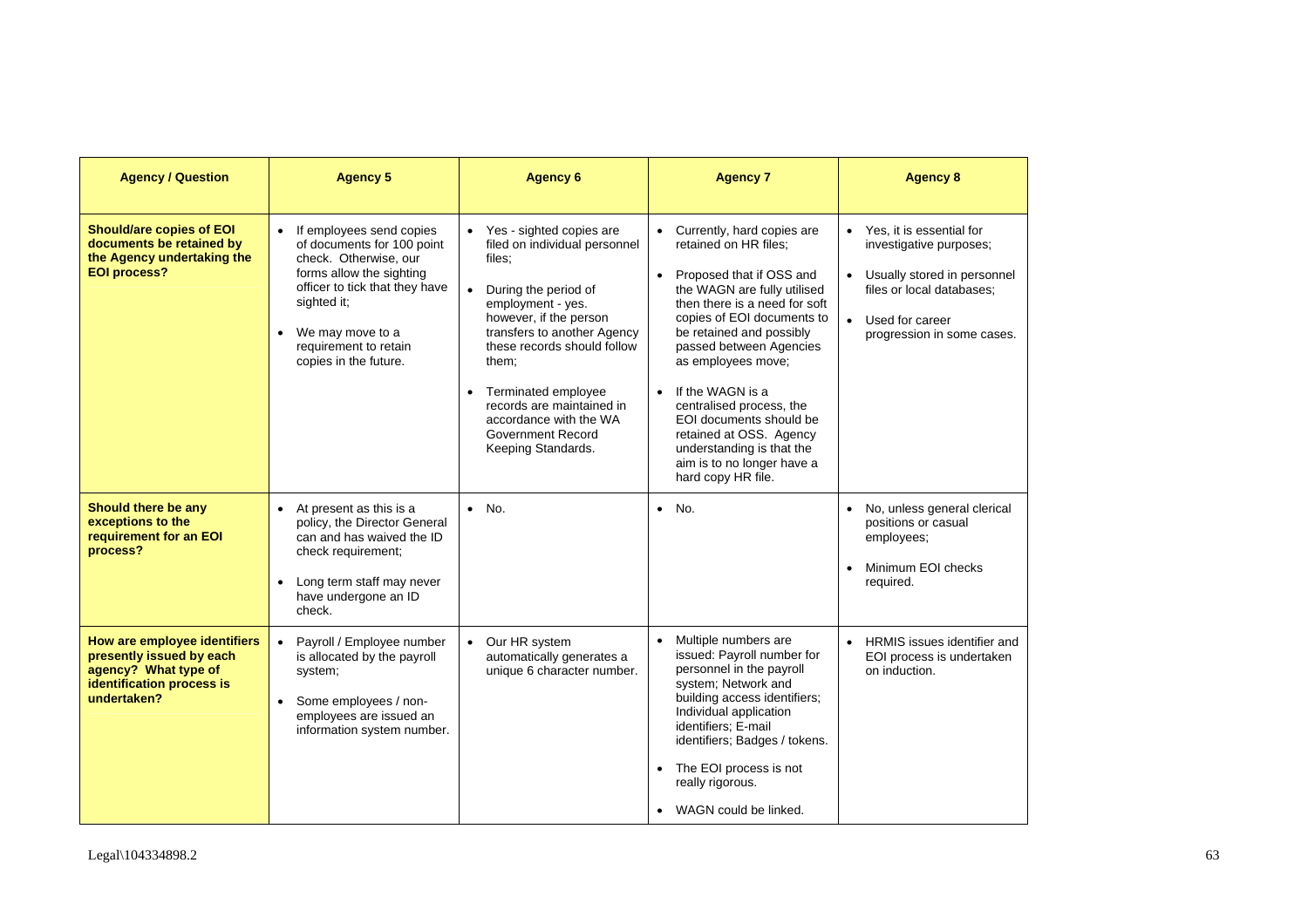| Agency / Question | Agency 5 | Agency 6 | Agency 7 | Agency 8 |
|---|---|---|---|---|
| **Should/are copies of EOI documents be retained by the Agency undertaking the EOI process?** | • If employees send copies of documents for 100 point check. Otherwise, our forms allow the sighting officer to tick that they have sighted it;<br>• We may move to a requirement to retain copies in the future. | • Yes - sighted copies are filed on individual personnel files;<br>• During the period of employment - yes. however, if the person transfers to another Agency these records should follow them;<br>• Terminated employee records are maintained in accordance with the WA Government Record Keeping Standards. | • Currently, hard copies are retained on HR files;<br>• Proposed that if OSS and the WAGN are fully utilised then there is a need for soft copies of EOI documents to be retained and possibly passed between Agencies as employees move;<br>• If the WAGN is a centralised process, the EOI documents should be retained at OSS. Agency understanding is that the aim is to no longer have a hard copy HR file. | • Yes, it is essential for investigative purposes;<br>• Usually stored in personnel files or local databases;<br>• Used for career progression in some cases. |
| **Should there be any exceptions to the requirement for an EOI process?** | • At present as this is a policy, the Director General can and has waived the ID check requirement;<br>• Long term staff may never have undergone an ID check. | • No. | • No. | • No, unless general clerical positions or casual employees;<br>• Minimum EOI checks required. |
| **How are employee identifiers presently issued by each agency? What type of identification process is undertaken?** | • Payroll / Employee number is allocated by the payroll system;<br>• Some employees / non-employees are issued an information system number. | • Our HR system automatically generates a unique 6 character number. | • Multiple numbers are issued: Payroll number for personnel in the payroll system; Network and building access identifiers; Individual application identifiers; E-mail identifiers; Badges / tokens.<br>• The EOI process is not really rigorous.<br>• WAGN could be linked. | • HRMIS issues identifier and EOI process is undertaken on induction. |

Legal\104334898.2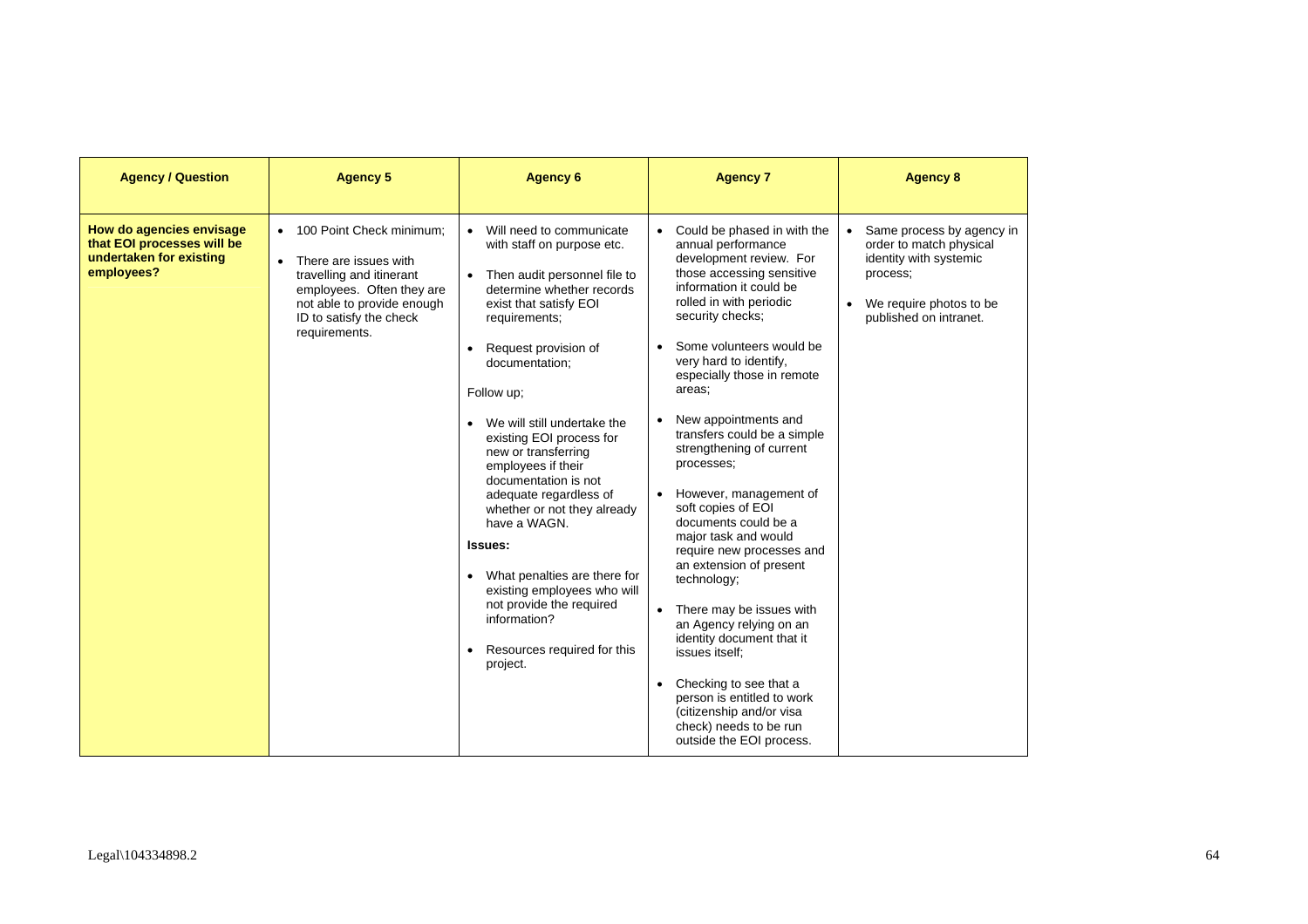| Agency / Question | Agency 5 | Agency 6 | Agency 7 | Agency 8 |
|---|---|---|---|---|
| **How do agencies envisage that EOI processes will be undertaken for existing employees?** | • 100 Point Check minimum;<br>• There are issues with travelling and itinerant employees. Often they are not able to provide enough ID to satisfy the check requirements. | • Will need to communicate with staff on purpose etc.<br>• Then audit personnel file to determine whether records exist that satisfy EOI requirements;<br>• Request provision of documentation;<br>Follow up;<br>• We will still undertake the existing EOI process for new or transferring employees if their documentation is not adequate regardless of whether or not they already have a WAGN.<br>**Issues:**<br>• What penalties are there for existing employees who will not provide the required information?<br>• Resources required for this project. | • Could be phased in with the annual performance development review. For those accessing sensitive information it could be rolled in with periodic security checks;<br>• Some volunteers would be very hard to identify, especially those in remote areas;<br>• New appointments and transfers could be a simple strengthening of current processes;<br>• However, management of soft copies of EOI documents could be a major task and would require new processes and an extension of present technology;<br>• There may be issues with an Agency relying on an identity document that it issues itself;<br>• Checking to see that a person is entitled to work (citizenship and/or visa check) needs to be run outside the EOI process. | • Same process by agency in order to match physical identity with systemic process;<br>• We require photos to be published on intranet. |

Legal\104334898.2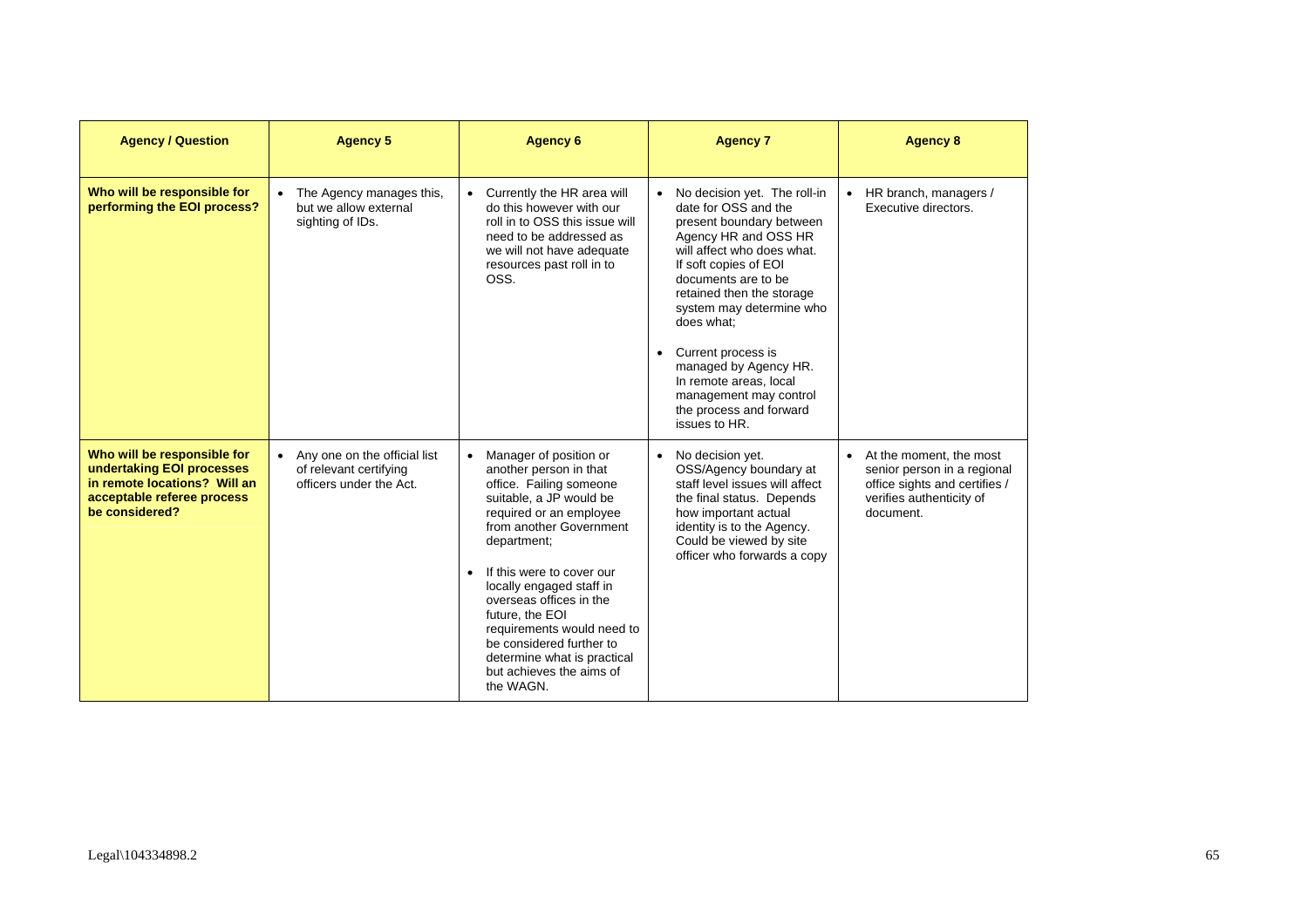| Agency / Question | Agency 5 | Agency 6 | Agency 7 | Agency 8 |
|---|---|---|---|---|
| **Who will be responsible for performing the EOI process?** | • The Agency manages this, but we allow external sighting of IDs. | • Currently the HR area will do this however with our roll in to OSS this issue will need to be addressed as we will not have adequate resources past roll in to OSS. | • No decision yet. The roll-in date for OSS and the present boundary between Agency HR and OSS HR will affect who does what. If soft copies of EOI documents are to be retained then the storage system may determine who does what;<br>• Current process is managed by Agency HR. In remote areas, local management may control the process and forward issues to HR. | • HR branch, managers / Executive directors. |
| **Who will be responsible for undertaking EOI processes in remote locations? Will an acceptable referee process be considered?** | • Any one on the official list of relevant certifying officers under the Act. | • Manager of position or another person in that office. Failing someone suitable, a JP would be required or an employee from another Government department;<br>• If this were to cover our locally engaged staff in overseas offices in the future, the EOI requirements would need to be considered further to determine what is practical but achieves the aims of the WAGN. | • No decision yet. OSS/Agency boundary at staff level issues will affect the final status. Depends how important actual identity is to the Agency. Could be viewed by site officer who forwards a copy | • At the moment, the most senior person in a regional office sights and certifies / verifies authenticity of document. |

Legal\104334898.2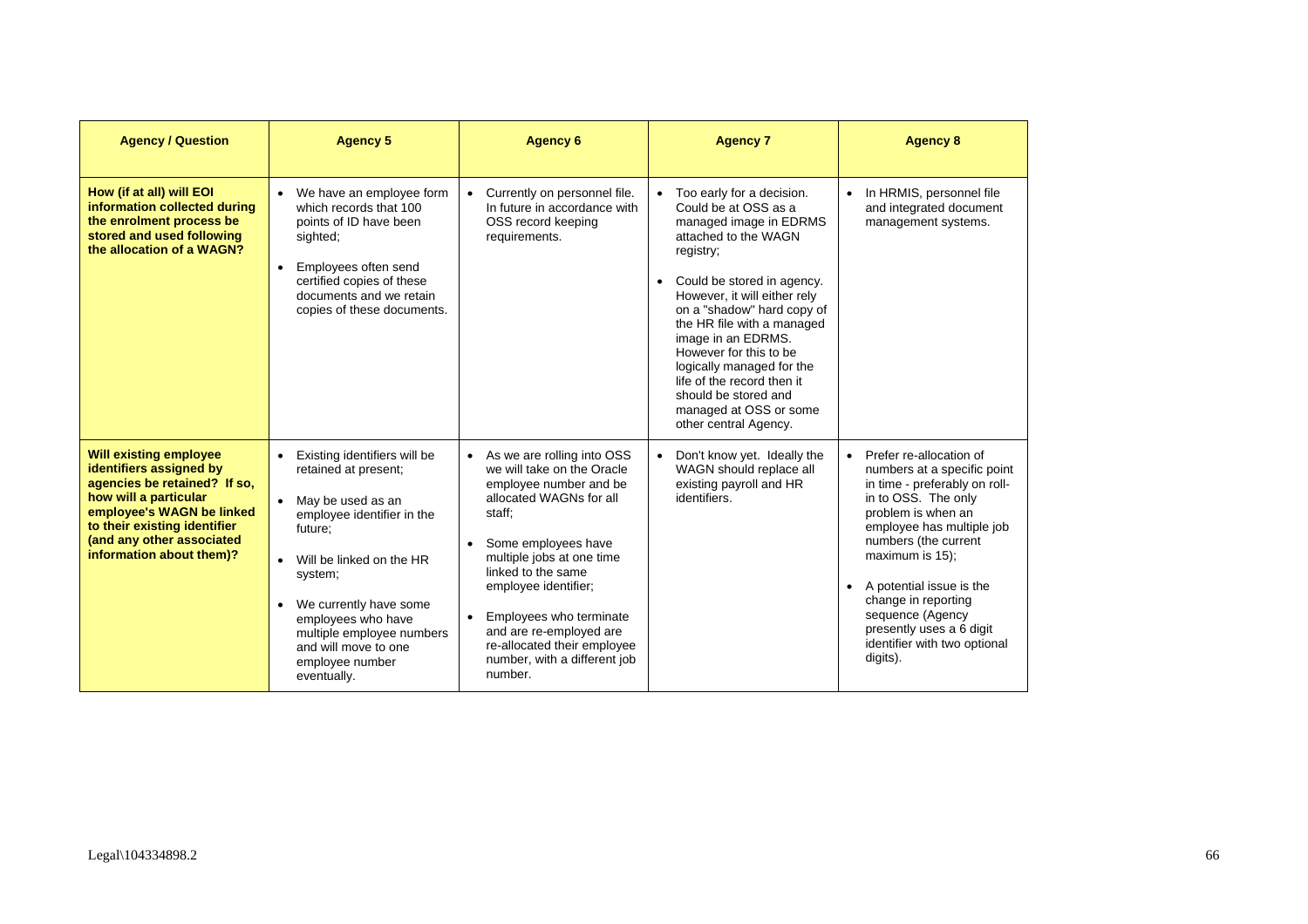| Agency / Question | Agency 5 | Agency 6 | Agency 7 | Agency 8 |
|---|---|---|---|---|
| **How (if at all) will EOI information collected during the enrolment process be stored and used following the allocation of a WAGN?** | • We have an employee form which records that 100 points of ID have been sighted;<br>• Employees often send certified copies of these documents and we retain copies of these documents. | • Currently on personnel file. In future in accordance with OSS record keeping requirements. | • Too early for a decision. Could be at OSS as a managed image in EDRMS attached to the WAGN registry;<br>• Could be stored in agency. However, it will either rely on a "shadow" hard copy of the HR file with a managed image in an EDRMS. However for this to be logically managed for the life of the record then it should be stored and managed at OSS or some other central Agency. | • In HRMIS, personnel file and integrated document management systems. |
| **Will existing employee identifiers assigned by agencies be retained? If so, how will a particular employee's WAGN be linked to their existing identifier (and any other associated information about them)?** | • Existing identifiers will be retained at present;<br>• May be used as an employee identifier in the future;<br>• Will be linked on the HR system;<br>• We currently have some employees who have multiple employee numbers and will move to one employee number eventually. | • As we are rolling into OSS we will take on the Oracle employee number and be allocated WAGNs for all staff;<br>• Some employees have multiple jobs at one time linked to the same employee identifier;<br>• Employees who terminate and are re-employed are re-allocated their employee number, with a different job number. | • Don't know yet. Ideally the WAGN should replace all existing payroll and HR identifiers. | • Prefer re-allocation of numbers at a specific point in time - preferably on roll-in to OSS. The only problem is when an employee has multiple job numbers (the current maximum is 15);<br>• A potential issue is the change in reporting sequence (Agency presently uses a 6 digit identifier with two optional digits). |

Legal\104334898.2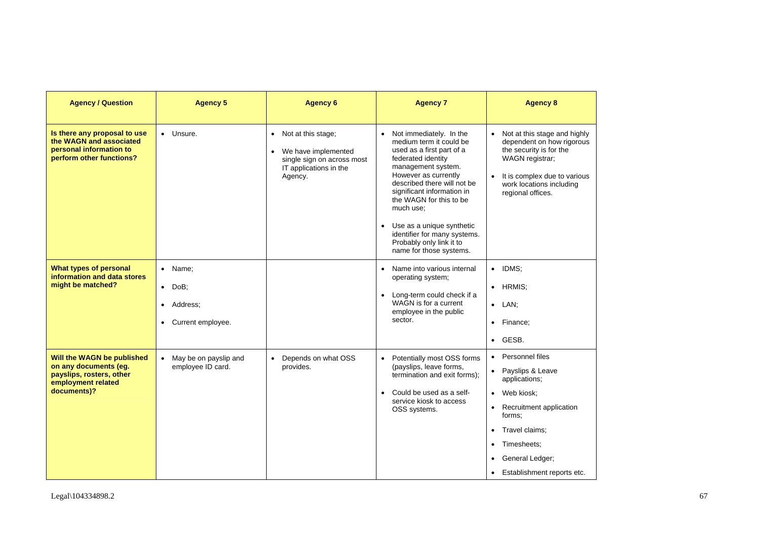| Agency / Question | Agency 5 | Agency 6 | Agency 7 | Agency 8 |
|---|---|---|---|---|
| **Is there any proposal to use the WAGN and associated personal information to perform other functions?** | • Unsure. | • Not at this stage;<br>• We have implemented single sign on across most IT applications in the Agency. | • Not immediately. In the medium term it could be used as a first part of a federated identity management system. However as currently described there will not be significant information in the WAGN for this to be much use;<br>• Use as a unique synthetic identifier for many systems. Probably only link it to name for those systems. | • Not at this stage and highly dependent on how rigorous the security is for the WAGN registrar;<br>• It is complex due to various work locations including regional offices. |
| **What types of personal information and data stores might be matched?** | • Name;<br>• DoB;<br>• Address;<br>• Current employee. | | • Name into various internal operating system;<br>• Long-term could check if a WAGN is for a current employee in the public sector. | • IDMS;<br>• HRMIS;<br>• LAN;<br>• Finance;<br>• GESB. |
| **Will the WAGN be published on any documents (eg. payslips, rosters, other employment related documents)?** | • May be on payslip and employee ID card. | • Depends on what OSS provides. | • Potentially most OSS forms (payslips, leave forms, termination and exit forms);<br>• Could be used as a self-service kiosk to access OSS systems. | • Personnel files<br>• Payslips & Leave applications;<br>• Web kiosk;<br>• Recruitment application forms;<br>• Travel claims;<br>• Timesheets;<br>• General Ledger;<br>• Establishment reports etc. |

Legal\104334898.2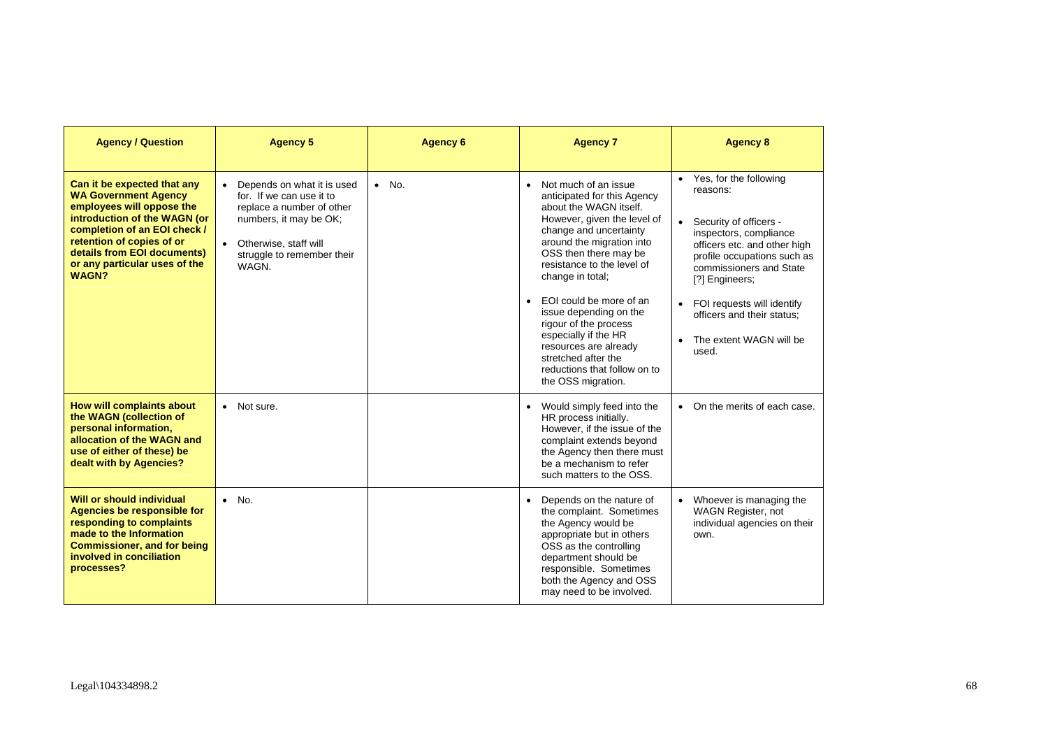| Agency / Question | Agency 5 | Agency 6 | Agency 7 | Agency 8 |
| --- | --- | --- | --- | --- |
| **Can it be expected that any WA Government Agency employees will oppose the introduction of the WAGN (or completion of an EOI check / retention of copies of or details from EOI documents) or any particular uses of the WAGN?** | • Depends on what it is used for. If we can use it to replace a number of other numbers, it may be OK;<br>• Otherwise, staff will struggle to remember their WAGN. | • No. | • Not much of an issue anticipated for this Agency about the WAGN itself. However, given the level of change and uncertainty around the migration into OSS then there may be resistance to the level of change in total;<br>• EOI could be more of an issue depending on the rigour of the process especially if the HR resources are already stretched after the reductions that follow on to the OSS migration. | • Yes, for the following reasons:<br>• Security of officers - inspectors, compliance officers etc. and other high profile occupations such as commissioners and State [?] Engineers;<br>• FOI requests will identify officers and their status;<br>• The extent WAGN will be used. |
| **How will complaints about the WAGN (collection of personal information, allocation of the WAGN and use of either of these) be dealt with by Agencies?** | • Not sure. | | • Would simply feed into the HR process initially. However, if the issue of the complaint extends beyond the Agency then there must be a mechanism to refer such matters to the OSS. | • On the merits of each case. |
| **Will or should individual Agencies be responsible for responding to complaints made to the Information Commissioner, and for being involved in conciliation processes?** | • No. | | • Depends on the nature of the complaint. Sometimes the Agency would be appropriate but in others OSS as the controlling department should be responsible. Sometimes both the Agency and OSS may need to be involved. | • Whoever is managing the WAGN Register, not individual agencies on their own. |

Legal\104334898.2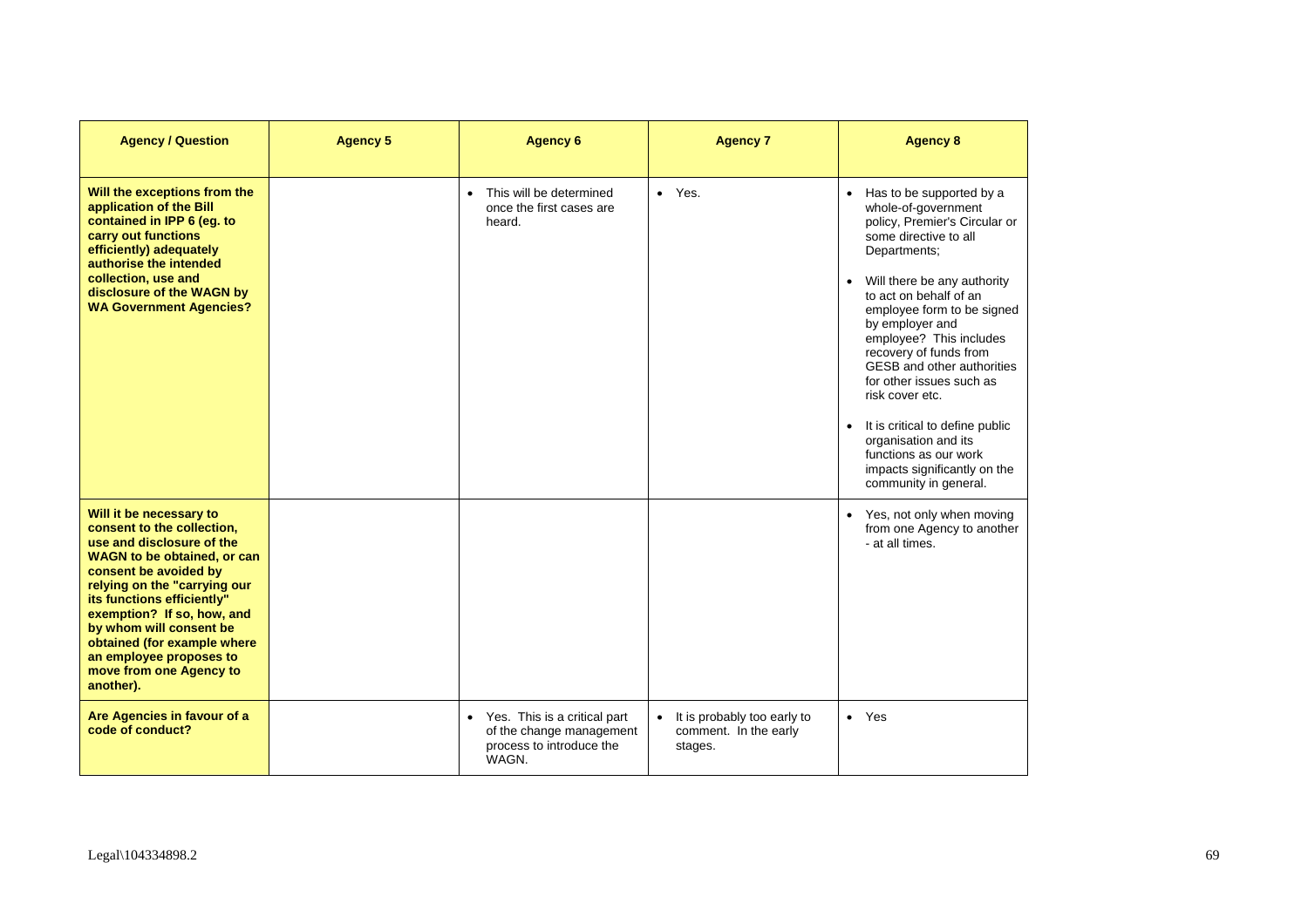| Agency / Question | Agency 5 | Agency 6 | Agency 7 | Agency 8 |
|---|---|---|---|---|
| **Will the exceptions from the application of the Bill contained in IPP 6 (eg. to carry out functions efficiently) adequately authorise the intended collection, use and disclosure of the WAGN by WA Government Agencies?** | | • This will be determined once the first cases are heard. | • Yes. | • Has to be supported by a whole-of-government policy, Premier's Circular or some directive to all Departments;<br><br>• Will there be any authority to act on behalf of an employee form to be signed by employer and employee? This includes recovery of funds from GESB and other authorities for other issues such as risk cover etc.<br><br>• It is critical to define public organisation and its functions as our work impacts significantly on the community in general. |
| **Will it be necessary to consent to the collection, use and disclosure of the WAGN to be obtained, or can consent be avoided by relying on the "carrying our its functions efficiently" exemption? If so, how, and by whom will consent be obtained (for example where an employee proposes to move from one Agency to another).** | | | | • Yes, not only when moving from one Agency to another - at all times. |
| **Are Agencies in favour of a code of conduct?** | | • Yes. This is a critical part of the change management process to introduce the WAGN. | • It is probably too early to comment. In the early stages. | • Yes |